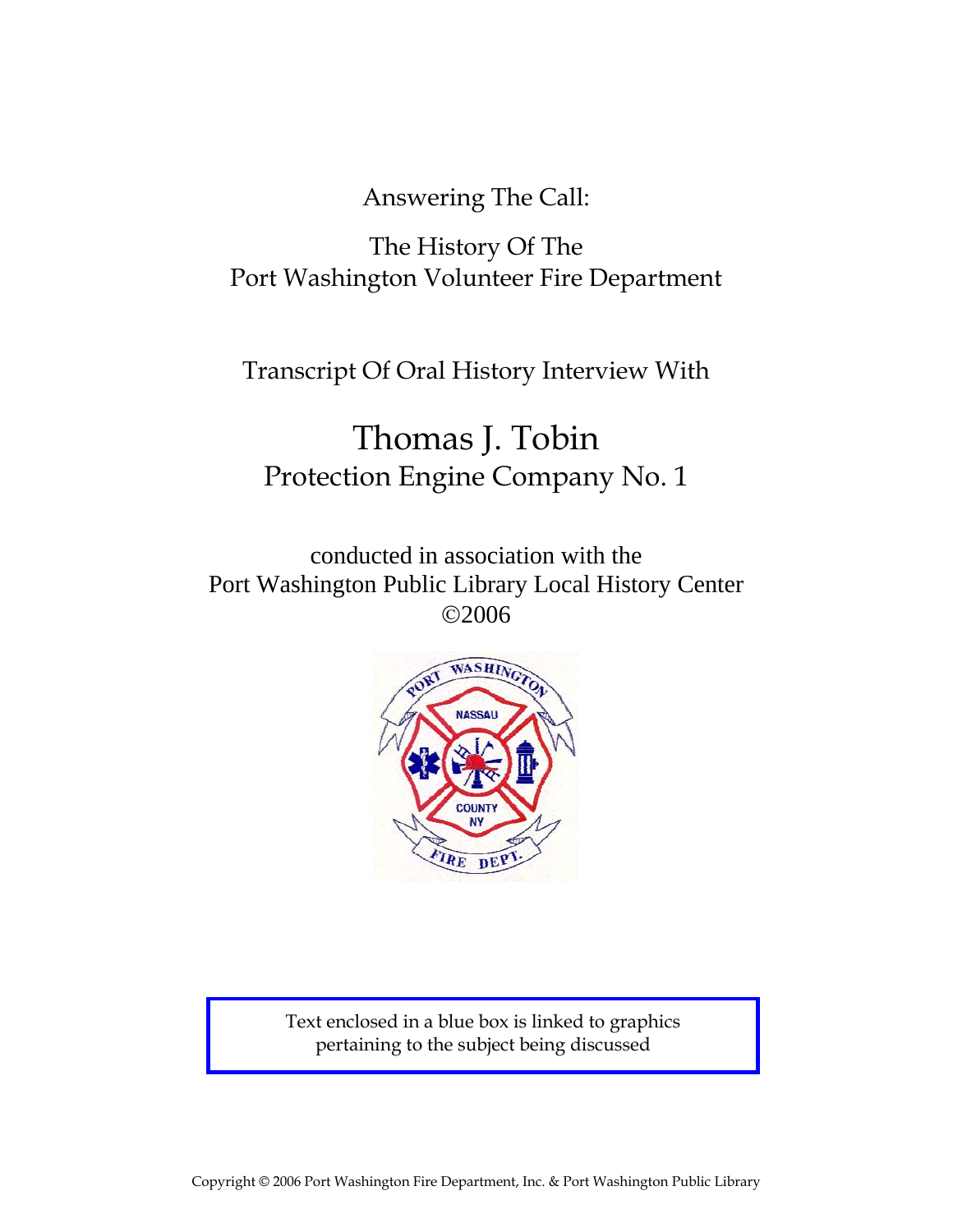Answering The Call:

The History Of The
Port Washington Volunteer Fire Department

Transcript Of Oral History Interview With

# Thomas J. Tobin

## Protection Engine Company No. 1

conducted in association with the
Port Washington Public Library Local History Center
©2006

Text enclosed in a blue box is linked to graphics pertaining to the subject being discussed

Copyright © 2006 Port Washington Fire Department, Inc. & Port Washington Public Library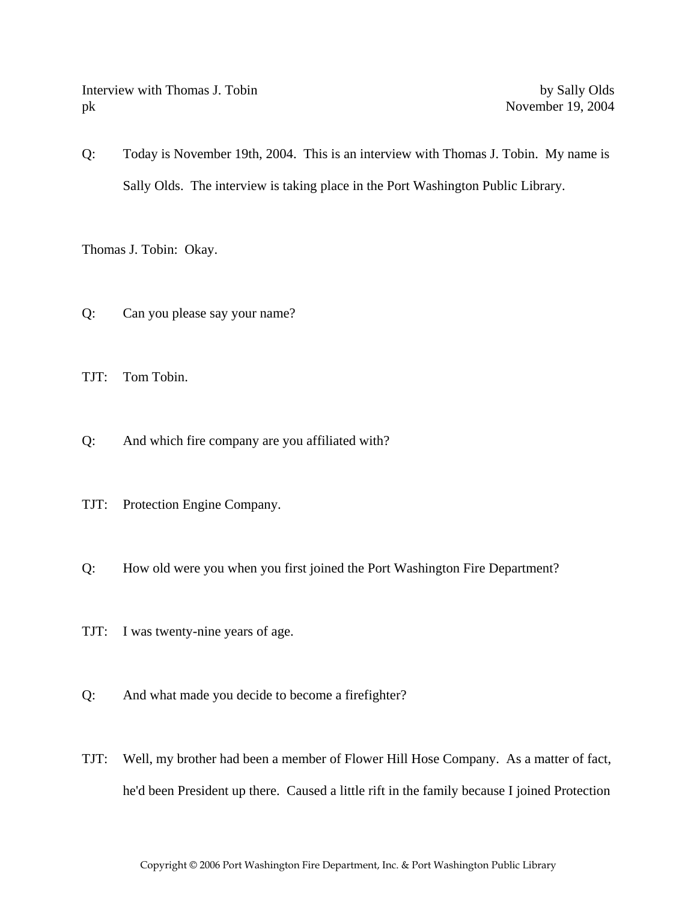Interview with Thomas J. Tobin by Sally Olds
pk November 19, 2004

Q: Today is November 19th, 2004. This is an interview with Thomas J. Tobin. My name is Sally Olds. The interview is taking place in the Port Washington Public Library.

Thomas J. Tobin: Okay.

Q: Can you please say your name?

TJT: Tom Tobin.

Q: And which fire company are you affiliated with?

TJT: Protection Engine Company.

Q: How old were you when you first joined the Port Washington Fire Department?

TJT: I was twenty-nine years of age.

Q: And what made you decide to become a firefighter?

TJT: Well, my brother had been a member of Flower Hill Hose Company. As a matter of fact, he'd been President up there. Caused a little rift in the family because I joined Protection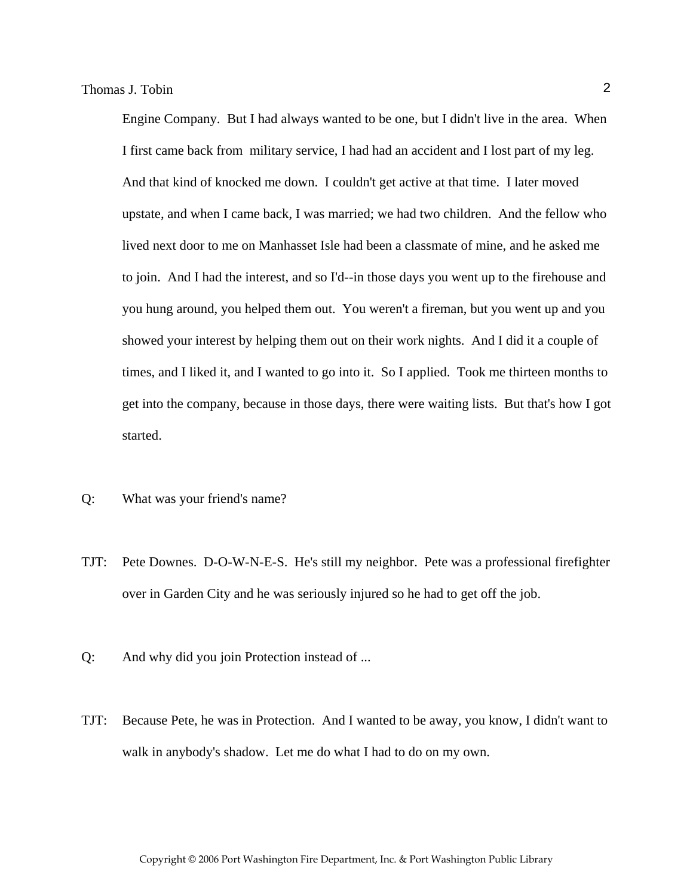Engine Company. But I had always wanted to be one, but I didn't live in the area. When I first came back from military service, I had had an accident and I lost part of my leg. And that kind of knocked me down. I couldn't get active at that time. I later moved upstate, and when I came back, I was married; we had two children. And the fellow who lived next door to me on Manhasset Isle had been a classmate of mine, and he asked me to join. And I had the interest, and so I'd--in those days you went up to the firehouse and you hung around, you helped them out. You weren't a fireman, but you went up and you showed your interest by helping them out on their work nights. And I did it a couple of times, and I liked it, and I wanted to go into it. So I applied. Took me thirteen months to get into the company, because in those days, there were waiting lists. But that's how I got started.

Q: What was your friend's name?

TJT: Pete Downes. D-O-W-N-E-S. He's still my neighbor. Pete was a professional firefighter over in Garden City and he was seriously injured so he had to get off the job.

Q: And why did you join Protection instead of ...

TJT: Because Pete, he was in Protection. And I wanted to be away, you know, I didn't want to walk in anybody's shadow. Let me do what I had to do on my own.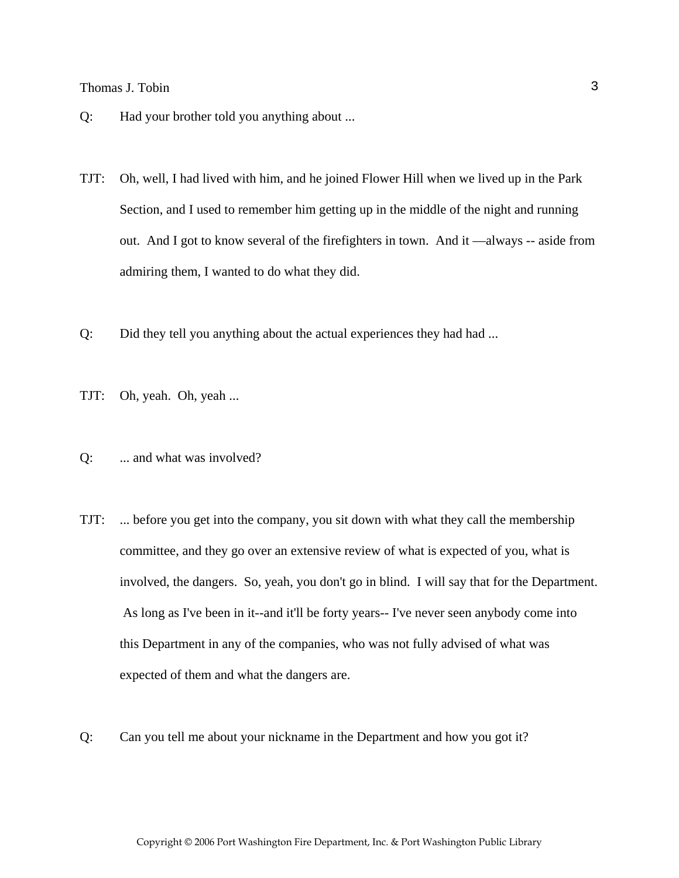Q: Had your brother told you anything about ...

TJT: Oh, well, I had lived with him, and he joined Flower Hill when we lived up in the Park Section, and I used to remember him getting up in the middle of the night and running out. And I got to know several of the firefighters in town. And it —always -- aside from admiring them, I wanted to do what they did.

Q: Did they tell you anything about the actual experiences they had had ...

TJT: Oh, yeah. Oh, yeah ...

Q: ... and what was involved?

TJT: ... before you get into the company, you sit down with what they call the membership committee, and they go over an extensive review of what is expected of you, what is involved, the dangers. So, yeah, you don't go in blind. I will say that for the Department. As long as I've been in it--and it'll be forty years-- I've never seen anybody come into this Department in any of the companies, who was not fully advised of what was expected of them and what the dangers are.

Q: Can you tell me about your nickname in the Department and how you got it?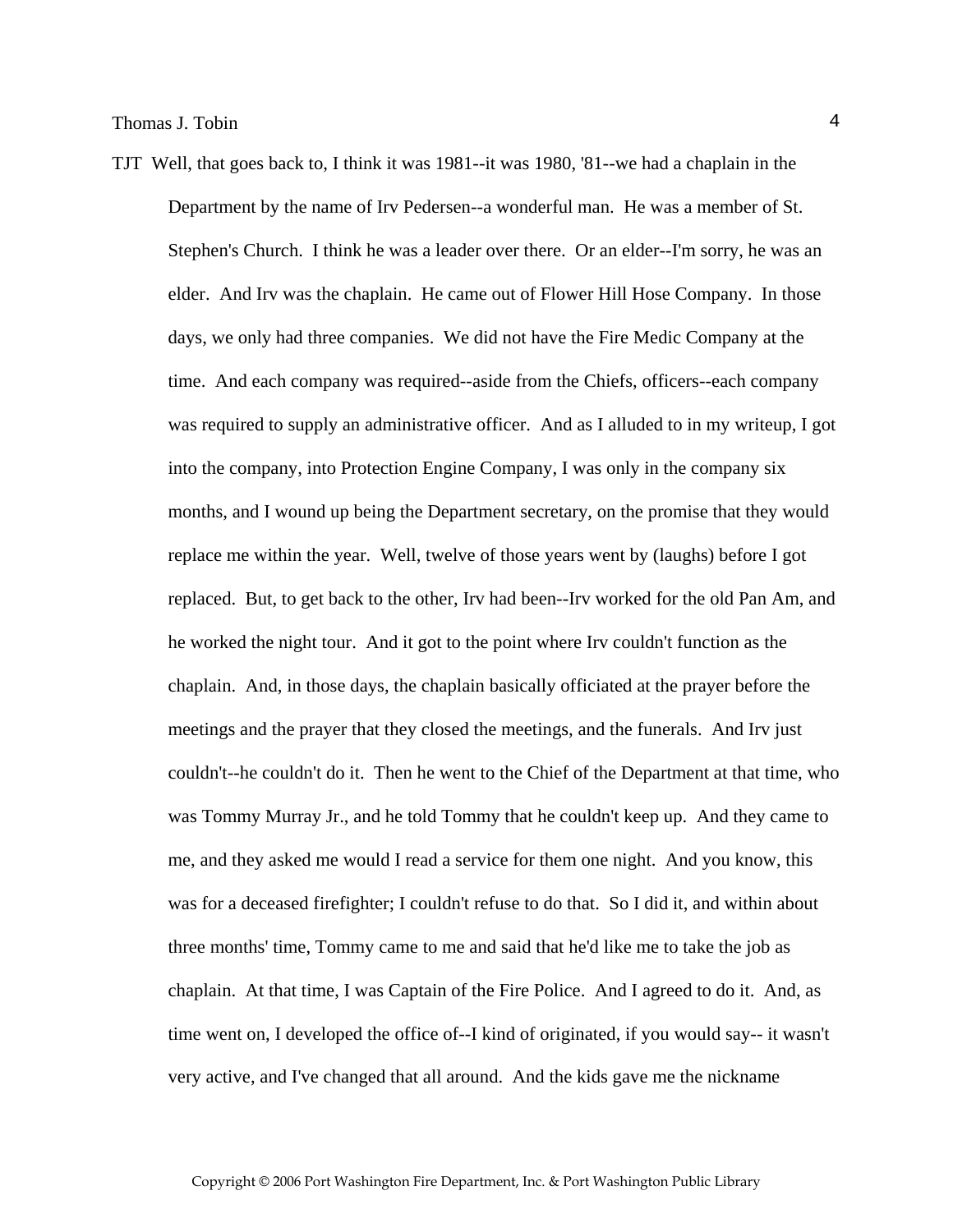TJT Well, that goes back to, I think it was 1981--it was 1980, '81--we had a chaplain in the Department by the name of Irv Pedersen--a wonderful man. He was a member of St. Stephen's Church. I think he was a leader over there. Or an elder--I'm sorry, he was an elder. And Irv was the chaplain. He came out of Flower Hill Hose Company. In those days, we only had three companies. We did not have the Fire Medic Company at the time. And each company was required--aside from the Chiefs, officers--each company was required to supply an administrative officer. And as I alluded to in my writeup, I got into the company, into Protection Engine Company, I was only in the company six months, and I wound up being the Department secretary, on the promise that they would replace me within the year. Well, twelve of those years went by (laughs) before I got replaced. But, to get back to the other, Irv had been--Irv worked for the old Pan Am, and he worked the night tour. And it got to the point where Irv couldn't function as the chaplain. And, in those days, the chaplain basically officiated at the prayer before the meetings and the prayer that they closed the meetings, and the funerals. And Irv just couldn't--he couldn't do it. Then he went to the Chief of the Department at that time, who was Tommy Murray Jr., and he told Tommy that he couldn't keep up. And they came to me, and they asked me would I read a service for them one night. And you know, this was for a deceased firefighter; I couldn't refuse to do that. So I did it, and within about three months' time, Tommy came to me and said that he'd like me to take the job as chaplain. At that time, I was Captain of the Fire Police. And I agreed to do it. And, as time went on, I developed the office of--I kind of originated, if you would say-- it wasn't very active, and I've changed that all around. And the kids gave me the nickname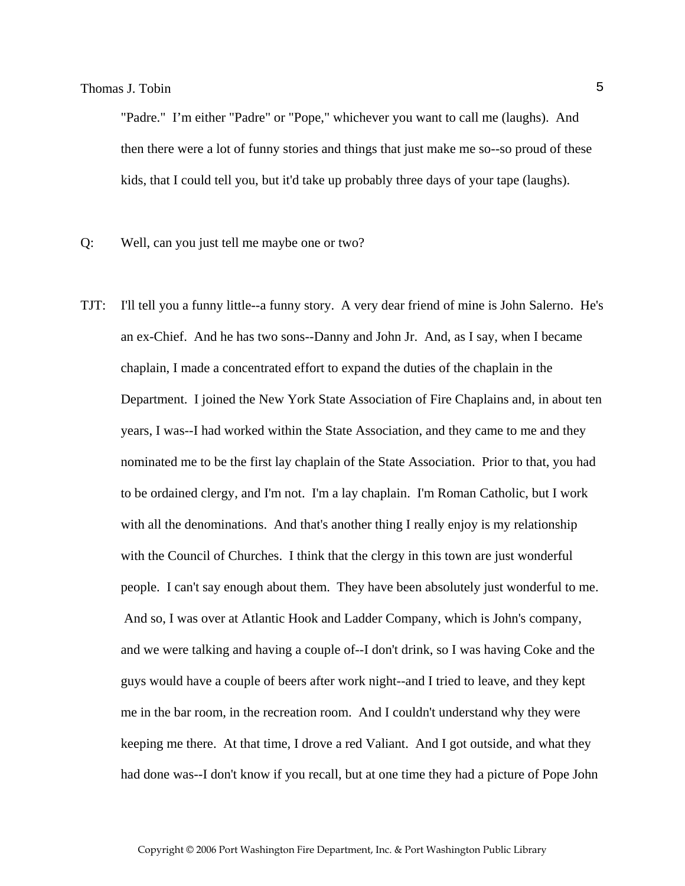"Padre." I'm either "Padre" or "Pope," whichever you want to call me (laughs). And then there were a lot of funny stories and things that just make me so--so proud of these kids, that I could tell you, but it'd take up probably three days of your tape (laughs).

Q: Well, can you just tell me maybe one or two?

TJT: I'll tell you a funny little--a funny story. A very dear friend of mine is John Salerno. He's an ex-Chief. And he has two sons--Danny and John Jr. And, as I say, when I became chaplain, I made a concentrated effort to expand the duties of the chaplain in the Department. I joined the New York State Association of Fire Chaplains and, in about ten years, I was--I had worked within the State Association, and they came to me and they nominated me to be the first lay chaplain of the State Association. Prior to that, you had to be ordained clergy, and I'm not. I'm a lay chaplain. I'm Roman Catholic, but I work with all the denominations. And that's another thing I really enjoy is my relationship with the Council of Churches. I think that the clergy in this town are just wonderful people. I can't say enough about them. They have been absolutely just wonderful to me. And so, I was over at Atlantic Hook and Ladder Company, which is John's company, and we were talking and having a couple of--I don't drink, so I was having Coke and the guys would have a couple of beers after work night--and I tried to leave, and they kept me in the bar room, in the recreation room. And I couldn't understand why they were keeping me there. At that time, I drove a red Valiant. And I got outside, and what they had done was--I don't know if you recall, but at one time they had a picture of Pope John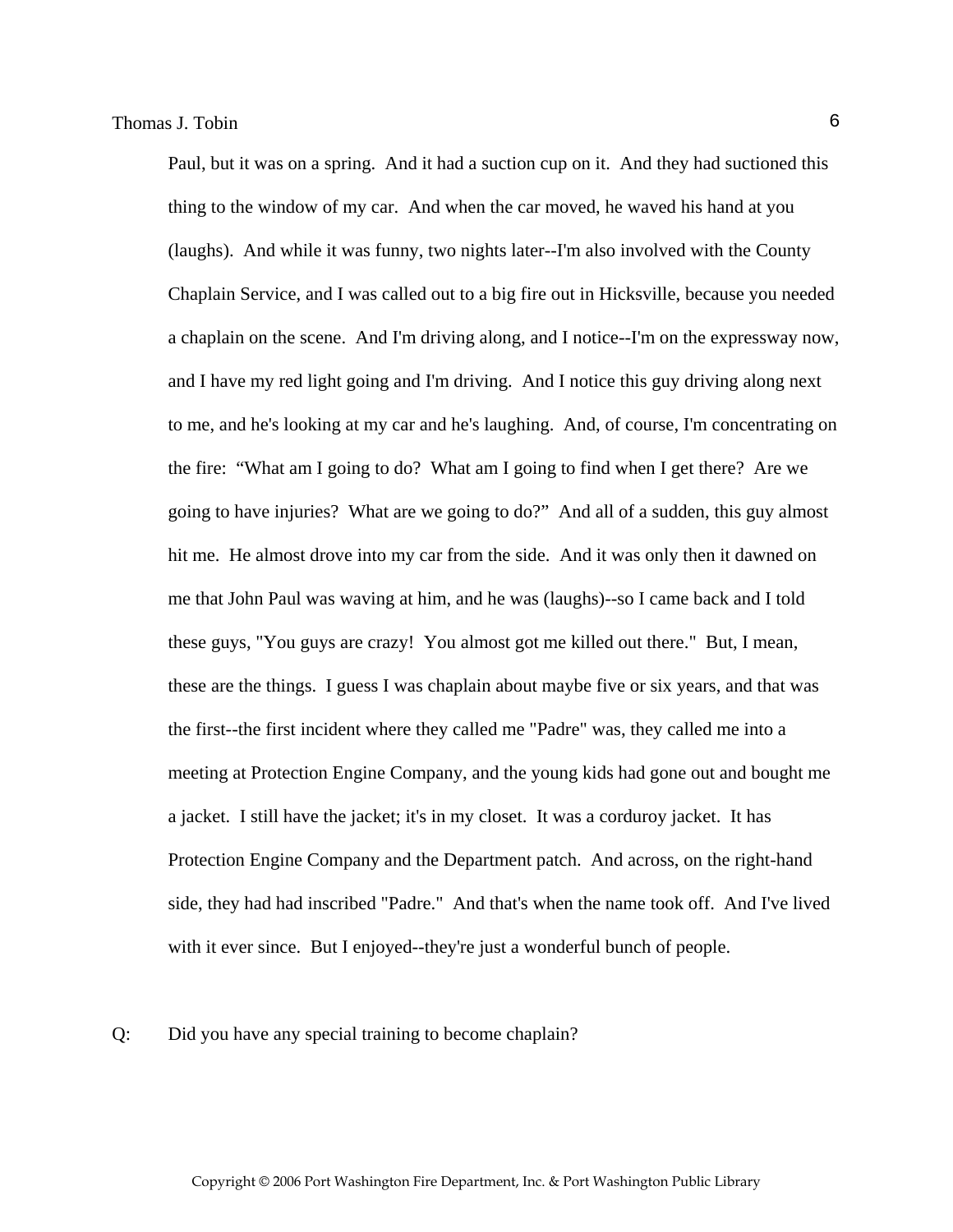Paul, but it was on a spring. And it had a suction cup on it. And they had suctioned this thing to the window of my car. And when the car moved, he waved his hand at you (laughs). And while it was funny, two nights later--I'm also involved with the County Chaplain Service, and I was called out to a big fire out in Hicksville, because you needed a chaplain on the scene. And I'm driving along, and I notice--I'm on the expressway now, and I have my red light going and I'm driving. And I notice this guy driving along next to me, and he's looking at my car and he's laughing. And, of course, I'm concentrating on the fire: "What am I going to do? What am I going to find when I get there? Are we going to have injuries? What are we going to do?" And all of a sudden, this guy almost hit me. He almost drove into my car from the side. And it was only then it dawned on me that John Paul was waving at him, and he was (laughs)--so I came back and I told these guys, "You guys are crazy! You almost got me killed out there." But, I mean, these are the things. I guess I was chaplain about maybe five or six years, and that was the first--the first incident where they called me "Padre" was, they called me into a meeting at Protection Engine Company, and the young kids had gone out and bought me a jacket. I still have the jacket; it's in my closet. It was a corduroy jacket. It has Protection Engine Company and the Department patch. And across, on the right-hand side, they had had inscribed "Padre." And that's when the name took off. And I've lived with it ever since. But I enjoyed--they're just a wonderful bunch of people.

Q: Did you have any special training to become chaplain?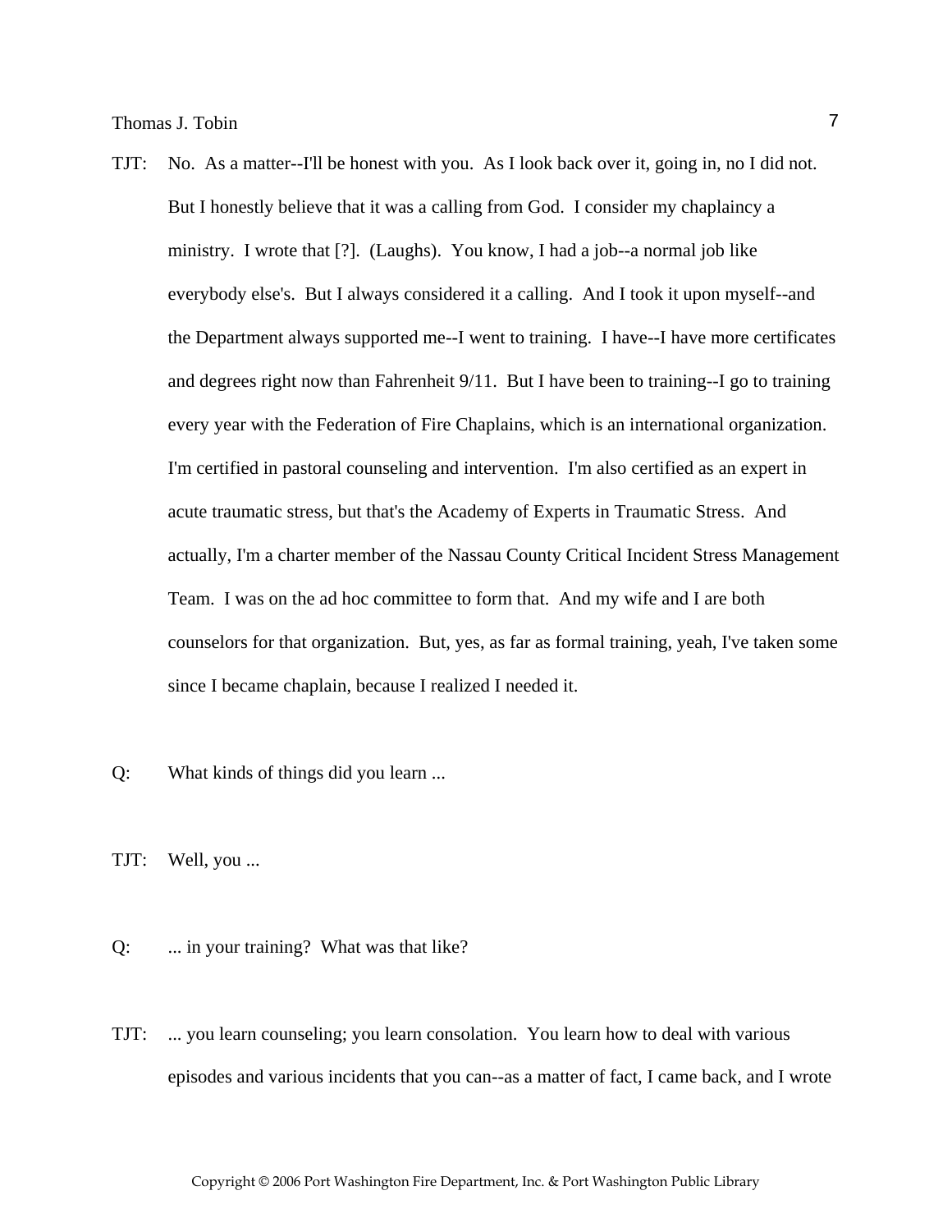TJT: No. As a matter--I'll be honest with you. As I look back over it, going in, no I did not. But I honestly believe that it was a calling from God. I consider my chaplaincy a ministry. I wrote that [?]. (Laughs). You know, I had a job--a normal job like everybody else's. But I always considered it a calling. And I took it upon myself--and the Department always supported me--I went to training. I have--I have more certificates and degrees right now than Fahrenheit 9/11. But I have been to training--I go to training every year with the Federation of Fire Chaplains, which is an international organization. I'm certified in pastoral counseling and intervention. I'm also certified as an expert in acute traumatic stress, but that's the Academy of Experts in Traumatic Stress. And actually, I'm a charter member of the Nassau County Critical Incident Stress Management Team. I was on the ad hoc committee to form that. And my wife and I are both counselors for that organization. But, yes, as far as formal training, yeah, I've taken some since I became chaplain, because I realized I needed it.

Q: What kinds of things did you learn ...

TJT: Well, you ...

Q: ... in your training? What was that like?

TJT: ... you learn counseling; you learn consolation. You learn how to deal with various episodes and various incidents that you can--as a matter of fact, I came back, and I wrote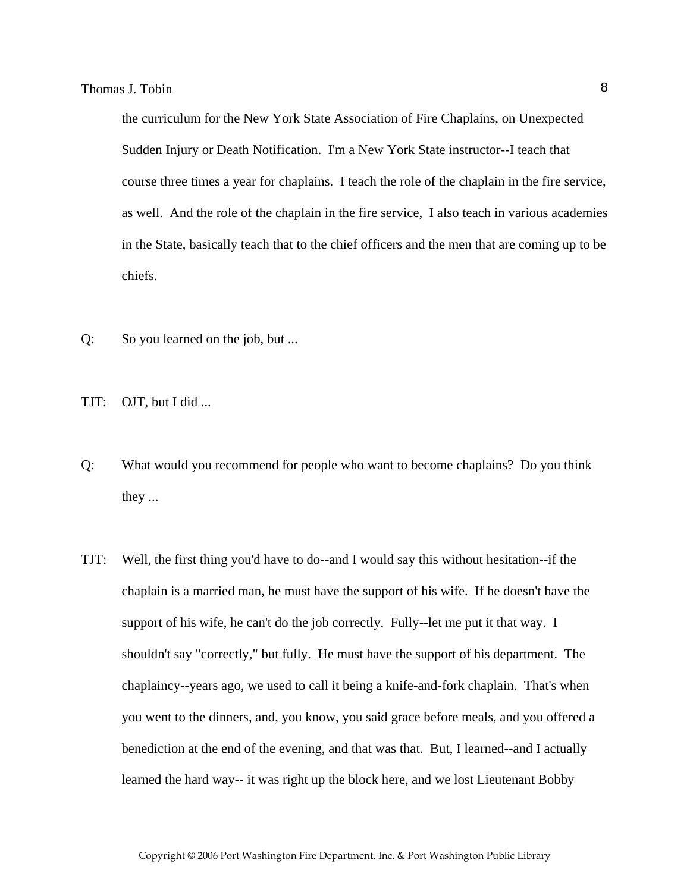the curriculum for the New York State Association of Fire Chaplains, on Unexpected Sudden Injury or Death Notification. I'm a New York State instructor--I teach that course three times a year for chaplains. I teach the role of the chaplain in the fire service, as well. And the role of the chaplain in the fire service, I also teach in various academies in the State, basically teach that to the chief officers and the men that are coming up to be chiefs.

Q: So you learned on the job, but ...

TJT: OJT, but I did ...

Q: What would you recommend for people who want to become chaplains? Do you think they ...

TJT: Well, the first thing you'd have to do--and I would say this without hesitation--if the chaplain is a married man, he must have the support of his wife. If he doesn't have the support of his wife, he can't do the job correctly. Fully--let me put it that way. I shouldn't say "correctly," but fully. He must have the support of his department. The chaplaincy--years ago, we used to call it being a knife-and-fork chaplain. That's when you went to the dinners, and, you know, you said grace before meals, and you offered a benediction at the end of the evening, and that was that. But, I learned--and I actually learned the hard way-- it was right up the block here, and we lost Lieutenant Bobby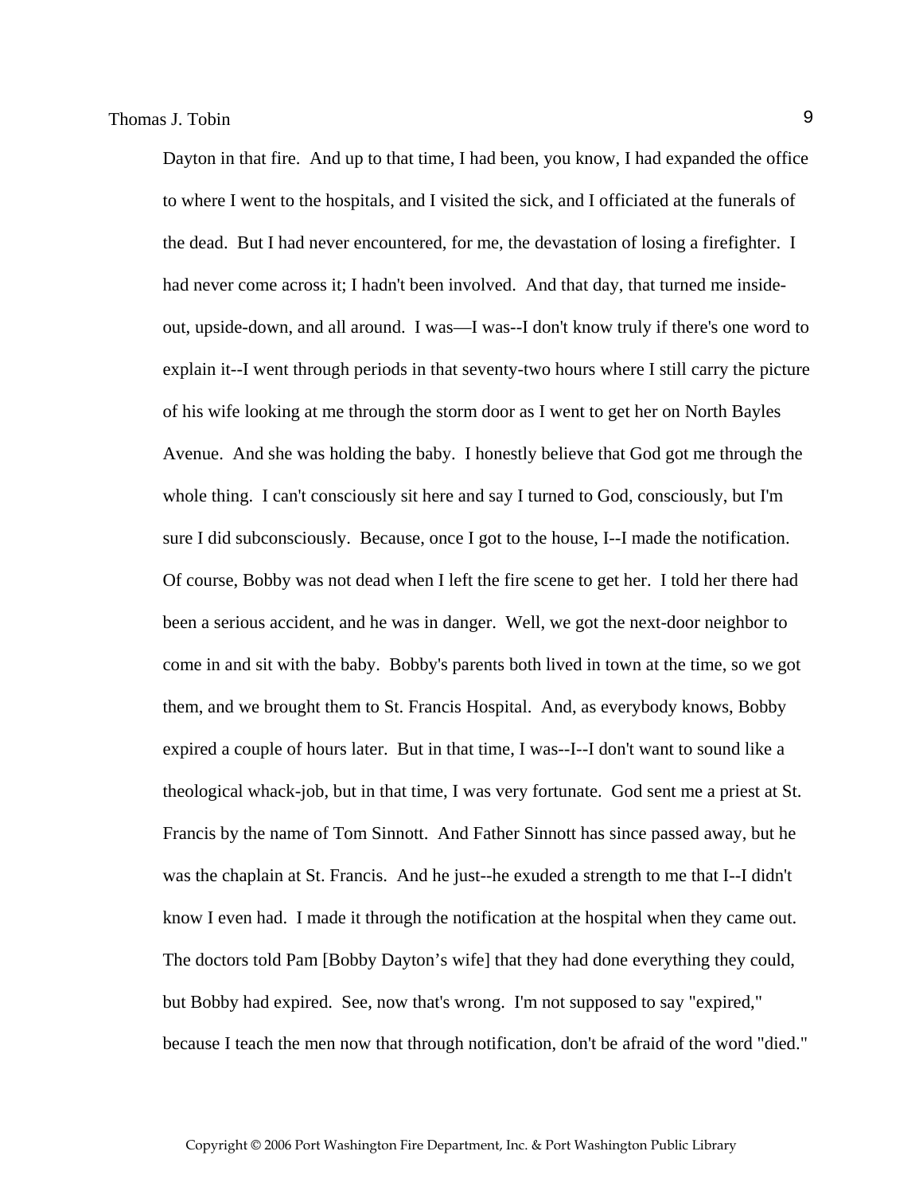Dayton in that fire. And up to that time, I had been, you know, I had expanded the office to where I went to the hospitals, and I visited the sick, and I officiated at the funerals of the dead. But I had never encountered, for me, the devastation of losing a firefighter. I had never come across it; I hadn't been involved. And that day, that turned me inside-out, upside-down, and all around. I was—I was--I don't know truly if there's one word to explain it--I went through periods in that seventy-two hours where I still carry the picture of his wife looking at me through the storm door as I went to get her on North Bayles Avenue. And she was holding the baby. I honestly believe that God got me through the whole thing. I can't consciously sit here and say I turned to God, consciously, but I'm sure I did subconsciously. Because, once I got to the house, I--I made the notification. Of course, Bobby was not dead when I left the fire scene to get her. I told her there had been a serious accident, and he was in danger. Well, we got the next-door neighbor to come in and sit with the baby. Bobby's parents both lived in town at the time, so we got them, and we brought them to St. Francis Hospital. And, as everybody knows, Bobby expired a couple of hours later. But in that time, I was--I--I don't want to sound like a theological whack-job, but in that time, I was very fortunate. God sent me a priest at St. Francis by the name of Tom Sinnott. And Father Sinnott has since passed away, but he was the chaplain at St. Francis. And he just--he exuded a strength to me that I--I didn't know I even had. I made it through the notification at the hospital when they came out. The doctors told Pam [Bobby Dayton's wife] that they had done everything they could, but Bobby had expired. See, now that's wrong. I'm not supposed to say "expired," because I teach the men now that through notification, don't be afraid of the word "died."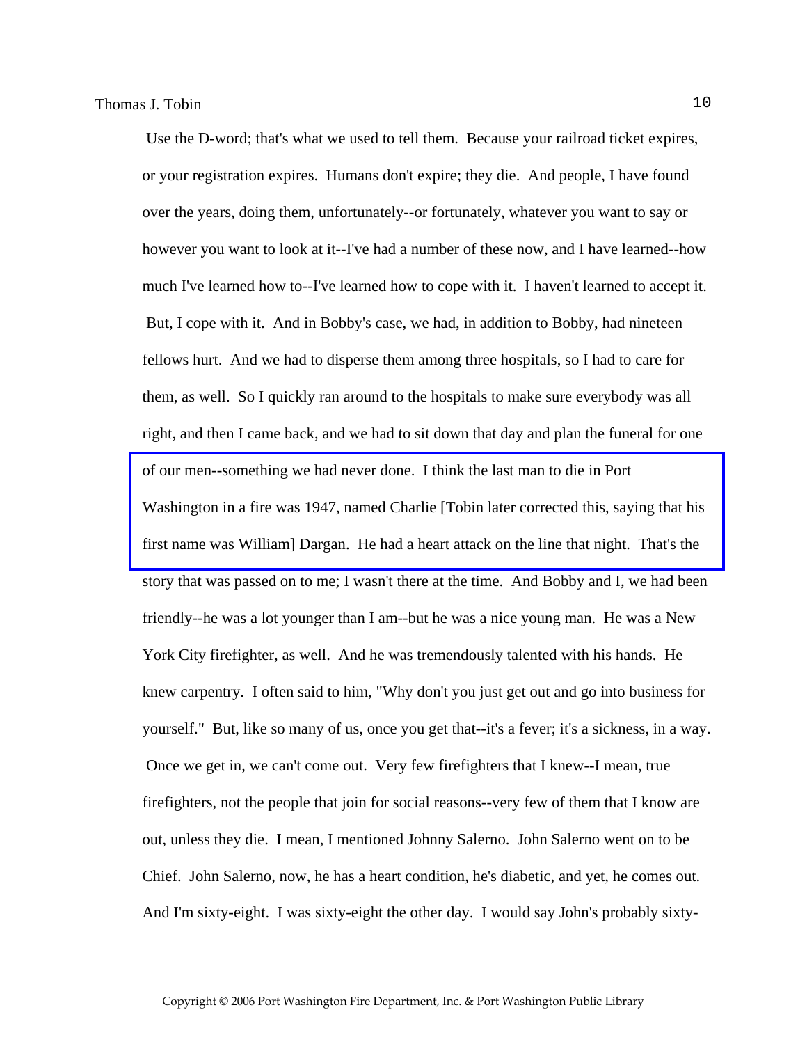Use the D-word; that's what we used to tell them. Because your railroad ticket expires, or your registration expires. Humans don't expire; they die. And people, I have found over the years, doing them, unfortunately--or fortunately, whatever you want to say or however you want to look at it--I've had a number of these now, and I have learned--how much I've learned how to--I've learned how to cope with it. I haven't learned to accept it. But, I cope with it. And in Bobby's case, we had, in addition to Bobby, had nineteen fellows hurt. And we had to disperse them among three hospitals, so I had to care for them, as well. So I quickly ran around to the hospitals to make sure everybody was all right, and then I came back, and we had to sit down that day and plan the funeral for one of our men--something we had never done. I think the last man to die in Port Washington in a fire was 1947, named Charlie [Tobin later corrected this, saying that his first name was William] Dargan. He had a heart attack on the line that night. That's the story that was passed on to me; I wasn't there at the time. And Bobby and I, we had been friendly--he was a lot younger than I am--but he was a nice young man. He was a New York City firefighter, as well. And he was tremendously talented with his hands. He knew carpentry. I often said to him, "Why don't you just get out and go into business for yourself." But, like so many of us, once you get that--it's a fever; it's a sickness, in a way. Once we get in, we can't come out. Very few firefighters that I knew--I mean, true firefighters, not the people that join for social reasons--very few of them that I know are out, unless they die. I mean, I mentioned Johnny Salerno. John Salerno went on to be Chief. John Salerno, now, he has a heart condition, he's diabetic, and yet, he comes out. And I'm sixty-eight. I was sixty-eight the other day. I would say John's probably sixty-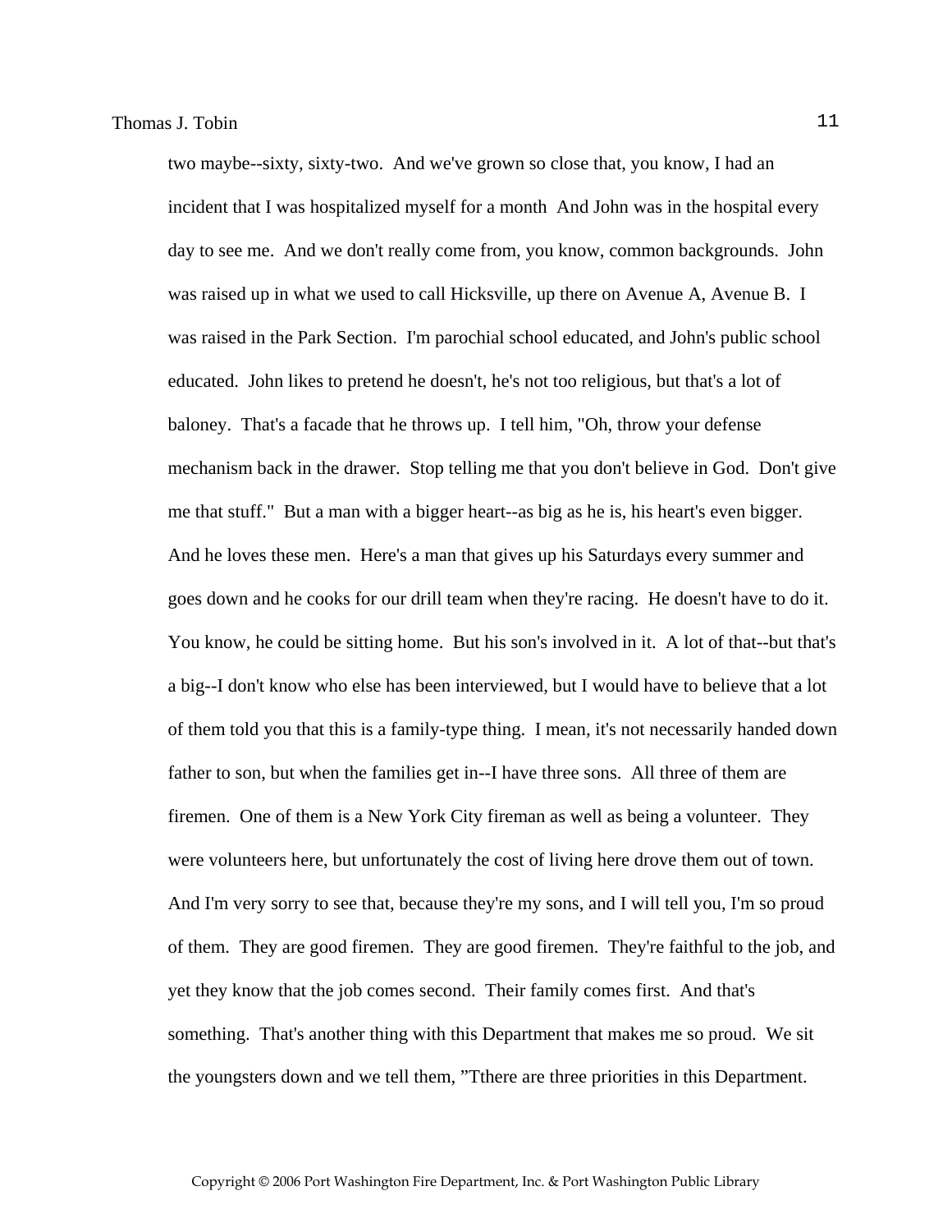two maybe--sixty, sixty-two. And we've grown so close that, you know, I had an incident that I was hospitalized myself for a month And John was in the hospital every day to see me. And we don't really come from, you know, common backgrounds. John was raised up in what we used to call Hicksville, up there on Avenue A, Avenue B. I was raised in the Park Section. I'm parochial school educated, and John's public school educated. John likes to pretend he doesn't, he's not too religious, but that's a lot of baloney. That's a facade that he throws up. I tell him, "Oh, throw your defense mechanism back in the drawer. Stop telling me that you don't believe in God. Don't give me that stuff." But a man with a bigger heart--as big as he is, his heart's even bigger. And he loves these men. Here's a man that gives up his Saturdays every summer and goes down and he cooks for our drill team when they're racing. He doesn't have to do it. You know, he could be sitting home. But his son's involved in it. A lot of that--but that's a big--I don't know who else has been interviewed, but I would have to believe that a lot of them told you that this is a family-type thing. I mean, it's not necessarily handed down father to son, but when the families get in--I have three sons. All three of them are firemen. One of them is a New York City fireman as well as being a volunteer. They were volunteers here, but unfortunately the cost of living here drove them out of town. And I'm very sorry to see that, because they're my sons, and I will tell you, I'm so proud of them. They are good firemen. They are good firemen. They're faithful to the job, and yet they know that the job comes second. Their family comes first. And that's something. That's another thing with this Department that makes me so proud. We sit the youngsters down and we tell them, "Tthere are three priorities in this Department.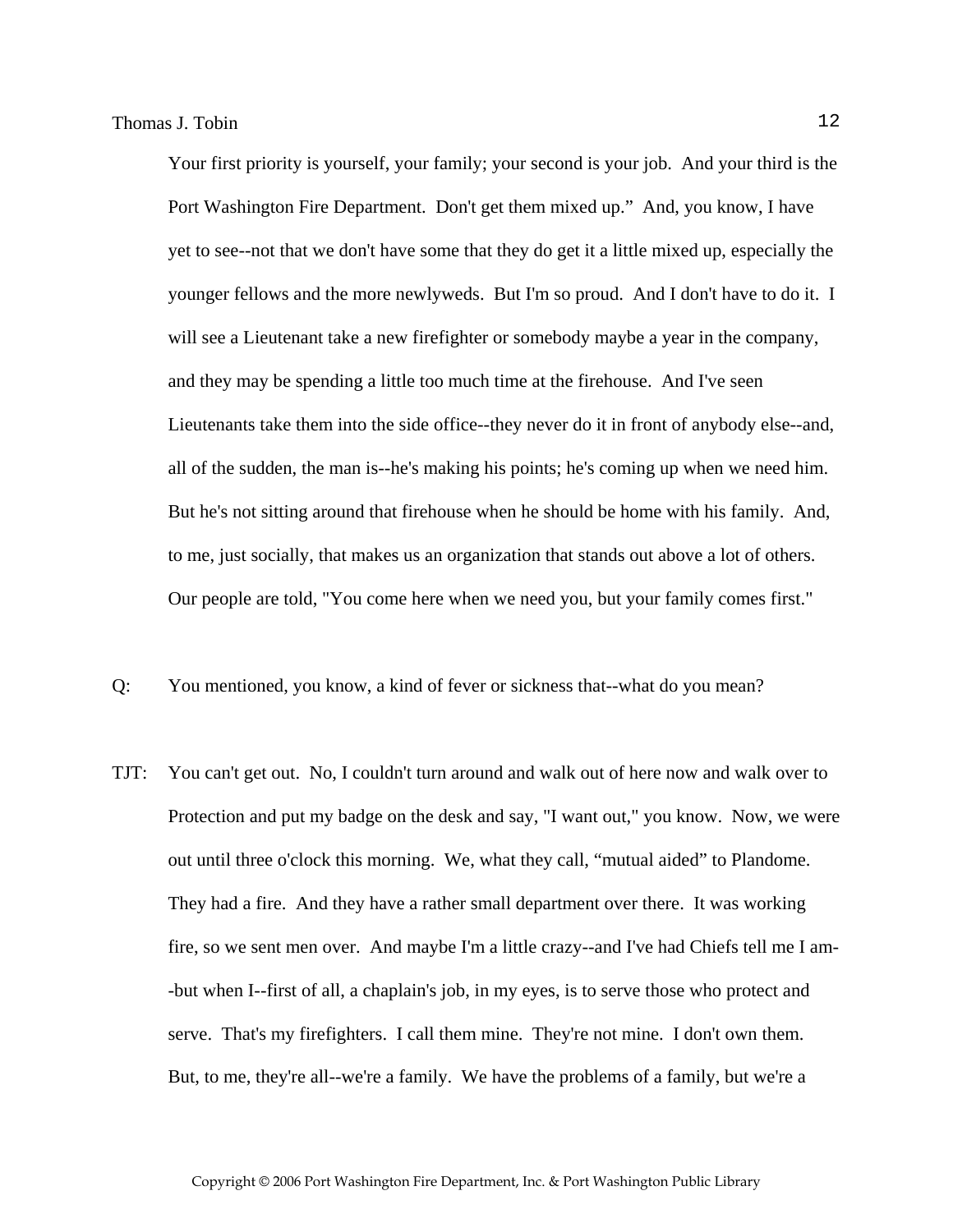Your first priority is yourself, your family; your second is your job. And your third is the Port Washington Fire Department. Don't get them mixed up." And, you know, I have yet to see--not that we don't have some that they do get it a little mixed up, especially the younger fellows and the more newlyweds. But I'm so proud. And I don't have to do it. I will see a Lieutenant take a new firefighter or somebody maybe a year in the company, and they may be spending a little too much time at the firehouse. And I've seen Lieutenants take them into the side office--they never do it in front of anybody else--and, all of the sudden, the man is--he's making his points; he's coming up when we need him. But he's not sitting around that firehouse when he should be home with his family. And, to me, just socially, that makes us an organization that stands out above a lot of others. Our people are told, "You come here when we need you, but your family comes first."

Q: You mentioned, you know, a kind of fever or sickness that--what do you mean?

TJT: You can't get out. No, I couldn't turn around and walk out of here now and walk over to Protection and put my badge on the desk and say, "I want out," you know. Now, we were out until three o'clock this morning. We, what they call, "mutual aided" to Plandome. They had a fire. And they have a rather small department over there. It was working fire, so we sent men over. And maybe I'm a little crazy--and I've had Chiefs tell me I am--but when I--first of all, a chaplain's job, in my eyes, is to serve those who protect and serve. That's my firefighters. I call them mine. They're not mine. I don't own them. But, to me, they're all--we're a family. We have the problems of a family, but we're a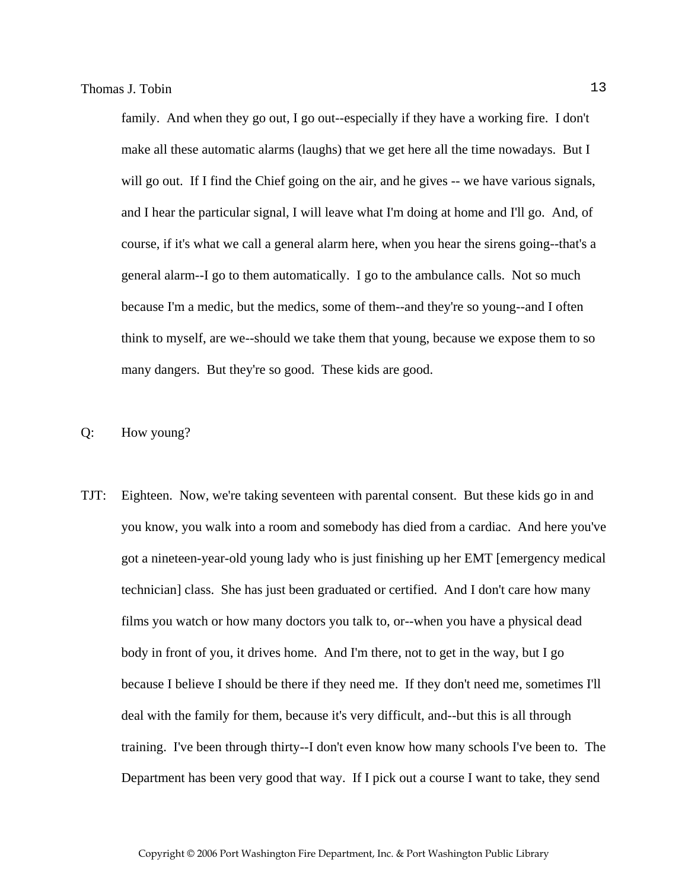family. And when they go out, I go out--especially if they have a working fire. I don't make all these automatic alarms (laughs) that we get here all the time nowadays. But I will go out. If I find the Chief going on the air, and he gives -- we have various signals, and I hear the particular signal, I will leave what I'm doing at home and I'll go. And, of course, if it's what we call a general alarm here, when you hear the sirens going--that's a general alarm--I go to them automatically. I go to the ambulance calls. Not so much because I'm a medic, but the medics, some of them--and they're so young--and I often think to myself, are we--should we take them that young, because we expose them to so many dangers. But they're so good. These kids are good.

Q: How young?

TJT: Eighteen. Now, we're taking seventeen with parental consent. But these kids go in and you know, you walk into a room and somebody has died from a cardiac. And here you've got a nineteen-year-old young lady who is just finishing up her EMT [emergency medical technician] class. She has just been graduated or certified. And I don't care how many films you watch or how many doctors you talk to, or--when you have a physical dead body in front of you, it drives home. And I'm there, not to get in the way, but I go because I believe I should be there if they need me. If they don't need me, sometimes I'll deal with the family for them, because it's very difficult, and--but this is all through training. I've been through thirty--I don't even know how many schools I've been to. The Department has been very good that way. If I pick out a course I want to take, they send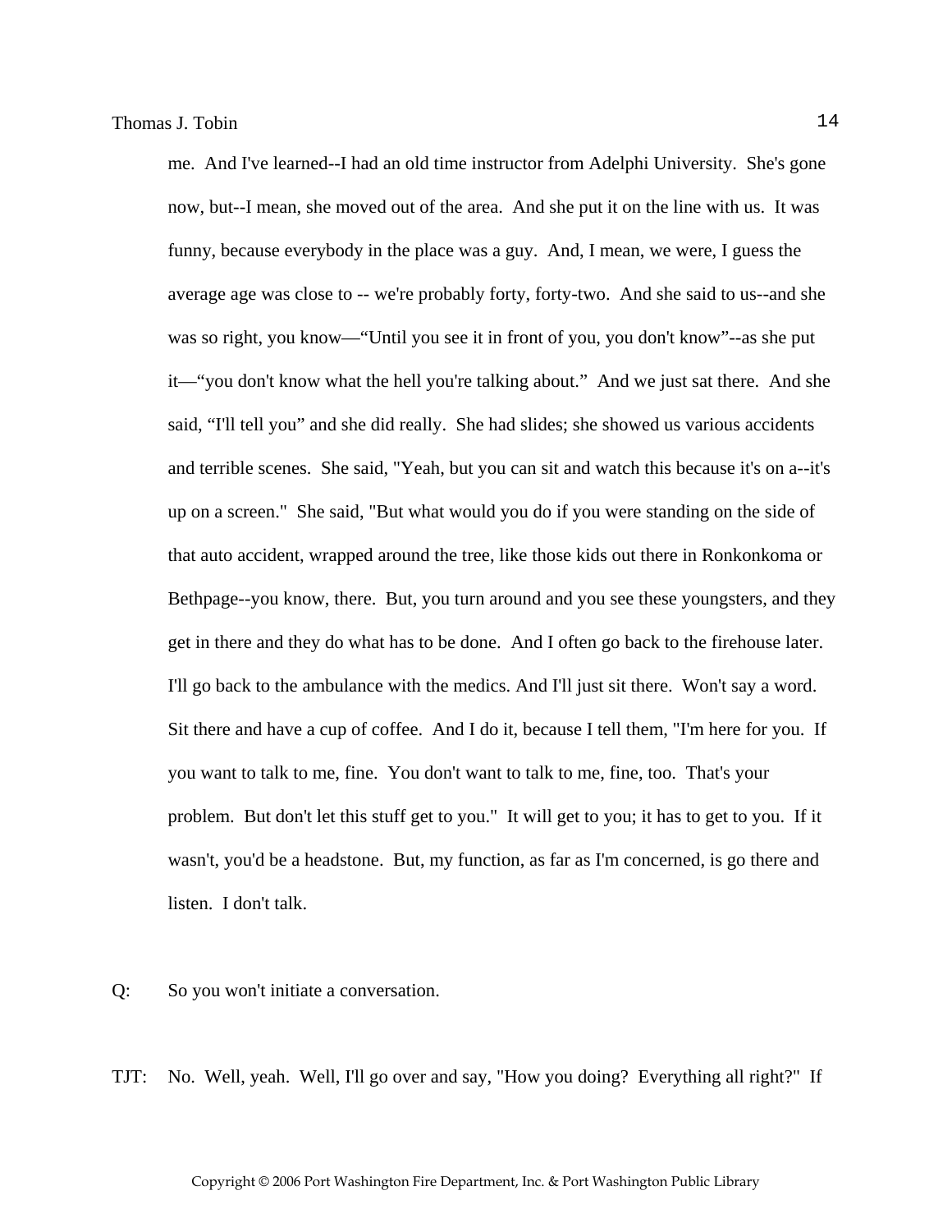me. And I've learned--I had an old time instructor from Adelphi University. She's gone now, but--I mean, she moved out of the area. And she put it on the line with us. It was funny, because everybody in the place was a guy. And, I mean, we were, I guess the average age was close to -- we're probably forty, forty-two. And she said to us--and she was so right, you know—"Until you see it in front of you, you don't know"--as she put it—"you don't know what the hell you're talking about." And we just sat there. And she said, "I'll tell you" and she did really. She had slides; she showed us various accidents and terrible scenes. She said, "Yeah, but you can sit and watch this because it's on a--it's up on a screen." She said, "But what would you do if you were standing on the side of that auto accident, wrapped around the tree, like those kids out there in Ronkonkoma or Bethpage--you know, there. But, you turn around and you see these youngsters, and they get in there and they do what has to be done. And I often go back to the firehouse later. I'll go back to the ambulance with the medics. And I'll just sit there. Won't say a word. Sit there and have a cup of coffee. And I do it, because I tell them, "I'm here for you. If you want to talk to me, fine. You don't want to talk to me, fine, too. That's your problem. But don't let this stuff get to you." It will get to you; it has to get to you. If it wasn't, you'd be a headstone. But, my function, as far as I'm concerned, is go there and listen. I don't talk.

Q: So you won't initiate a conversation.

TJT: No. Well, yeah. Well, I'll go over and say, "How you doing? Everything all right?" If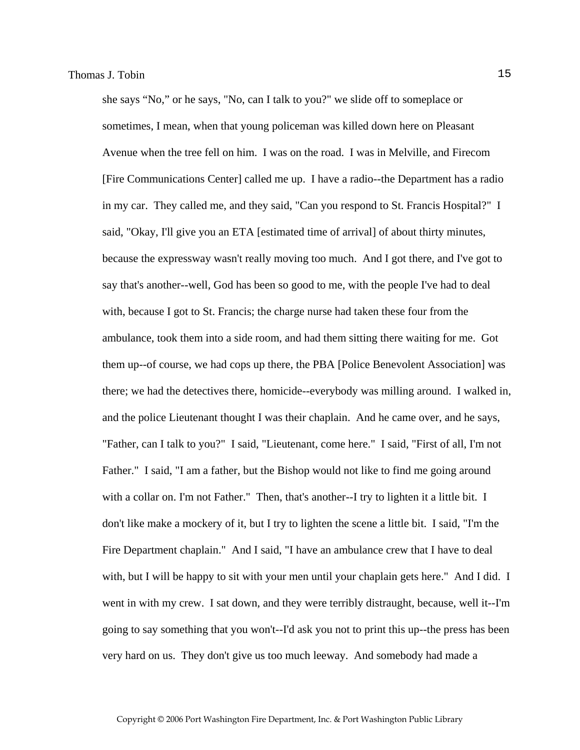she says “No,” or he says, "No, can I talk to you?" we slide off to someplace or sometimes, I mean, when that young policeman was killed down here on Pleasant Avenue when the tree fell on him. I was on the road. I was in Melville, and Firecom [Fire Communications Center] called me up. I have a radio--the Department has a radio in my car. They called me, and they said, "Can you respond to St. Francis Hospital?" I said, "Okay, I'll give you an ETA [estimated time of arrival] of about thirty minutes, because the expressway wasn't really moving too much. And I got there, and I've got to say that's another--well, God has been so good to me, with the people I've had to deal with, because I got to St. Francis; the charge nurse had taken these four from the ambulance, took them into a side room, and had them sitting there waiting for me. Got them up--of course, we had cops up there, the PBA [Police Benevolent Association] was there; we had the detectives there, homicide--everybody was milling around. I walked in, and the police Lieutenant thought I was their chaplain. And he came over, and he says, "Father, can I talk to you?" I said, "Lieutenant, come here." I said, "First of all, I'm not Father." I said, "I am a father, but the Bishop would not like to find me going around with a collar on. I'm not Father." Then, that's another--I try to lighten it a little bit. I don't like make a mockery of it, but I try to lighten the scene a little bit. I said, "I'm the Fire Department chaplain." And I said, "I have an ambulance crew that I have to deal with, but I will be happy to sit with your men until your chaplain gets here." And I did. I went in with my crew. I sat down, and they were terribly distraught, because, well it--I'm going to say something that you won't--I'd ask you not to print this up--the press has been very hard on us. They don't give us too much leeway. And somebody had made a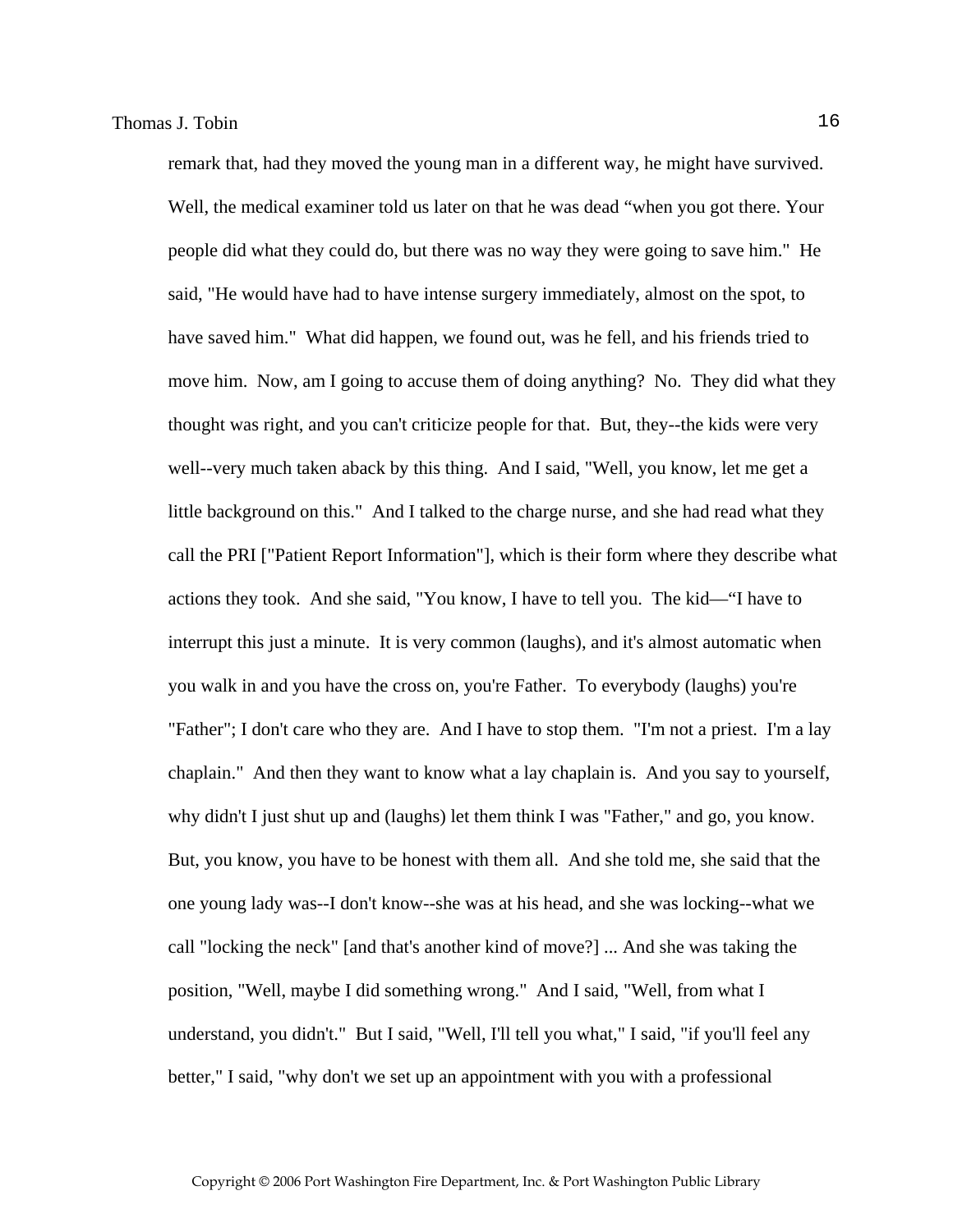remark that, had they moved the young man in a different way, he might have survived. Well, the medical examiner told us later on that he was dead “when you got there. Your people did what they could do, but there was no way they were going to save him." He said, "He would have had to have intense surgery immediately, almost on the spot, to have saved him." What did happen, we found out, was he fell, and his friends tried to move him. Now, am I going to accuse them of doing anything? No. They did what they thought was right, and you can't criticize people for that. But, they--the kids were very well--very much taken aback by this thing. And I said, "Well, you know, let me get a little background on this." And I talked to the charge nurse, and she had read what they call the PRI ["Patient Report Information"], which is their form where they describe what actions they took. And she said, "You know, I have to tell you. The kid—“I have to interrupt this just a minute. It is very common (laughs), and it's almost automatic when you walk in and you have the cross on, you're Father. To everybody (laughs) you're "Father"; I don't care who they are. And I have to stop them. "I'm not a priest. I'm a lay chaplain." And then they want to know what a lay chaplain is. And you say to yourself, why didn't I just shut up and (laughs) let them think I was "Father," and go, you know. But, you know, you have to be honest with them all. And she told me, she said that the one young lady was--I don't know--she was at his head, and she was locking--what we call "locking the neck" [and that's another kind of move?] ... And she was taking the position, "Well, maybe I did something wrong." And I said, "Well, from what I understand, you didn't." But I said, "Well, I'll tell you what," I said, "if you'll feel any better," I said, "why don't we set up an appointment with you with a professional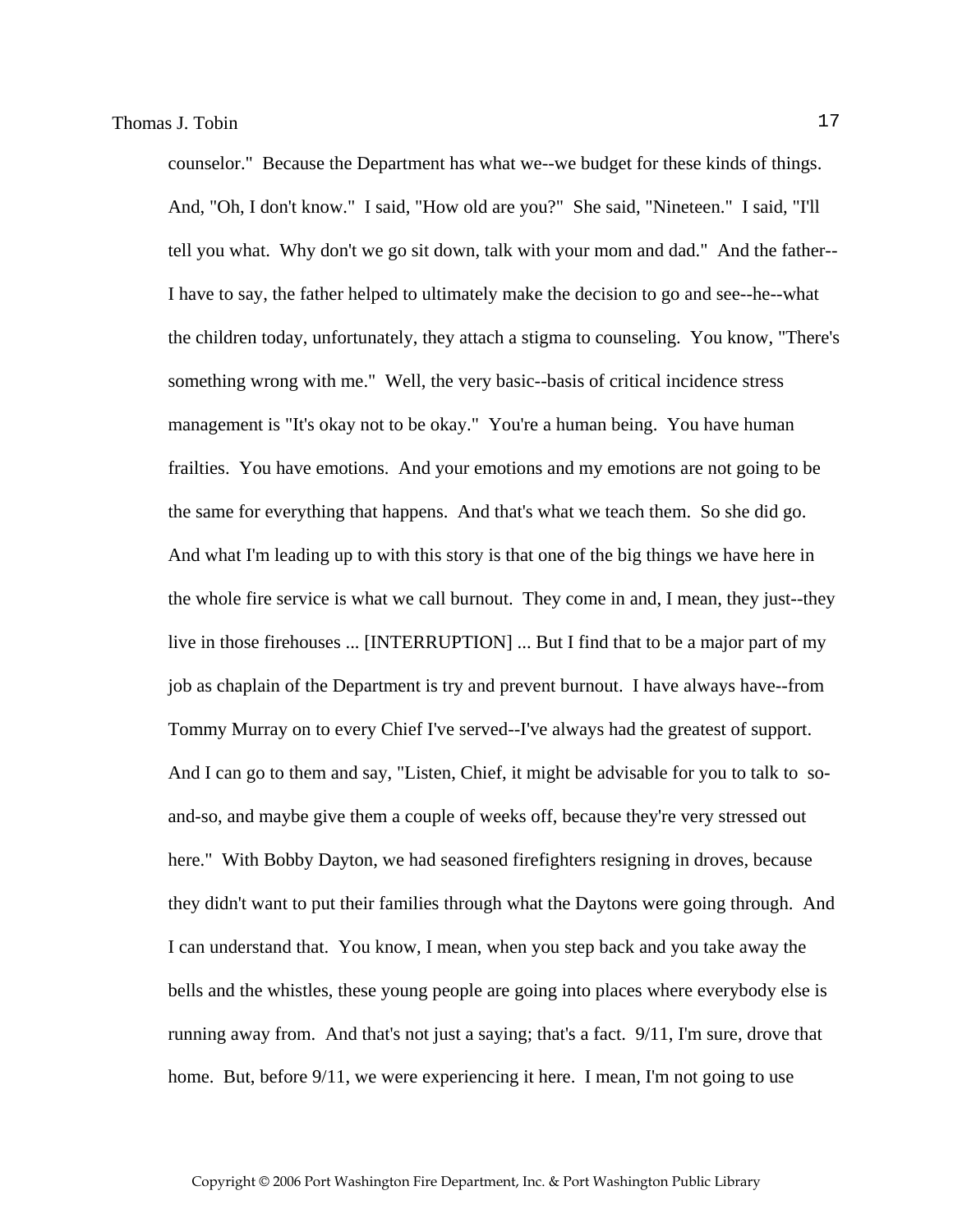counselor." Because the Department has what we--we budget for these kinds of things. And, "Oh, I don't know." I said, "How old are you?" She said, "Nineteen." I said, "I'll tell you what. Why don't we go sit down, talk with your mom and dad." And the father--I have to say, the father helped to ultimately make the decision to go and see--he--what the children today, unfortunately, they attach a stigma to counseling. You know, "There's something wrong with me." Well, the very basic--basis of critical incidence stress management is "It's okay not to be okay." You're a human being. You have human frailties. You have emotions. And your emotions and my emotions are not going to be the same for everything that happens. And that's what we teach them. So she did go. And what I'm leading up to with this story is that one of the big things we have here in the whole fire service is what we call burnout. They come in and, I mean, they just--they live in those firehouses ... [INTERRUPTION] ... But I find that to be a major part of my job as chaplain of the Department is try and prevent burnout. I have always have--from Tommy Murray on to every Chief I've served--I've always had the greatest of support. And I can go to them and say, "Listen, Chief, it might be advisable for you to talk to so-and-so, and maybe give them a couple of weeks off, because they're very stressed out here." With Bobby Dayton, we had seasoned firefighters resigning in droves, because they didn't want to put their families through what the Daytons were going through. And I can understand that. You know, I mean, when you step back and you take away the bells and the whistles, these young people are going into places where everybody else is running away from. And that's not just a saying; that's a fact. 9/11, I'm sure, drove that home. But, before 9/11, we were experiencing it here. I mean, I'm not going to use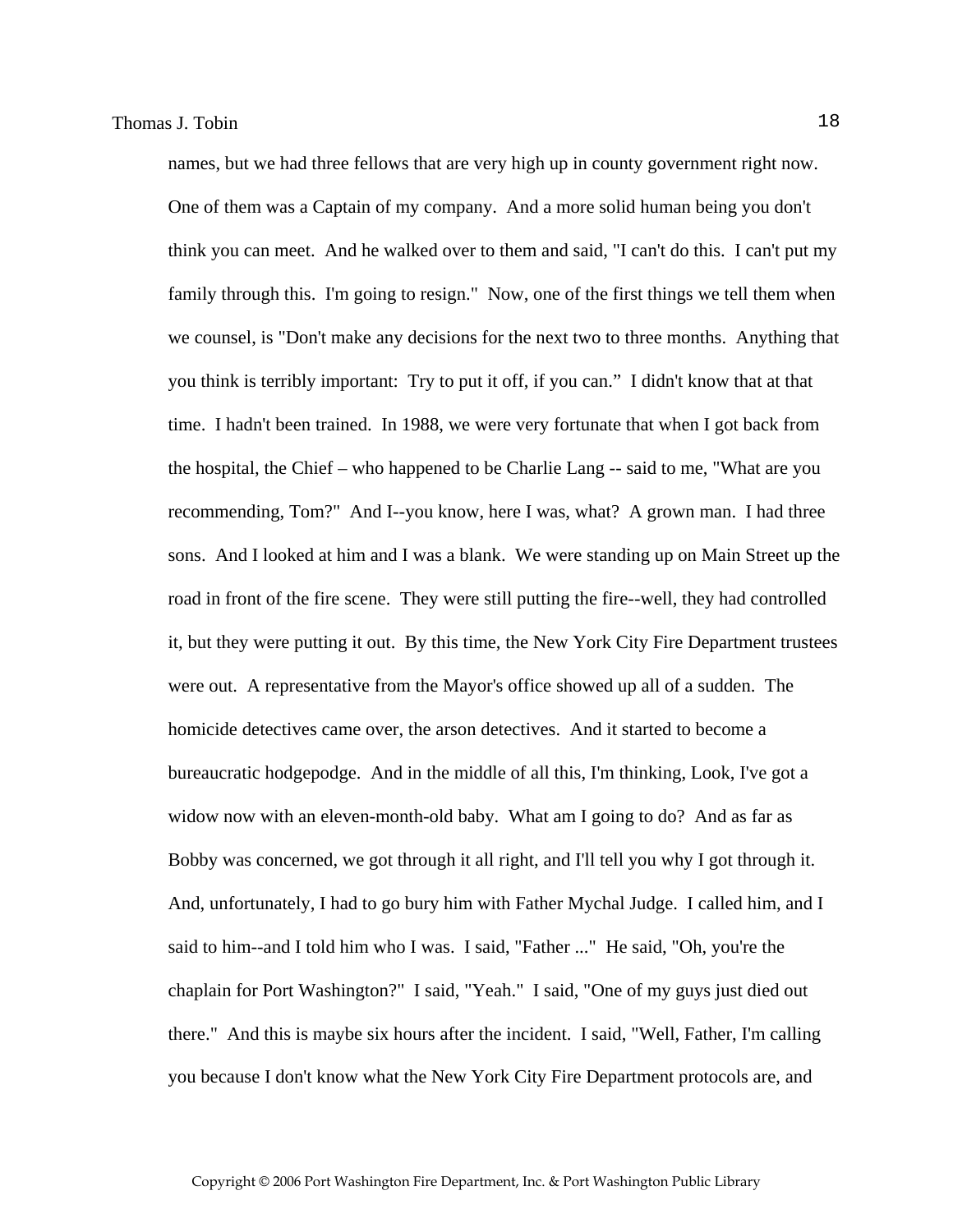names, but we had three fellows that are very high up in county government right now. One of them was a Captain of my company. And a more solid human being you don't think you can meet. And he walked over to them and said, "I can't do this. I can't put my family through this. I'm going to resign." Now, one of the first things we tell them when we counsel, is "Don't make any decisions for the next two to three months. Anything that you think is terribly important: Try to put it off, if you can." I didn't know that at that time. I hadn't been trained. In 1988, we were very fortunate that when I got back from the hospital, the Chief – who happened to be Charlie Lang -- said to me, "What are you recommending, Tom?" And I--you know, here I was, what? A grown man. I had three sons. And I looked at him and I was a blank. We were standing up on Main Street up the road in front of the fire scene. They were still putting the fire--well, they had controlled it, but they were putting it out. By this time, the New York City Fire Department trustees were out. A representative from the Mayor's office showed up all of a sudden. The homicide detectives came over, the arson detectives. And it started to become a bureaucratic hodgepodge. And in the middle of all this, I'm thinking, Look, I've got a widow now with an eleven-month-old baby. What am I going to do? And as far as Bobby was concerned, we got through it all right, and I'll tell you why I got through it. And, unfortunately, I had to go bury him with Father Mychal Judge. I called him, and I said to him--and I told him who I was. I said, "Father ..." He said, "Oh, you're the chaplain for Port Washington?" I said, "Yeah." I said, "One of my guys just died out there." And this is maybe six hours after the incident. I said, "Well, Father, I'm calling you because I don't know what the New York City Fire Department protocols are, and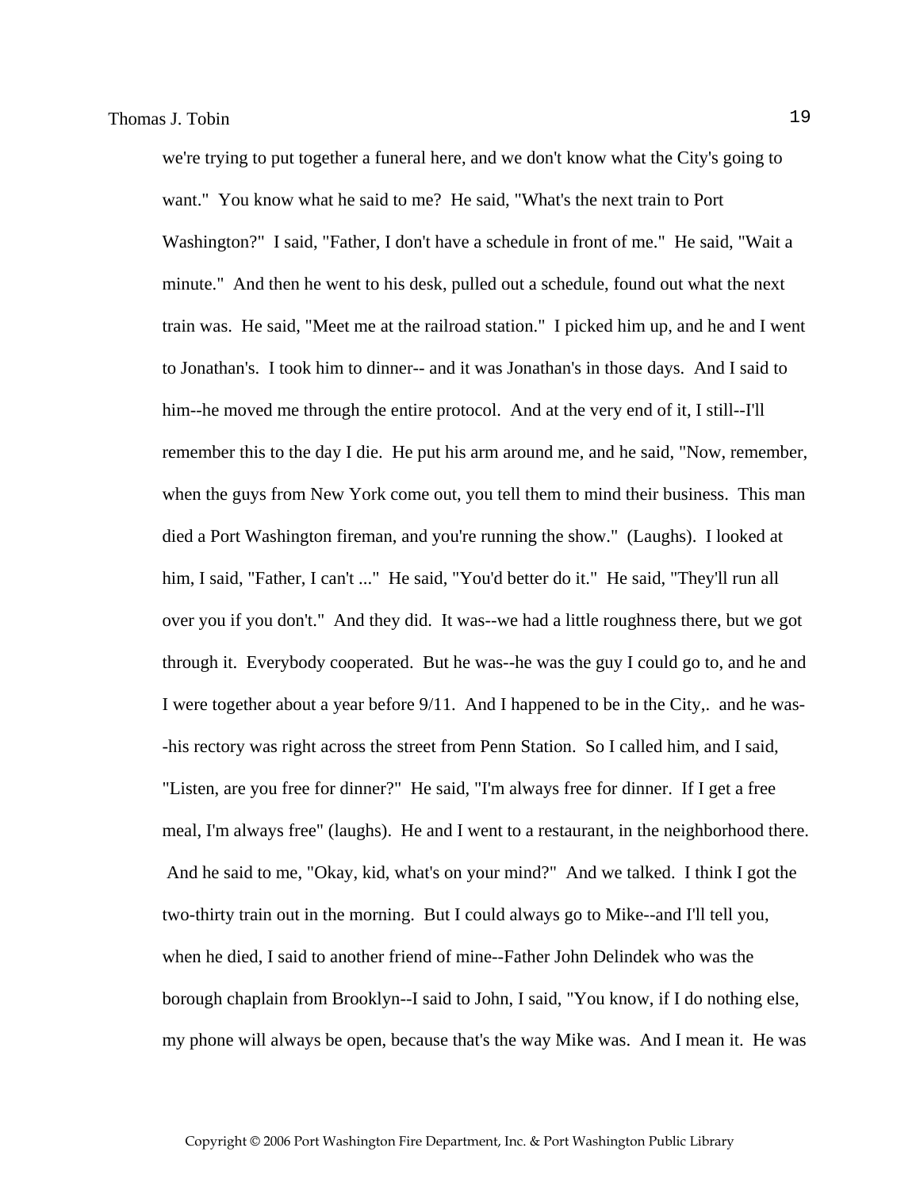we're trying to put together a funeral here, and we don't know what the City's going to want." You know what he said to me? He said, "What's the next train to Port Washington?" I said, "Father, I don't have a schedule in front of me." He said, "Wait a minute." And then he went to his desk, pulled out a schedule, found out what the next train was. He said, "Meet me at the railroad station." I picked him up, and he and I went to Jonathan's. I took him to dinner-- and it was Jonathan's in those days. And I said to him--he moved me through the entire protocol. And at the very end of it, I still--I'll remember this to the day I die. He put his arm around me, and he said, "Now, remember, when the guys from New York come out, you tell them to mind their business. This man died a Port Washington fireman, and you're running the show." (Laughs). I looked at him, I said, "Father, I can't ..." He said, "You'd better do it." He said, "They'll run all over you if you don't." And they did. It was--we had a little roughness there, but we got through it. Everybody cooperated. But he was--he was the guy I could go to, and he and I were together about a year before 9/11. And I happened to be in the City,. and he was--his rectory was right across the street from Penn Station. So I called him, and I said, "Listen, are you free for dinner?" He said, "I'm always free for dinner. If I get a free meal, I'm always free" (laughs). He and I went to a restaurant, in the neighborhood there. And he said to me, "Okay, kid, what's on your mind?" And we talked. I think I got the two-thirty train out in the morning. But I could always go to Mike--and I'll tell you, when he died, I said to another friend of mine--Father John Delindek who was the borough chaplain from Brooklyn--I said to John, I said, "You know, if I do nothing else, my phone will always be open, because that's the way Mike was. And I mean it. He was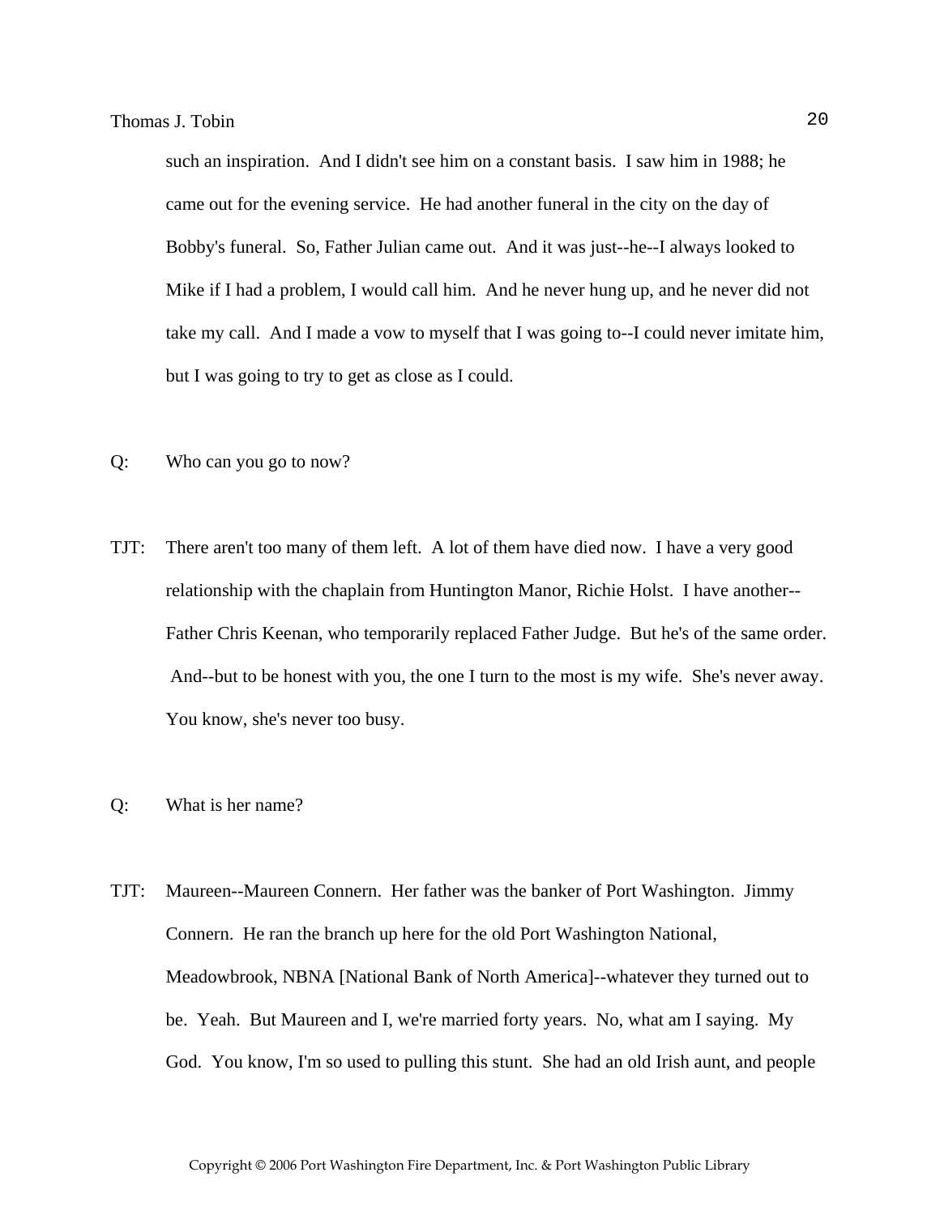such an inspiration. And I didn't see him on a constant basis. I saw him in 1988; he came out for the evening service. He had another funeral in the city on the day of Bobby's funeral. So, Father Julian came out. And it was just--he--I always looked to Mike if I had a problem, I would call him. And he never hung up, and he never did not take my call. And I made a vow to myself that I was going to--I could never imitate him, but I was going to try to get as close as I could.

Q: Who can you go to now?

TJT: There aren't too many of them left. A lot of them have died now. I have a very good relationship with the chaplain from Huntington Manor, Richie Holst. I have another--Father Chris Keenan, who temporarily replaced Father Judge. But he's of the same order. And--but to be honest with you, the one I turn to the most is my wife. She's never away. You know, she's never too busy.

Q: What is her name?

TJT: Maureen--Maureen Connern. Her father was the banker of Port Washington. Jimmy Connern. He ran the branch up here for the old Port Washington National, Meadowbrook, NBNA [National Bank of North America]--whatever they turned out to be. Yeah. But Maureen and I, we're married forty years. No, what am I saying. My God. You know, I'm so used to pulling this stunt. She had an old Irish aunt, and people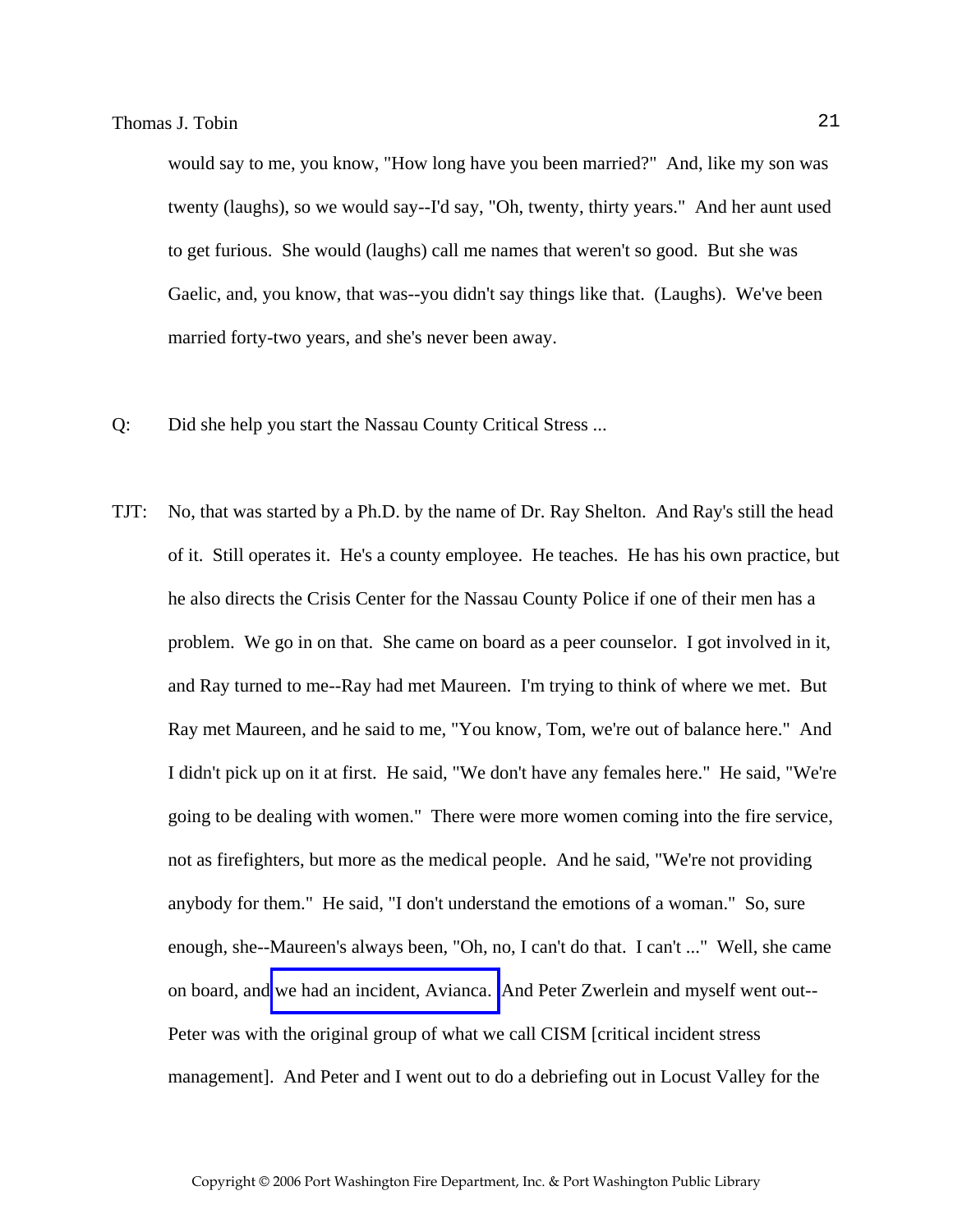would say to me, you know, "How long have you been married?" And, like my son was twenty (laughs), so we would say--I'd say, "Oh, twenty, thirty years." And her aunt used to get furious. She would (laughs) call me names that weren't so good. But she was Gaelic, and, you know, that was--you didn't say things like that. (Laughs). We've been married forty-two years, and she's never been away.

Q: Did she help you start the Nassau County Critical Stress ...

TJT: No, that was started by a Ph.D. by the name of Dr. Ray Shelton. And Ray's still the head of it. Still operates it. He's a county employee. He teaches. He has his own practice, but he also directs the Crisis Center for the Nassau County Police if one of their men has a problem. We go in on that. She came on board as a peer counselor. I got involved in it, and Ray turned to me--Ray had met Maureen. I'm trying to think of where we met. But Ray met Maureen, and he said to me, "You know, Tom, we're out of balance here." And I didn't pick up on it at first. He said, "We don't have any females here." He said, "We're going to be dealing with women." There were more women coming into the fire service, not as firefighters, but more as the medical people. And he said, "We're not providing anybody for them." He said, "I don't understand the emotions of a woman." So, sure enough, she--Maureen's always been, "Oh, no, I can't do that. I can't ..." Well, she came on board, and we had an incident, Avianca. And Peter Zwerlein and myself went out--Peter was with the original group of what we call CISM [critical incident stress management]. And Peter and I went out to do a debriefing out in Locust Valley for the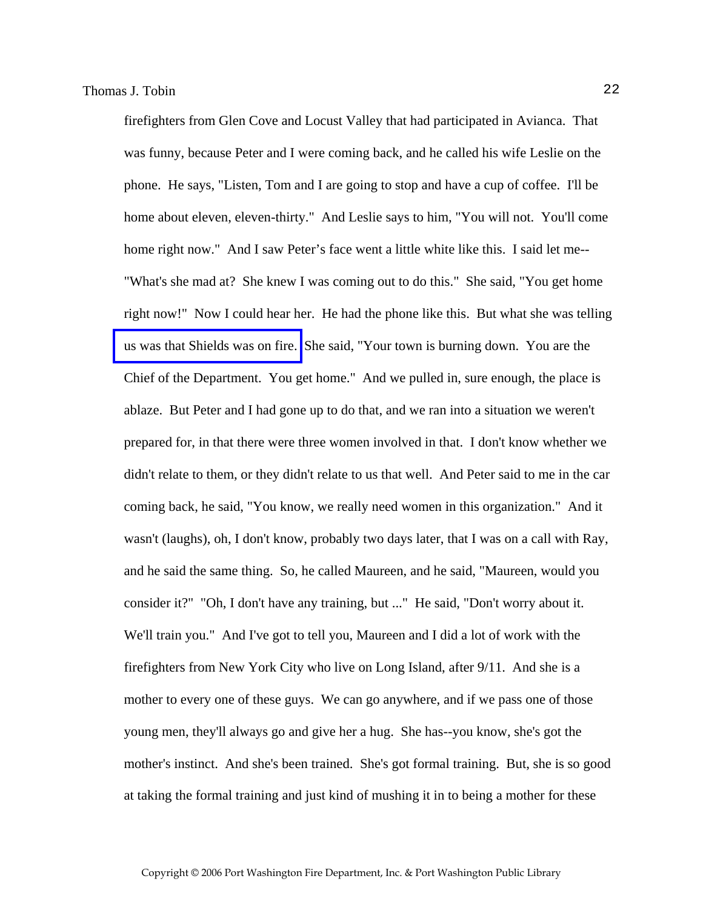firefighters from Glen Cove and Locust Valley that had participated in Avianca. That was funny, because Peter and I were coming back, and he called his wife Leslie on the phone. He says, "Listen, Tom and I are going to stop and have a cup of coffee. I'll be home about eleven, eleven-thirty." And Leslie says to him, "You will not. You'll come home right now." And I saw Peter's face went a little white like this. I said let me-- "What's she mad at? She knew I was coming out to do this." She said, "You get home right now!" Now I could hear her. He had the phone like this. But what she was telling us was that Shields was on fire. She said, "Your town is burning down. You are the Chief of the Department. You get home." And we pulled in, sure enough, the place is ablaze. But Peter and I had gone up to do that, and we ran into a situation we weren't prepared for, in that there were three women involved in that. I don't know whether we didn't relate to them, or they didn't relate to us that well. And Peter said to me in the car coming back, he said, "You know, we really need women in this organization." And it wasn't (laughs), oh, I don't know, probably two days later, that I was on a call with Ray, and he said the same thing. So, he called Maureen, and he said, "Maureen, would you consider it?" "Oh, I don't have any training, but ..." He said, "Don't worry about it. We'll train you." And I've got to tell you, Maureen and I did a lot of work with the firefighters from New York City who live on Long Island, after 9/11. And she is a mother to every one of these guys. We can go anywhere, and if we pass one of those young men, they'll always go and give her a hug. She has--you know, she's got the mother's instinct. And she's been trained. She's got formal training. But, she is so good at taking the formal training and just kind of mushing it in to being a mother for these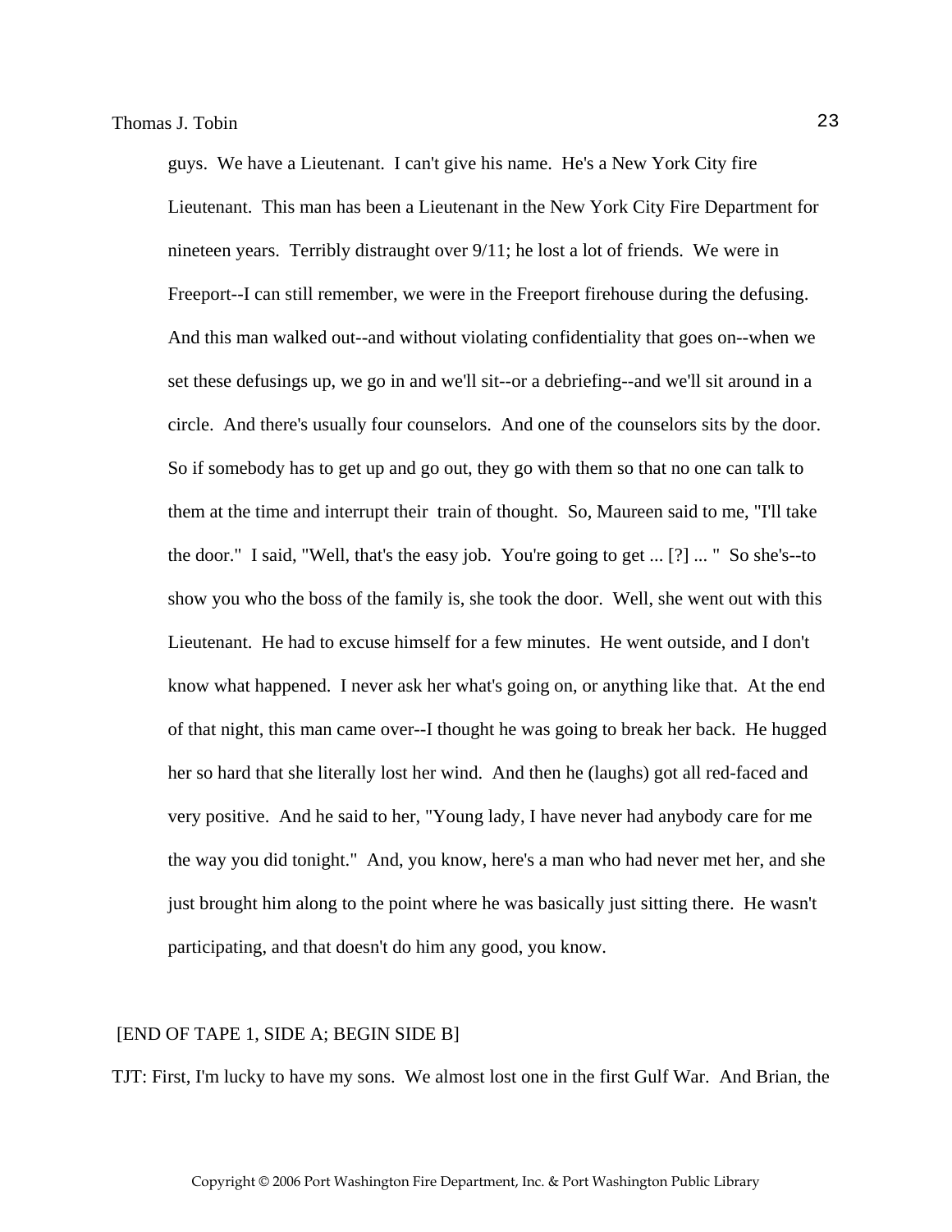guys. We have a Lieutenant. I can't give his name. He's a New York City fire Lieutenant. This man has been a Lieutenant in the New York City Fire Department for nineteen years. Terribly distraught over 9/11; he lost a lot of friends. We were in Freeport--I can still remember, we were in the Freeport firehouse during the defusing. And this man walked out--and without violating confidentiality that goes on--when we set these defusings up, we go in and we'll sit--or a debriefing--and we'll sit around in a circle. And there's usually four counselors. And one of the counselors sits by the door. So if somebody has to get up and go out, they go with them so that no one can talk to them at the time and interrupt their train of thought. So, Maureen said to me, "I'll take the door." I said, "Well, that's the easy job. You're going to get ... [?] ... " So she's--to show you who the boss of the family is, she took the door. Well, she went out with this Lieutenant. He had to excuse himself for a few minutes. He went outside, and I don't know what happened. I never ask her what's going on, or anything like that. At the end of that night, this man came over--I thought he was going to break her back. He hugged her so hard that she literally lost her wind. And then he (laughs) got all red-faced and very positive. And he said to her, "Young lady, I have never had anybody care for me the way you did tonight." And, you know, here's a man who had never met her, and she just brought him along to the point where he was basically just sitting there. He wasn't participating, and that doesn't do him any good, you know.

[END OF TAPE 1, SIDE A; BEGIN SIDE B]

TJT: First, I'm lucky to have my sons. We almost lost one in the first Gulf War. And Brian, the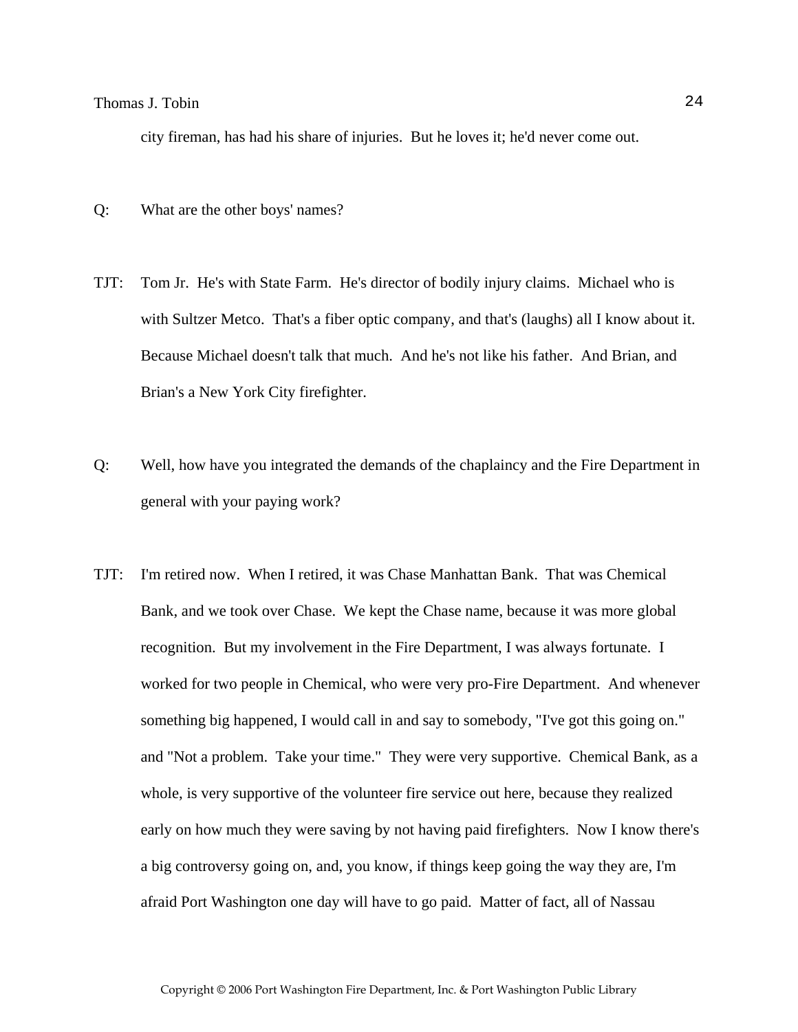city fireman, has had his share of injuries. But he loves it; he'd never come out.

Q: What are the other boys' names?

TJT: Tom Jr. He's with State Farm. He's director of bodily injury claims. Michael who is with Sultzer Metco. That's a fiber optic company, and that's (laughs) all I know about it. Because Michael doesn't talk that much. And he's not like his father. And Brian, and Brian's a New York City firefighter.

Q: Well, how have you integrated the demands of the chaplaincy and the Fire Department in general with your paying work?

TJT: I'm retired now. When I retired, it was Chase Manhattan Bank. That was Chemical Bank, and we took over Chase. We kept the Chase name, because it was more global recognition. But my involvement in the Fire Department, I was always fortunate. I worked for two people in Chemical, who were very pro-Fire Department. And whenever something big happened, I would call in and say to somebody, "I've got this going on." and "Not a problem. Take your time." They were very supportive. Chemical Bank, as a whole, is very supportive of the volunteer fire service out here, because they realized early on how much they were saving by not having paid firefighters. Now I know there's a big controversy going on, and, you know, if things keep going the way they are, I'm afraid Port Washington one day will have to go paid. Matter of fact, all of Nassau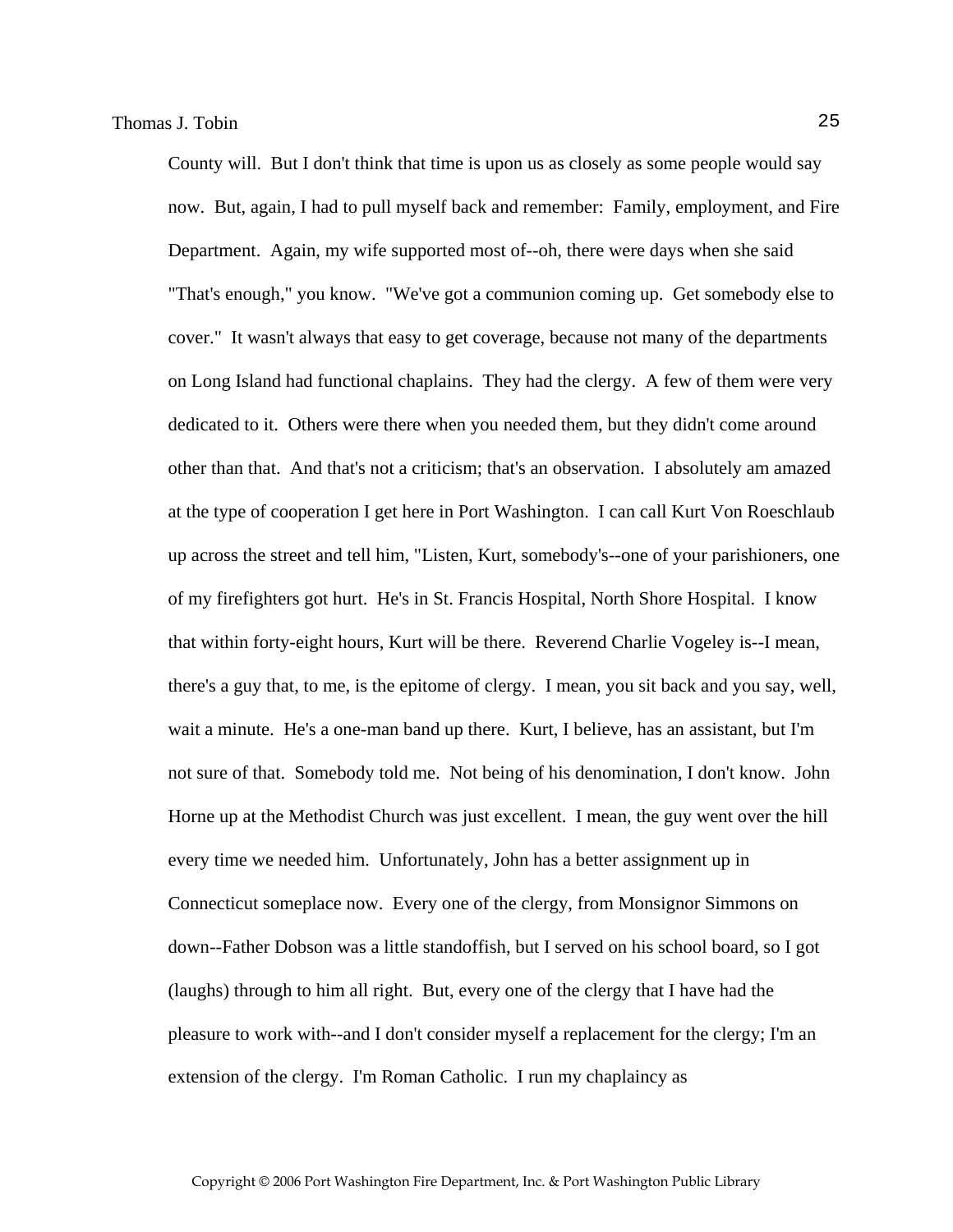County will. But I don't think that time is upon us as closely as some people would say now. But, again, I had to pull myself back and remember: Family, employment, and Fire Department. Again, my wife supported most of--oh, there were days when she said "That's enough," you know. "We've got a communion coming up. Get somebody else to cover." It wasn't always that easy to get coverage, because not many of the departments on Long Island had functional chaplains. They had the clergy. A few of them were very dedicated to it. Others were there when you needed them, but they didn't come around other than that. And that's not a criticism; that's an observation. I absolutely am amazed at the type of cooperation I get here in Port Washington. I can call Kurt Von Roeschlaub up across the street and tell him, "Listen, Kurt, somebody's--one of your parishioners, one of my firefighters got hurt. He's in St. Francis Hospital, North Shore Hospital. I know that within forty-eight hours, Kurt will be there. Reverend Charlie Vogeley is--I mean, there's a guy that, to me, is the epitome of clergy. I mean, you sit back and you say, well, wait a minute. He's a one-man band up there. Kurt, I believe, has an assistant, but I'm not sure of that. Somebody told me. Not being of his denomination, I don't know. John Horne up at the Methodist Church was just excellent. I mean, the guy went over the hill every time we needed him. Unfortunately, John has a better assignment up in Connecticut someplace now. Every one of the clergy, from Monsignor Simmons on down--Father Dobson was a little standoffish, but I served on his school board, so I got (laughs) through to him all right. But, every one of the clergy that I have had the pleasure to work with--and I don't consider myself a replacement for the clergy; I'm an extension of the clergy. I'm Roman Catholic. I run my chaplaincy as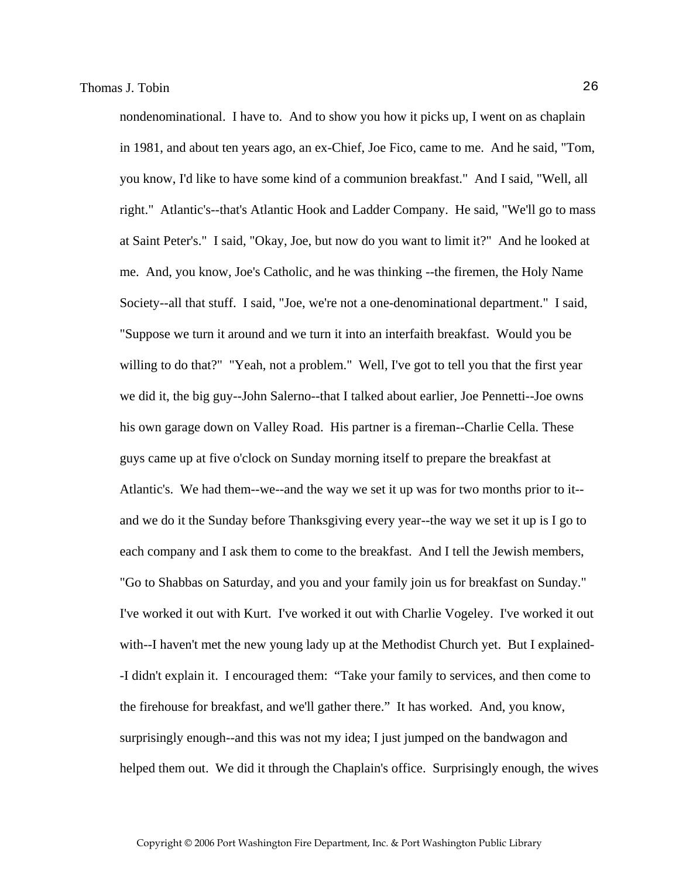nondenominational. I have to. And to show you how it picks up, I went on as chaplain in 1981, and about ten years ago, an ex-Chief, Joe Fico, came to me. And he said, "Tom, you know, I'd like to have some kind of a communion breakfast." And I said, "Well, all right." Atlantic's--that's Atlantic Hook and Ladder Company. He said, "We'll go to mass at Saint Peter's." I said, "Okay, Joe, but now do you want to limit it?" And he looked at me. And, you know, Joe's Catholic, and he was thinking --the firemen, the Holy Name Society--all that stuff. I said, "Joe, we're not a one-denominational department." I said, "Suppose we turn it around and we turn it into an interfaith breakfast. Would you be willing to do that?" "Yeah, not a problem." Well, I've got to tell you that the first year we did it, the big guy--John Salerno--that I talked about earlier, Joe Pennetti--Joe owns his own garage down on Valley Road. His partner is a fireman--Charlie Cella. These guys came up at five o'clock on Sunday morning itself to prepare the breakfast at Atlantic's. We had them--we--and the way we set it up was for two months prior to it--and we do it the Sunday before Thanksgiving every year--the way we set it up is I go to each company and I ask them to come to the breakfast. And I tell the Jewish members, "Go to Shabbas on Saturday, and you and your family join us for breakfast on Sunday." I've worked it out with Kurt. I've worked it out with Charlie Vogeley. I've worked it out with--I haven't met the new young lady up at the Methodist Church yet. But I explained--I didn't explain it. I encouraged them: "Take your family to services, and then come to the firehouse for breakfast, and we'll gather there." It has worked. And, you know, surprisingly enough--and this was not my idea; I just jumped on the bandwagon and helped them out. We did it through the Chaplain's office. Surprisingly enough, the wives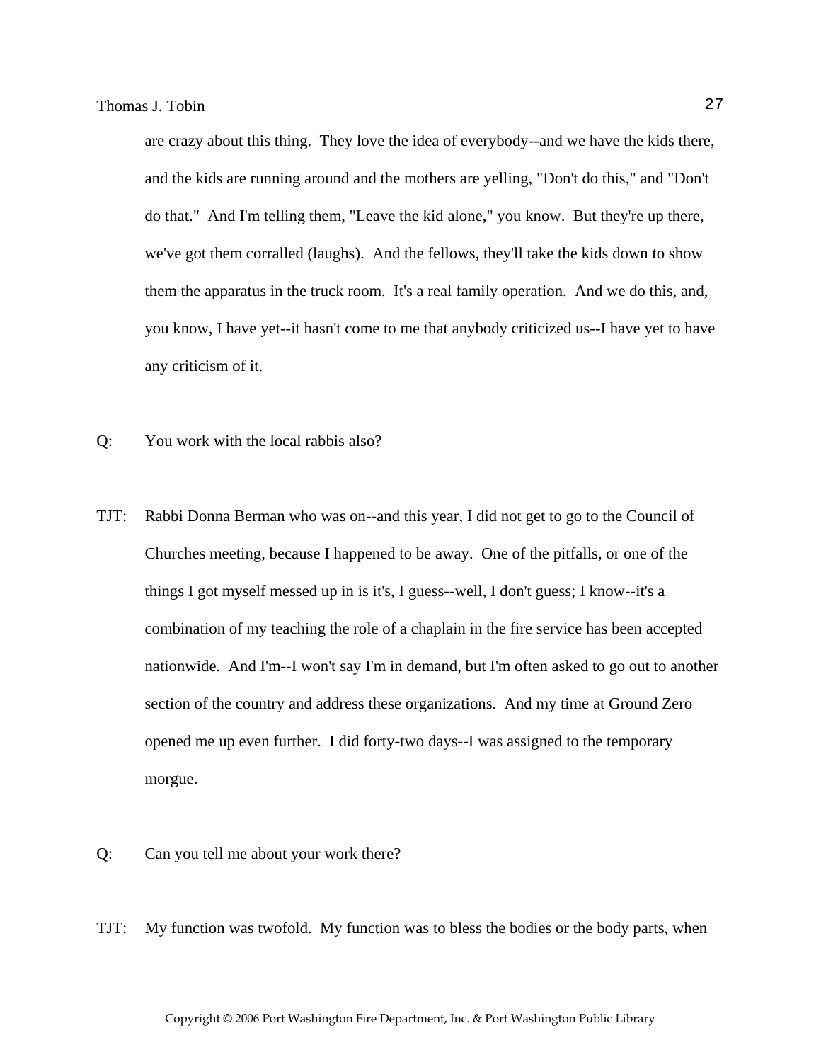are crazy about this thing. They love the idea of everybody--and we have the kids there, and the kids are running around and the mothers are yelling, "Don't do this," and "Don't do that." And I'm telling them, "Leave the kid alone," you know. But they're up there, we've got them corralled (laughs). And the fellows, they'll take the kids down to show them the apparatus in the truck room. It's a real family operation. And we do this, and, you know, I have yet--it hasn't come to me that anybody criticized us--I have yet to have any criticism of it.

Q: You work with the local rabbis also?

TJT: Rabbi Donna Berman who was on--and this year, I did not get to go to the Council of Churches meeting, because I happened to be away. One of the pitfalls, or one of the things I got myself messed up in is it's, I guess--well, I don't guess; I know--it's a combination of my teaching the role of a chaplain in the fire service has been accepted nationwide. And I'm--I won't say I'm in demand, but I'm often asked to go out to another section of the country and address these organizations. And my time at Ground Zero opened me up even further. I did forty-two days--I was assigned to the temporary morgue.

Q: Can you tell me about your work there?

TJT: My function was twofold. My function was to bless the bodies or the body parts, when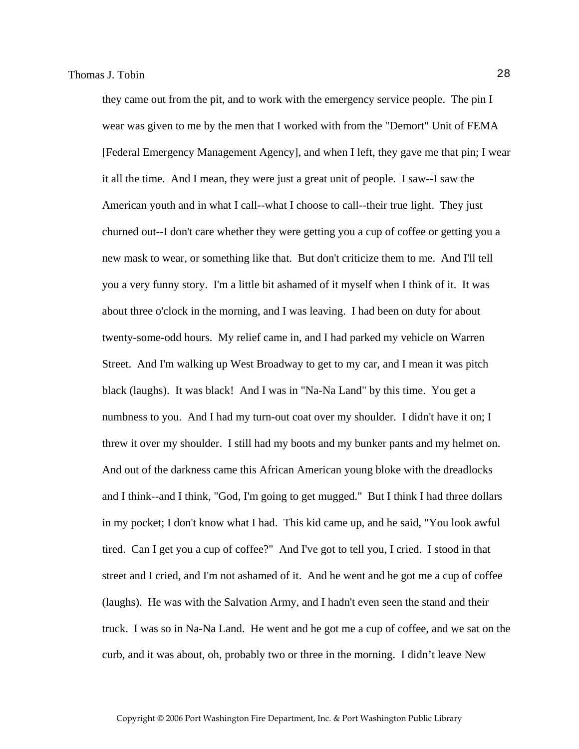they came out from the pit, and to work with the emergency service people. The pin I wear was given to me by the men that I worked with from the "Demort" Unit of FEMA [Federal Emergency Management Agency], and when I left, they gave me that pin; I wear it all the time. And I mean, they were just a great unit of people. I saw--I saw the American youth and in what I call--what I choose to call--their true light. They just churned out--I don't care whether they were getting you a cup of coffee or getting you a new mask to wear, or something like that. But don't criticize them to me. And I'll tell you a very funny story. I'm a little bit ashamed of it myself when I think of it. It was about three o'clock in the morning, and I was leaving. I had been on duty for about twenty-some-odd hours. My relief came in, and I had parked my vehicle on Warren Street. And I'm walking up West Broadway to get to my car, and I mean it was pitch black (laughs). It was black! And I was in "Na-Na Land" by this time. You get a numbness to you. And I had my turn-out coat over my shoulder. I didn't have it on; I threw it over my shoulder. I still had my boots and my bunker pants and my helmet on. And out of the darkness came this African American young bloke with the dreadlocks and I think--and I think, "God, I'm going to get mugged." But I think I had three dollars in my pocket; I don't know what I had. This kid came up, and he said, "You look awful tired. Can I get you a cup of coffee?" And I've got to tell you, I cried. I stood in that street and I cried, and I'm not ashamed of it. And he went and he got me a cup of coffee (laughs). He was with the Salvation Army, and I hadn't even seen the stand and their truck. I was so in Na-Na Land. He went and he got me a cup of coffee, and we sat on the curb, and it was about, oh, probably two or three in the morning. I didn't leave New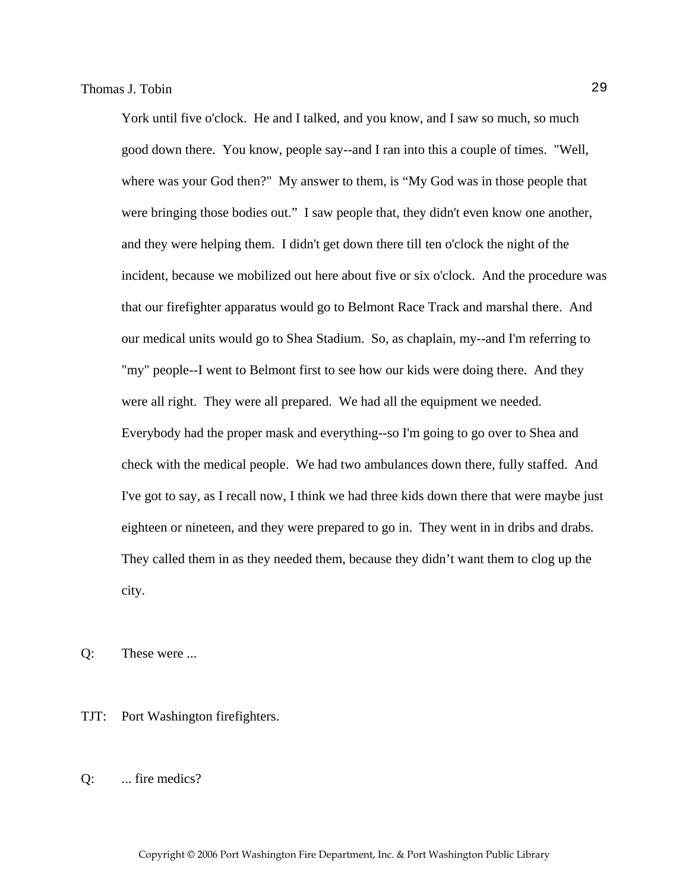York until five o'clock. He and I talked, and you know, and I saw so much, so much good down there. You know, people say--and I ran into this a couple of times. "Well, where was your God then?" My answer to them, is "My God was in those people that were bringing those bodies out." I saw people that, they didn't even know one another, and they were helping them. I didn't get down there till ten o'clock the night of the incident, because we mobilized out here about five or six o'clock. And the procedure was that our firefighter apparatus would go to Belmont Race Track and marshal there. And our medical units would go to Shea Stadium. So, as chaplain, my--and I'm referring to "my" people--I went to Belmont first to see how our kids were doing there. And they were all right. They were all prepared. We had all the equipment we needed. Everybody had the proper mask and everything--so I'm going to go over to Shea and check with the medical people. We had two ambulances down there, fully staffed. And I've got to say, as I recall now, I think we had three kids down there that were maybe just eighteen or nineteen, and they were prepared to go in. They went in in dribs and drabs. They called them in as they needed them, because they didn't want them to clog up the city.

Q: These were ...

TJT: Port Washington firefighters.

Q: ... fire medics?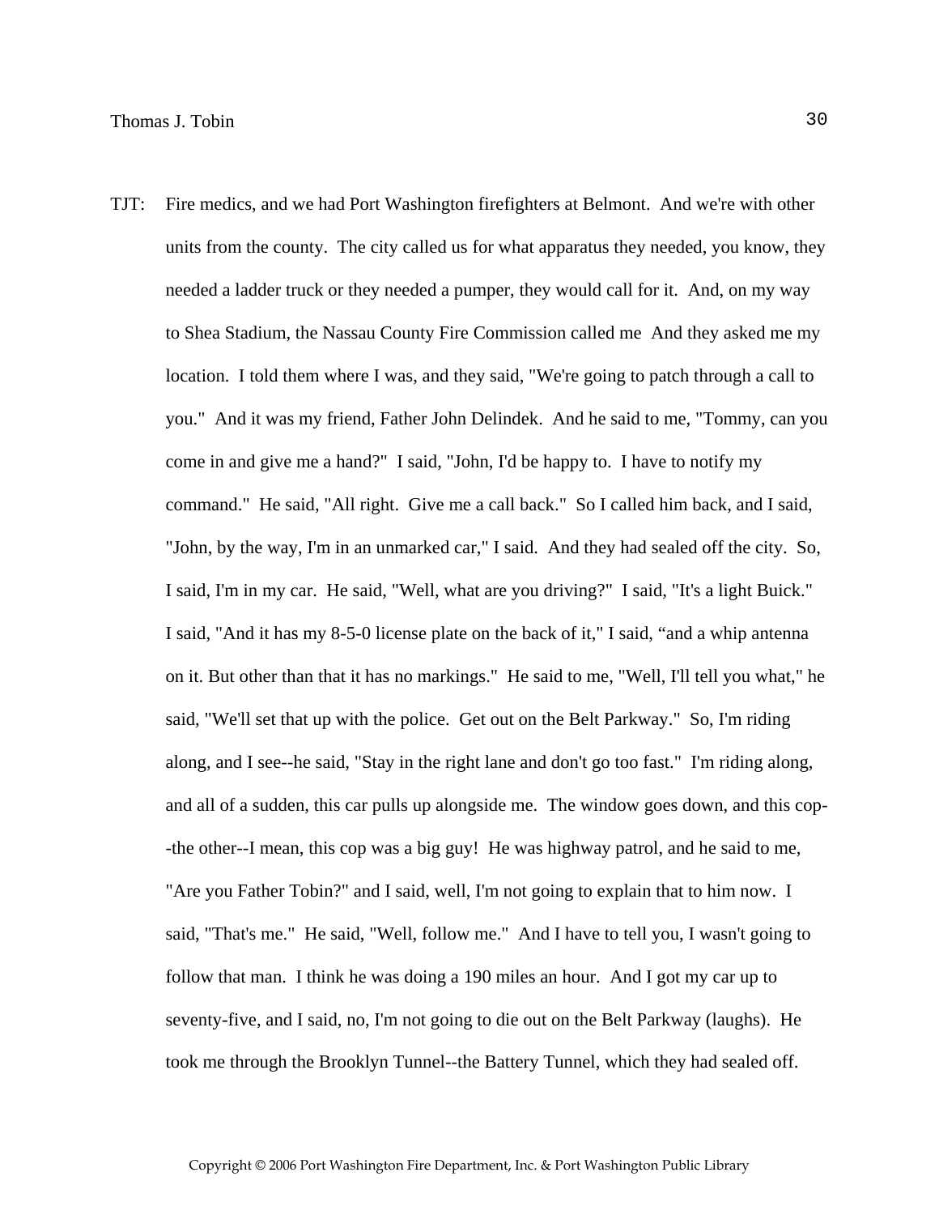TJT: Fire medics, and we had Port Washington firefighters at Belmont. And we're with other units from the county. The city called us for what apparatus they needed, you know, they needed a ladder truck or they needed a pumper, they would call for it. And, on my way to Shea Stadium, the Nassau County Fire Commission called me And they asked me my location. I told them where I was, and they said, "We're going to patch through a call to you." And it was my friend, Father John Delindek. And he said to me, "Tommy, can you come in and give me a hand?" I said, "John, I'd be happy to. I have to notify my command." He said, "All right. Give me a call back." So I called him back, and I said, "John, by the way, I'm in an unmarked car," I said. And they had sealed off the city. So, I said, I'm in my car. He said, "Well, what are you driving?" I said, "It's a light Buick." I said, "And it has my 8-5-0 license plate on the back of it," I said, "and a whip antenna on it. But other than that it has no markings." He said to me, "Well, I'll tell you what," he said, "We'll set that up with the police. Get out on the Belt Parkway." So, I'm riding along, and I see--he said, "Stay in the right lane and don't go too fast." I'm riding along, and all of a sudden, this car pulls up alongside me. The window goes down, and this cop--the other--I mean, this cop was a big guy! He was highway patrol, and he said to me, "Are you Father Tobin?" and I said, well, I'm not going to explain that to him now. I said, "That's me." He said, "Well, follow me." And I have to tell you, I wasn't going to follow that man. I think he was doing a 190 miles an hour. And I got my car up to seventy-five, and I said, no, I'm not going to die out on the Belt Parkway (laughs). He took me through the Brooklyn Tunnel--the Battery Tunnel, which they had sealed off.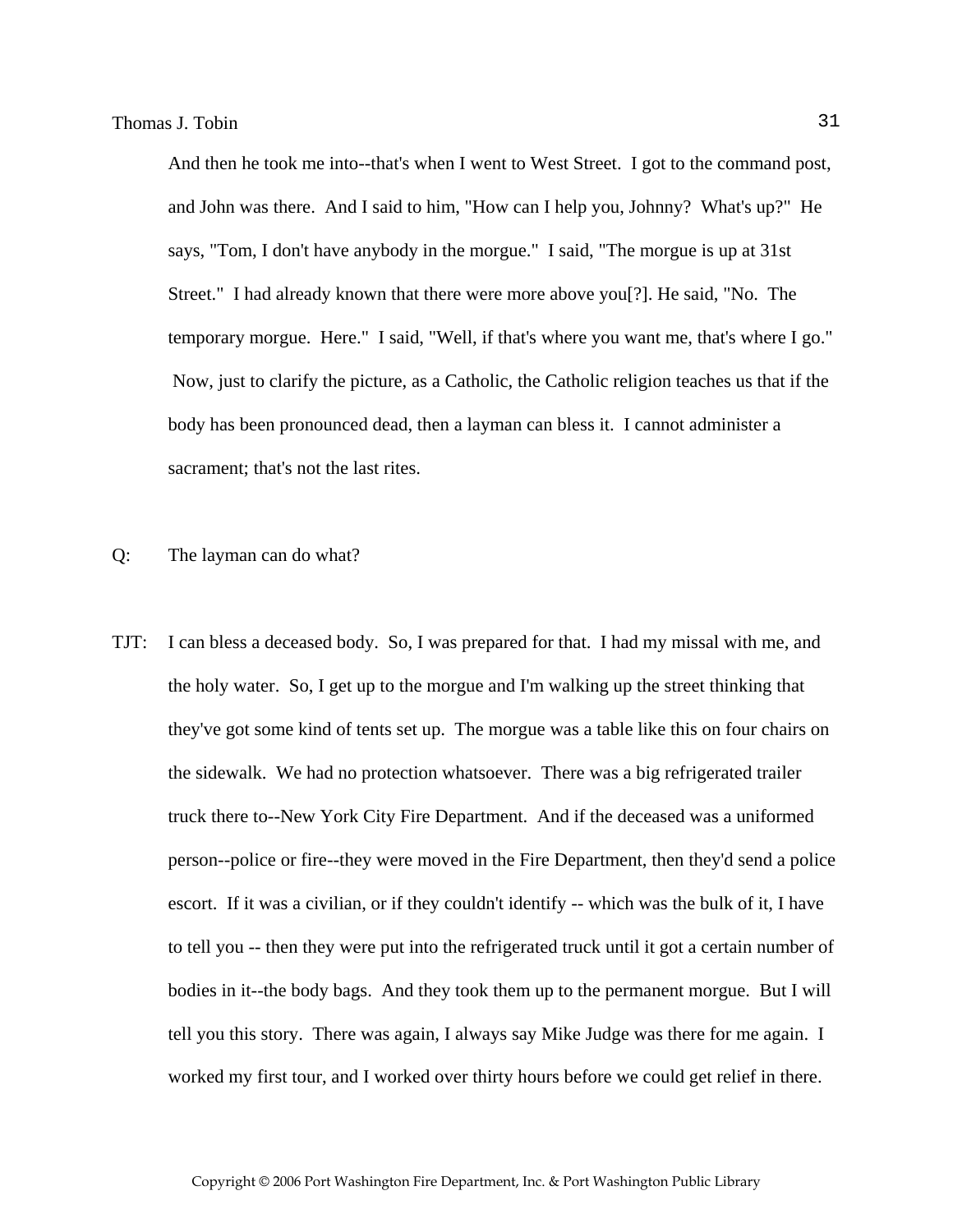And then he took me into--that's when I went to West Street. I got to the command post, and John was there. And I said to him, "How can I help you, Johnny? What's up?" He says, "Tom, I don't have anybody in the morgue." I said, "The morgue is up at 31st Street." I had already known that there were more above you[?]. He said, "No. The temporary morgue. Here." I said, "Well, if that's where you want me, that's where I go." Now, just to clarify the picture, as a Catholic, the Catholic religion teaches us that if the body has been pronounced dead, then a layman can bless it. I cannot administer a sacrament; that's not the last rites.

Q: The layman can do what?

TJT: I can bless a deceased body. So, I was prepared for that. I had my missal with me, and the holy water. So, I get up to the morgue and I'm walking up the street thinking that they've got some kind of tents set up. The morgue was a table like this on four chairs on the sidewalk. We had no protection whatsoever. There was a big refrigerated trailer truck there to--New York City Fire Department. And if the deceased was a uniformed person--police or fire--they were moved in the Fire Department, then they'd send a police escort. If it was a civilian, or if they couldn't identify -- which was the bulk of it, I have to tell you -- then they were put into the refrigerated truck until it got a certain number of bodies in it--the body bags. And they took them up to the permanent morgue. But I will tell you this story. There was again, I always say Mike Judge was there for me again. I worked my first tour, and I worked over thirty hours before we could get relief in there.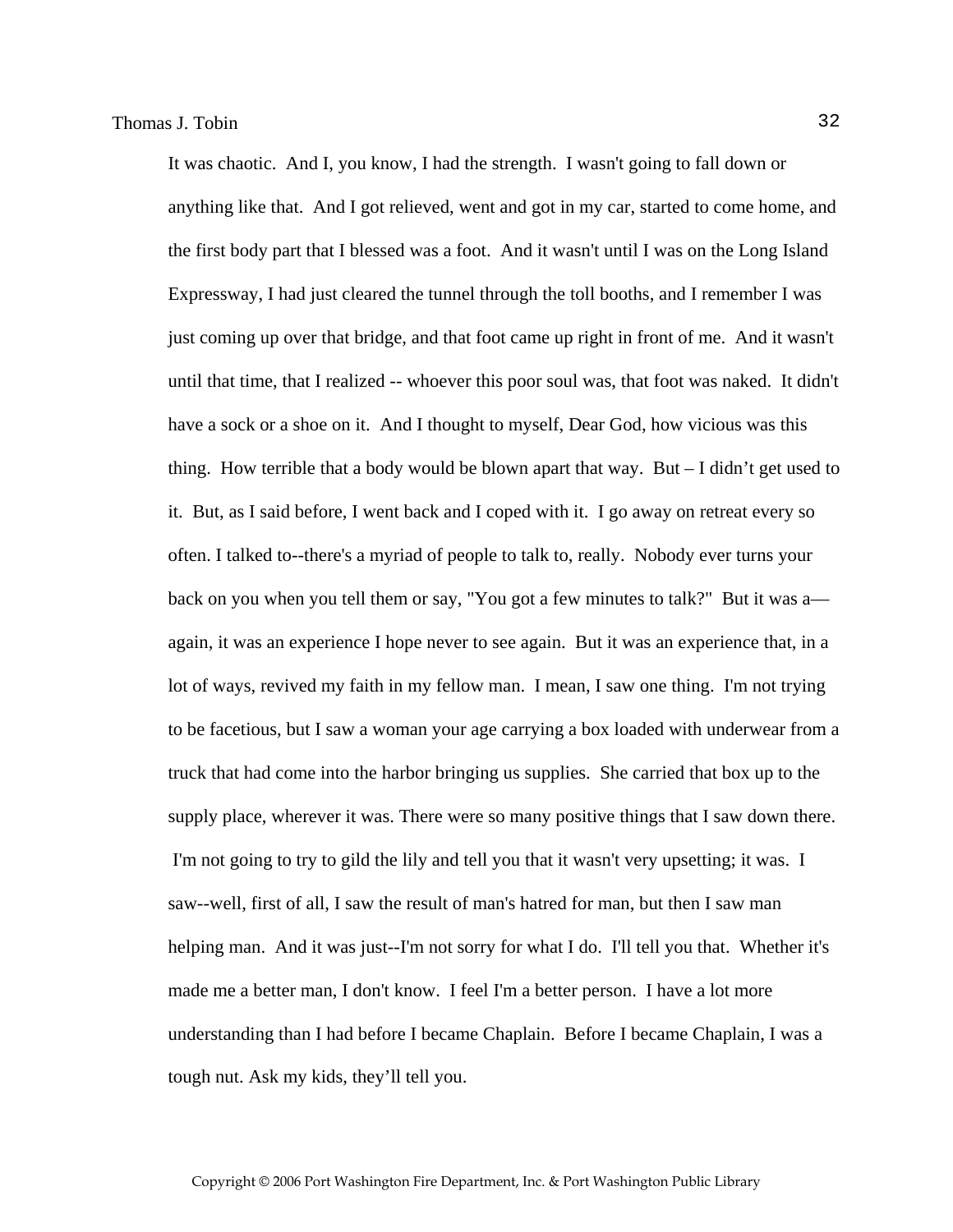It was chaotic. And I, you know, I had the strength. I wasn't going to fall down or anything like that. And I got relieved, went and got in my car, started to come home, and the first body part that I blessed was a foot. And it wasn't until I was on the Long Island Expressway, I had just cleared the tunnel through the toll booths, and I remember I was just coming up over that bridge, and that foot came up right in front of me. And it wasn't until that time, that I realized -- whoever this poor soul was, that foot was naked. It didn't have a sock or a shoe on it. And I thought to myself, Dear God, how vicious was this thing. How terrible that a body would be blown apart that way. But – I didn't get used to it. But, as I said before, I went back and I coped with it. I go away on retreat every so often. I talked to--there's a myriad of people to talk to, really. Nobody ever turns your back on you when you tell them or say, "You got a few minutes to talk?" But it was a—again, it was an experience I hope never to see again. But it was an experience that, in a lot of ways, revived my faith in my fellow man. I mean, I saw one thing. I'm not trying to be facetious, but I saw a woman your age carrying a box loaded with underwear from a truck that had come into the harbor bringing us supplies. She carried that box up to the supply place, wherever it was. There were so many positive things that I saw down there. I'm not going to try to gild the lily and tell you that it wasn't very upsetting; it was. I saw--well, first of all, I saw the result of man's hatred for man, but then I saw man helping man. And it was just--I'm not sorry for what I do. I'll tell you that. Whether it's made me a better man, I don't know. I feel I'm a better person. I have a lot more understanding than I had before I became Chaplain. Before I became Chaplain, I was a tough nut. Ask my kids, they'll tell you.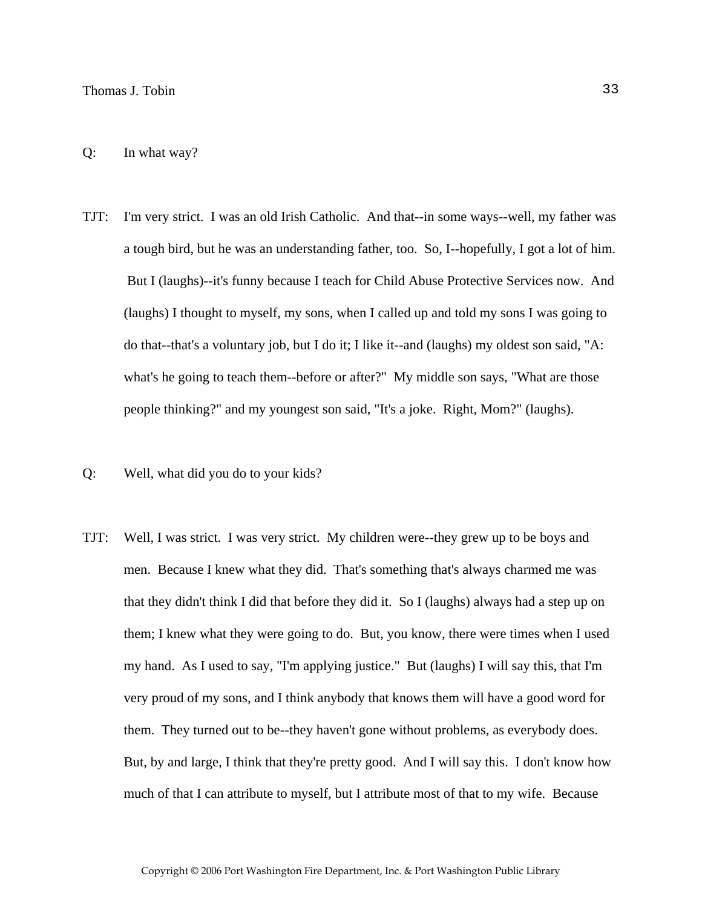Q: In what way?

TJT: I'm very strict. I was an old Irish Catholic. And that--in some ways--well, my father was a tough bird, but he was an understanding father, too. So, I--hopefully, I got a lot of him. But I (laughs)--it's funny because I teach for Child Abuse Protective Services now. And (laughs) I thought to myself, my sons, when I called up and told my sons I was going to do that--that's a voluntary job, but I do it; I like it--and (laughs) my oldest son said, "A: what's he going to teach them--before or after?" My middle son says, "What are those people thinking?" and my youngest son said, "It's a joke. Right, Mom?" (laughs).

Q: Well, what did you do to your kids?

TJT: Well, I was strict. I was very strict. My children were--they grew up to be boys and men. Because I knew what they did. That's something that's always charmed me was that they didn't think I did that before they did it. So I (laughs) always had a step up on them; I knew what they were going to do. But, you know, there were times when I used my hand. As I used to say, "I'm applying justice." But (laughs) I will say this, that I'm very proud of my sons, and I think anybody that knows them will have a good word for them. They turned out to be--they haven't gone without problems, as everybody does. But, by and large, I think that they're pretty good. And I will say this. I don't know how much of that I can attribute to myself, but I attribute most of that to my wife. Because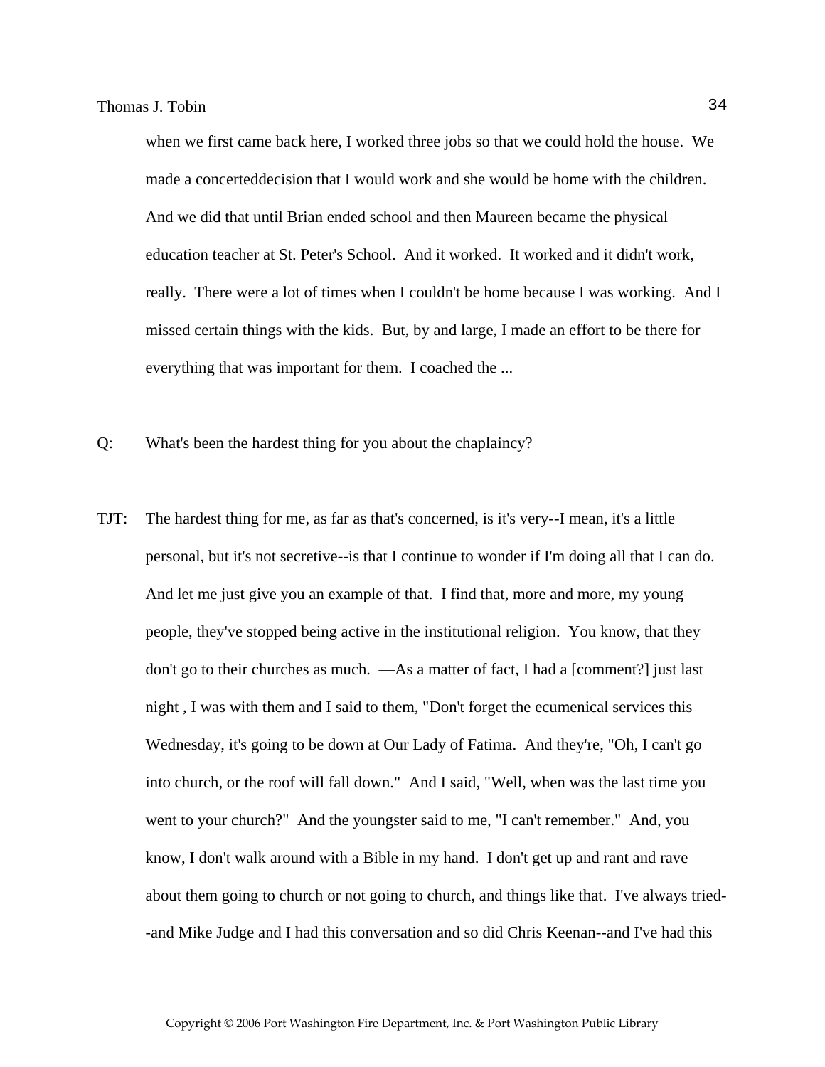when we first came back here, I worked three jobs so that we could hold the house. We made a concerteddecision that I would work and she would be home with the children. And we did that until Brian ended school and then Maureen became the physical education teacher at St. Peter's School. And it worked. It worked and it didn't work, really. There were a lot of times when I couldn't be home because I was working. And I missed certain things with the kids. But, by and large, I made an effort to be there for everything that was important for them. I coached the ...

Q: What's been the hardest thing for you about the chaplaincy?

TJT: The hardest thing for me, as far as that's concerned, is it's very--I mean, it's a little personal, but it's not secretive--is that I continue to wonder if I'm doing all that I can do. And let me just give you an example of that. I find that, more and more, my young people, they've stopped being active in the institutional religion. You know, that they don't go to their churches as much. —As a matter of fact, I had a [comment?] just last night , I was with them and I said to them, "Don't forget the ecumenical services this Wednesday, it's going to be down at Our Lady of Fatima. And they're, "Oh, I can't go into church, or the roof will fall down." And I said, "Well, when was the last time you went to your church?" And the youngster said to me, "I can't remember." And, you know, I don't walk around with a Bible in my hand. I don't get up and rant and rave about them going to church or not going to church, and things like that. I've always tried--and Mike Judge and I had this conversation and so did Chris Keenan--and I've had this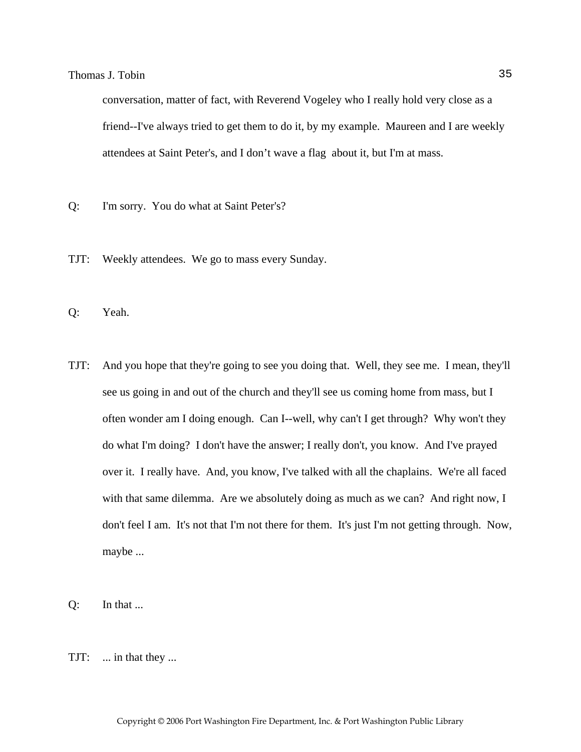conversation, matter of fact, with Reverend Vogeley who I really hold very close as a friend--I've always tried to get them to do it, by my example. Maureen and I are weekly attendees at Saint Peter's, and I don't wave a flag about it, but I'm at mass.

Q: I'm sorry. You do what at Saint Peter's?

TJT: Weekly attendees. We go to mass every Sunday.

Q: Yeah.

TJT: And you hope that they're going to see you doing that. Well, they see me. I mean, they'll see us going in and out of the church and they'll see us coming home from mass, but I often wonder am I doing enough. Can I--well, why can't I get through? Why won't they do what I'm doing? I don't have the answer; I really don't, you know. And I've prayed over it. I really have. And, you know, I've talked with all the chaplains. We're all faced with that same dilemma. Are we absolutely doing as much as we can? And right now, I don't feel I am. It's not that I'm not there for them. It's just I'm not getting through. Now, maybe ...

Q: In that ...

TJT: ... in that they ...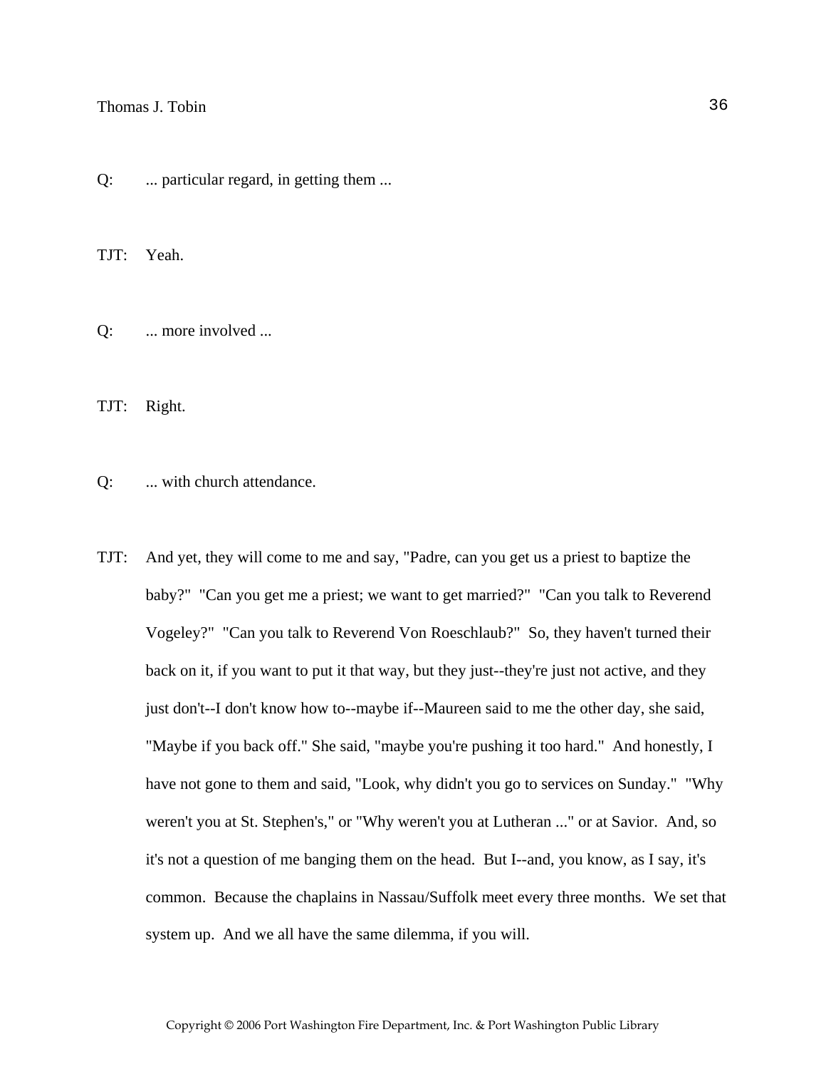Q: ... particular regard, in getting them ...

TJT: Yeah.

Q: ... more involved ...

TJT: Right.

Q: ... with church attendance.

TJT: And yet, they will come to me and say, "Padre, can you get us a priest to baptize the baby?" "Can you get me a priest; we want to get married?" "Can you talk to Reverend Vogeley?" "Can you talk to Reverend Von Roeschlaub?" So, they haven't turned their back on it, if you want to put it that way, but they just--they're just not active, and they just don't--I don't know how to--maybe if--Maureen said to me the other day, she said, "Maybe if you back off." She said, "maybe you're pushing it too hard." And honestly, I have not gone to them and said, "Look, why didn't you go to services on Sunday." "Why weren't you at St. Stephen's," or "Why weren't you at Lutheran ..." or at Savior. And, so it's not a question of me banging them on the head. But I--and, you know, as I say, it's common. Because the chaplains in Nassau/Suffolk meet every three months. We set that system up. And we all have the same dilemma, if you will.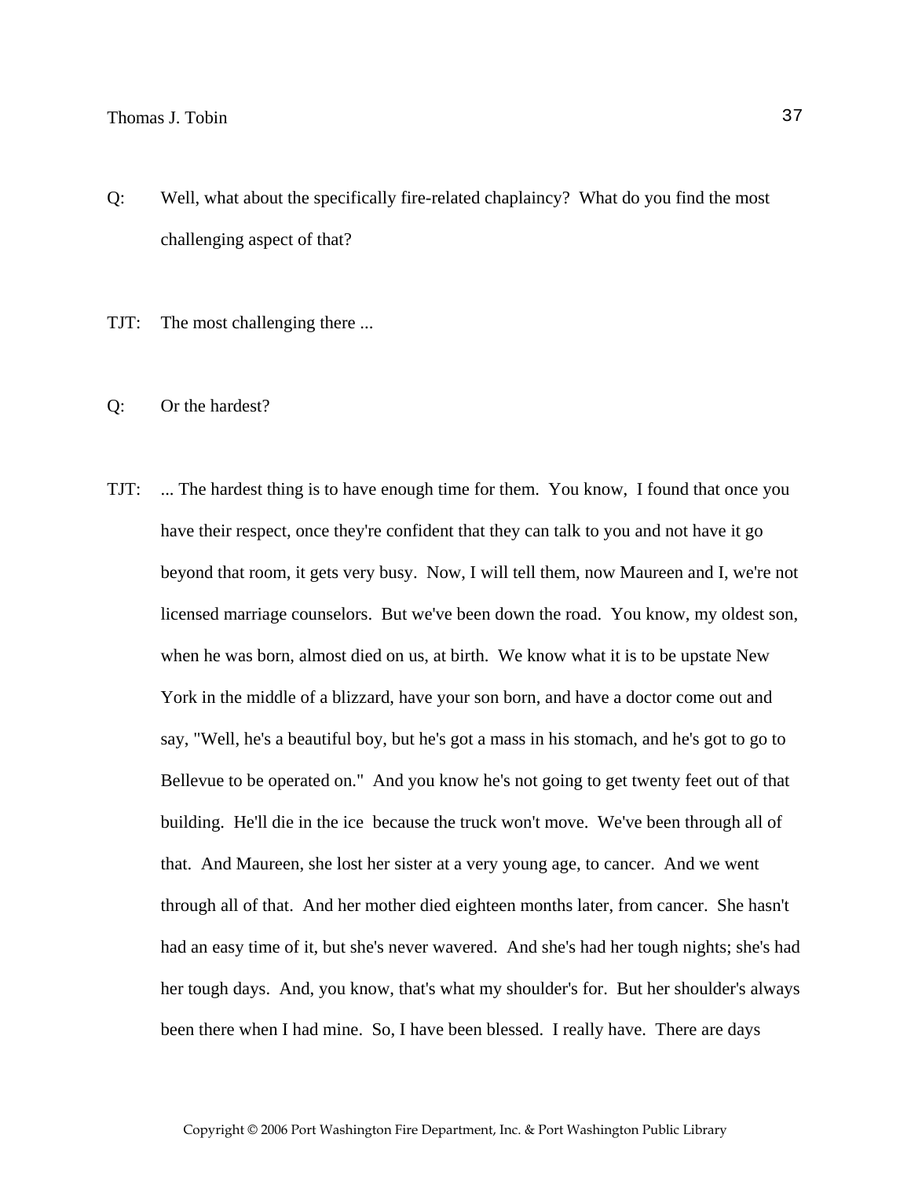Q: Well, what about the specifically fire-related chaplaincy? What do you find the most challenging aspect of that?

TJT: The most challenging there ...

Q: Or the hardest?

TJT: ... The hardest thing is to have enough time for them. You know, I found that once you have their respect, once they're confident that they can talk to you and not have it go beyond that room, it gets very busy. Now, I will tell them, now Maureen and I, we're not licensed marriage counselors. But we've been down the road. You know, my oldest son, when he was born, almost died on us, at birth. We know what it is to be upstate New York in the middle of a blizzard, have your son born, and have a doctor come out and say, "Well, he's a beautiful boy, but he's got a mass in his stomach, and he's got to go to Bellevue to be operated on." And you know he's not going to get twenty feet out of that building. He'll die in the ice because the truck won't move. We've been through all of that. And Maureen, she lost her sister at a very young age, to cancer. And we went through all of that. And her mother died eighteen months later, from cancer. She hasn't had an easy time of it, but she's never wavered. And she's had her tough nights; she's had her tough days. And, you know, that's what my shoulder's for. But her shoulder's always been there when I had mine. So, I have been blessed. I really have. There are days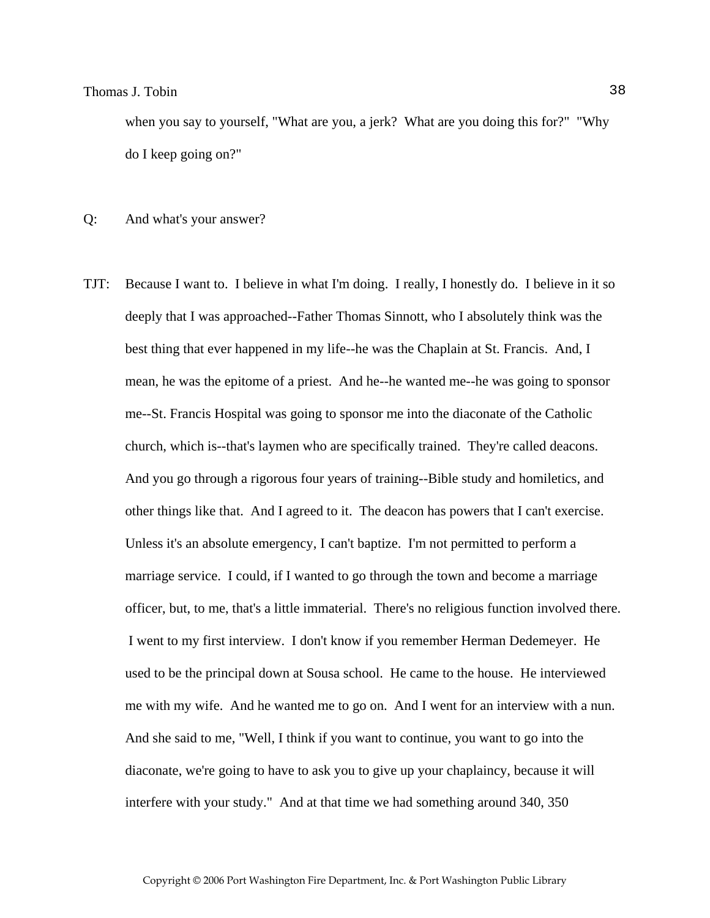when you say to yourself, "What are you, a jerk? What are you doing this for?" "Why do I keep going on?"

Q: And what's your answer?

TJT: Because I want to. I believe in what I'm doing. I really, I honestly do. I believe in it so deeply that I was approached--Father Thomas Sinnott, who I absolutely think was the best thing that ever happened in my life--he was the Chaplain at St. Francis. And, I mean, he was the epitome of a priest. And he--he wanted me--he was going to sponsor me--St. Francis Hospital was going to sponsor me into the diaconate of the Catholic church, which is--that's laymen who are specifically trained. They're called deacons. And you go through a rigorous four years of training--Bible study and homiletics, and other things like that. And I agreed to it. The deacon has powers that I can't exercise. Unless it's an absolute emergency, I can't baptize. I'm not permitted to perform a marriage service. I could, if I wanted to go through the town and become a marriage officer, but, to me, that's a little immaterial. There's no religious function involved there. I went to my first interview. I don't know if you remember Herman Dedemeyer. He used to be the principal down at Sousa school. He came to the house. He interviewed me with my wife. And he wanted me to go on. And I went for an interview with a nun. And she said to me, "Well, I think if you want to continue, you want to go into the diaconate, we're going to have to ask you to give up your chaplaincy, because it will interfere with your study." And at that time we had something around 340, 350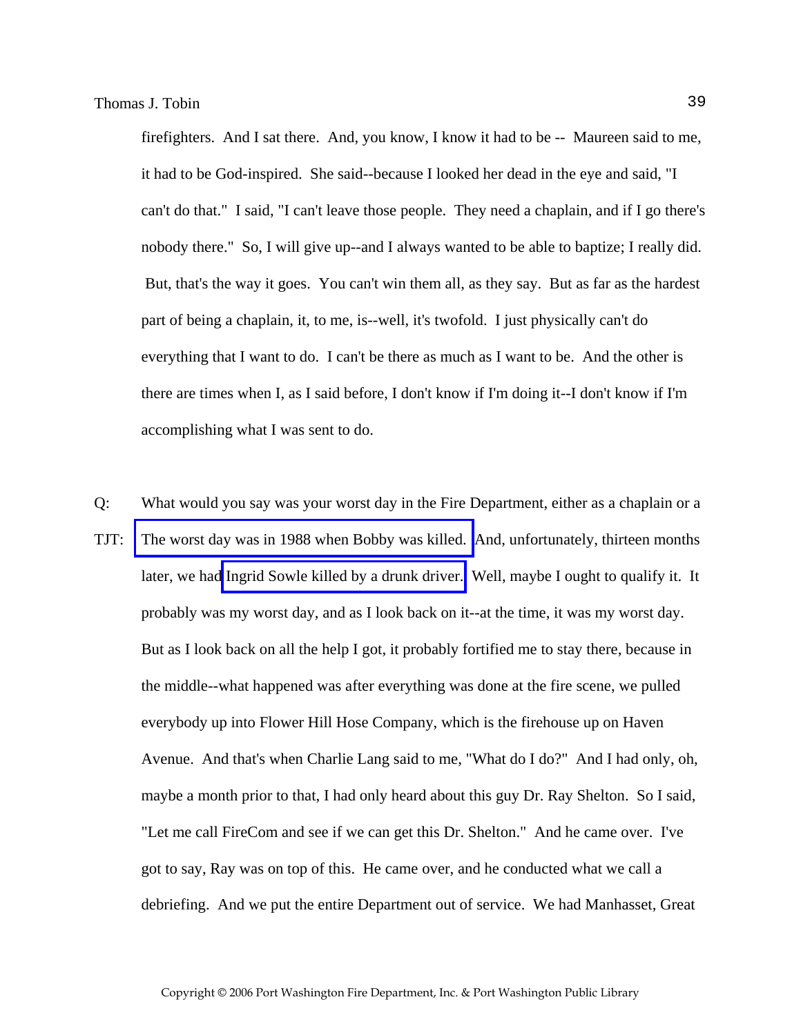firefighters. And I sat there. And, you know, I know it had to be -- Maureen said to me, it had to be God-inspired. She said--because I looked her dead in the eye and said, "I can't do that." I said, "I can't leave those people. They need a chaplain, and if I go there's nobody there." So, I will give up--and I always wanted to be able to baptize; I really did. But, that's the way it goes. You can't win them all, as they say. But as far as the hardest part of being a chaplain, it, to me, is--well, it's twofold. I just physically can't do everything that I want to do. I can't be there as much as I want to be. And the other is there are times when I, as I said before, I don't know if I'm doing it--I don't know if I'm accomplishing what I was sent to do.

Q: What would you say was your worst day in the Fire Department, either as a chaplain or a

TJT: The worst day was in 1988 when Bobby was killed. And, unfortunately, thirteen months later, we had Ingrid Sowle killed by a drunk driver. Well, maybe I ought to qualify it. It probably was my worst day, and as I look back on it--at the time, it was my worst day. But as I look back on all the help I got, it probably fortified me to stay there, because in the middle--what happened was after everything was done at the fire scene, we pulled everybody up into Flower Hill Hose Company, which is the firehouse up on Haven Avenue. And that's when Charlie Lang said to me, "What do I do?" And I had only, oh, maybe a month prior to that, I had only heard about this guy Dr. Ray Shelton. So I said, "Let me call FireCom and see if we can get this Dr. Shelton." And he came over. I've got to say, Ray was on top of this. He came over, and he conducted what we call a debriefing. And we put the entire Department out of service. We had Manhasset, Great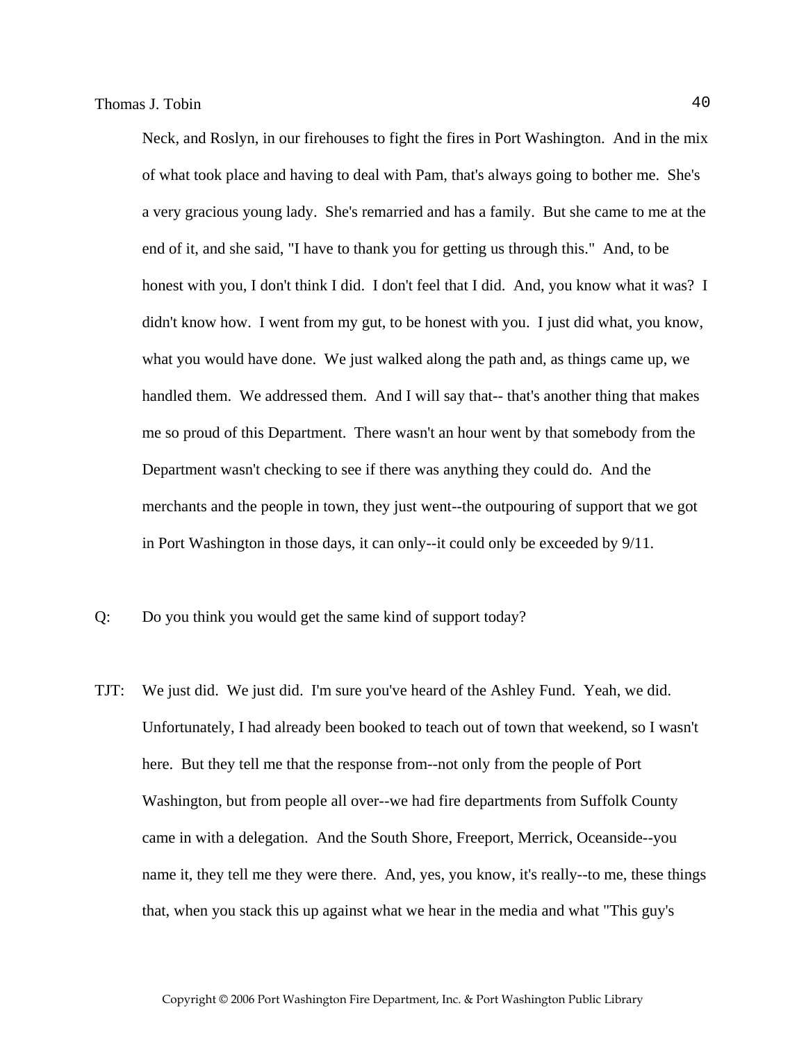Neck, and Roslyn, in our firehouses to fight the fires in Port Washington. And in the mix of what took place and having to deal with Pam, that's always going to bother me. She's a very gracious young lady. She's remarried and has a family. But she came to me at the end of it, and she said, "I have to thank you for getting us through this." And, to be honest with you, I don't think I did. I don't feel that I did. And, you know what it was? I didn't know how. I went from my gut, to be honest with you. I just did what, you know, what you would have done. We just walked along the path and, as things came up, we handled them. We addressed them. And I will say that-- that's another thing that makes me so proud of this Department. There wasn't an hour went by that somebody from the Department wasn't checking to see if there was anything they could do. And the merchants and the people in town, they just went--the outpouring of support that we got in Port Washington in those days, it can only--it could only be exceeded by 9/11.

Q: Do you think you would get the same kind of support today?

TJT: We just did. We just did. I'm sure you've heard of the Ashley Fund. Yeah, we did. Unfortunately, I had already been booked to teach out of town that weekend, so I wasn't here. But they tell me that the response from--not only from the people of Port Washington, but from people all over--we had fire departments from Suffolk County came in with a delegation. And the South Shore, Freeport, Merrick, Oceanside--you name it, they tell me they were there. And, yes, you know, it's really--to me, these things that, when you stack this up against what we hear in the media and what "This guy's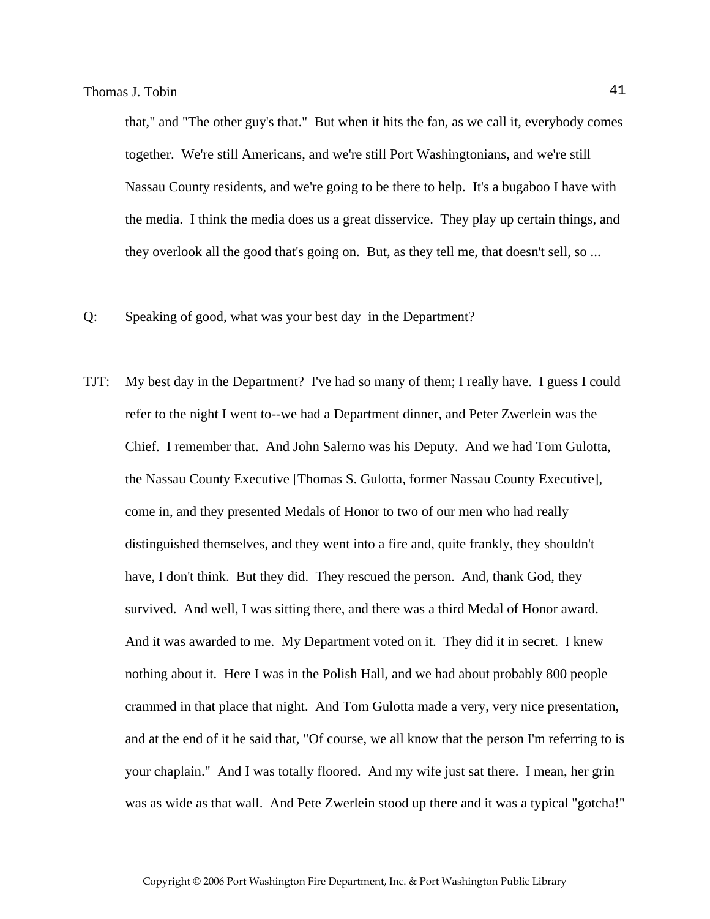that," and "The other guy's that." But when it hits the fan, as we call it, everybody comes together. We're still Americans, and we're still Port Washingtonians, and we're still Nassau County residents, and we're going to be there to help. It's a bugaboo I have with the media. I think the media does us a great disservice. They play up certain things, and they overlook all the good that's going on. But, as they tell me, that doesn't sell, so ...

Q: Speaking of good, what was your best day in the Department?

TJT: My best day in the Department? I've had so many of them; I really have. I guess I could refer to the night I went to--we had a Department dinner, and Peter Zwerlein was the Chief. I remember that. And John Salerno was his Deputy. And we had Tom Gulotta, the Nassau County Executive [Thomas S. Gulotta, former Nassau County Executive], come in, and they presented Medals of Honor to two of our men who had really distinguished themselves, and they went into a fire and, quite frankly, they shouldn't have, I don't think. But they did. They rescued the person. And, thank God, they survived. And well, I was sitting there, and there was a third Medal of Honor award. And it was awarded to me. My Department voted on it. They did it in secret. I knew nothing about it. Here I was in the Polish Hall, and we had about probably 800 people crammed in that place that night. And Tom Gulotta made a very, very nice presentation, and at the end of it he said that, "Of course, we all know that the person I'm referring to is your chaplain." And I was totally floored. And my wife just sat there. I mean, her grin was as wide as that wall. And Pete Zwerlein stood up there and it was a typical "gotcha!"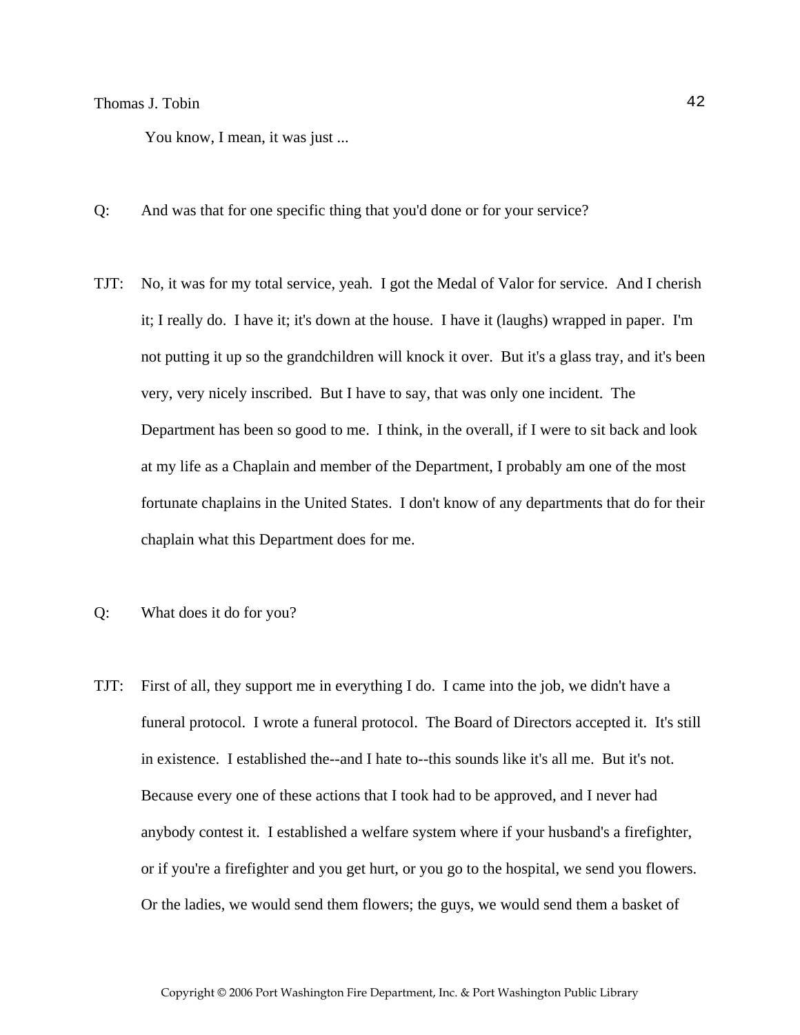You know, I mean, it was just ...

Q: And was that for one specific thing that you'd done or for your service?

TJT: No, it was for my total service, yeah. I got the Medal of Valor for service. And I cherish it; I really do. I have it; it's down at the house. I have it (laughs) wrapped in paper. I'm not putting it up so the grandchildren will knock it over. But it's a glass tray, and it's been very, very nicely inscribed. But I have to say, that was only one incident. The Department has been so good to me. I think, in the overall, if I were to sit back and look at my life as a Chaplain and member of the Department, I probably am one of the most fortunate chaplains in the United States. I don't know of any departments that do for their chaplain what this Department does for me.

Q: What does it do for you?

TJT: First of all, they support me in everything I do. I came into the job, we didn't have a funeral protocol. I wrote a funeral protocol. The Board of Directors accepted it. It's still in existence. I established the--and I hate to--this sounds like it's all me. But it's not. Because every one of these actions that I took had to be approved, and I never had anybody contest it. I established a welfare system where if your husband's a firefighter, or if you're a firefighter and you get hurt, or you go to the hospital, we send you flowers. Or the ladies, we would send them flowers; the guys, we would send them a basket of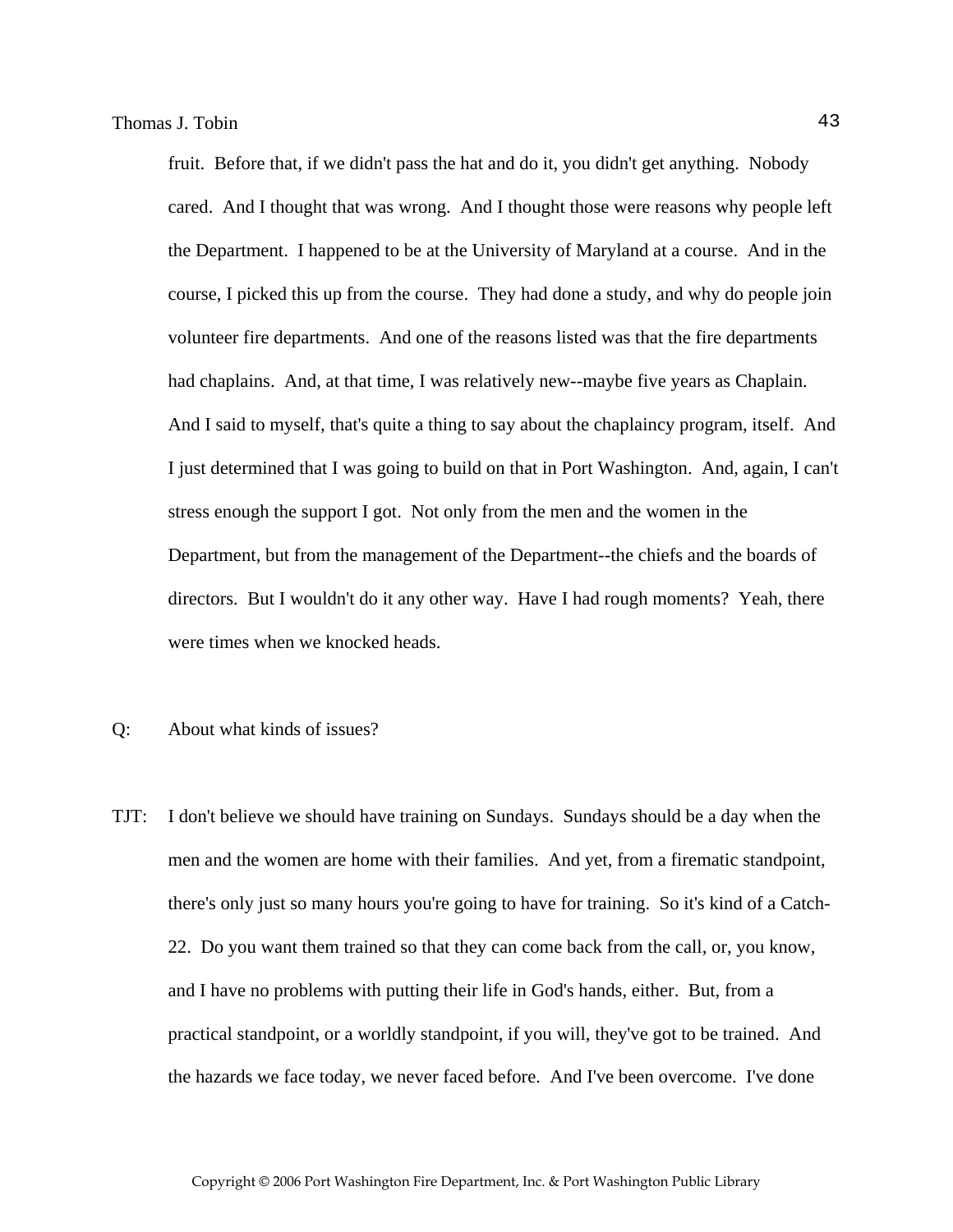fruit. Before that, if we didn't pass the hat and do it, you didn't get anything. Nobody cared. And I thought that was wrong. And I thought those were reasons why people left the Department. I happened to be at the University of Maryland at a course. And in the course, I picked this up from the course. They had done a study, and why do people join volunteer fire departments. And one of the reasons listed was that the fire departments had chaplains. And, at that time, I was relatively new--maybe five years as Chaplain. And I said to myself, that's quite a thing to say about the chaplaincy program, itself. And I just determined that I was going to build on that in Port Washington. And, again, I can't stress enough the support I got. Not only from the men and the women in the Department, but from the management of the Department--the chiefs and the boards of directors. But I wouldn't do it any other way. Have I had rough moments? Yeah, there were times when we knocked heads.

Q: About what kinds of issues?

TJT: I don't believe we should have training on Sundays. Sundays should be a day when the men and the women are home with their families. And yet, from a firematic standpoint, there's only just so many hours you're going to have for training. So it's kind of a Catch-22. Do you want them trained so that they can come back from the call, or, you know, and I have no problems with putting their life in God's hands, either. But, from a practical standpoint, or a worldly standpoint, if you will, they've got to be trained. And the hazards we face today, we never faced before. And I've been overcome. I've done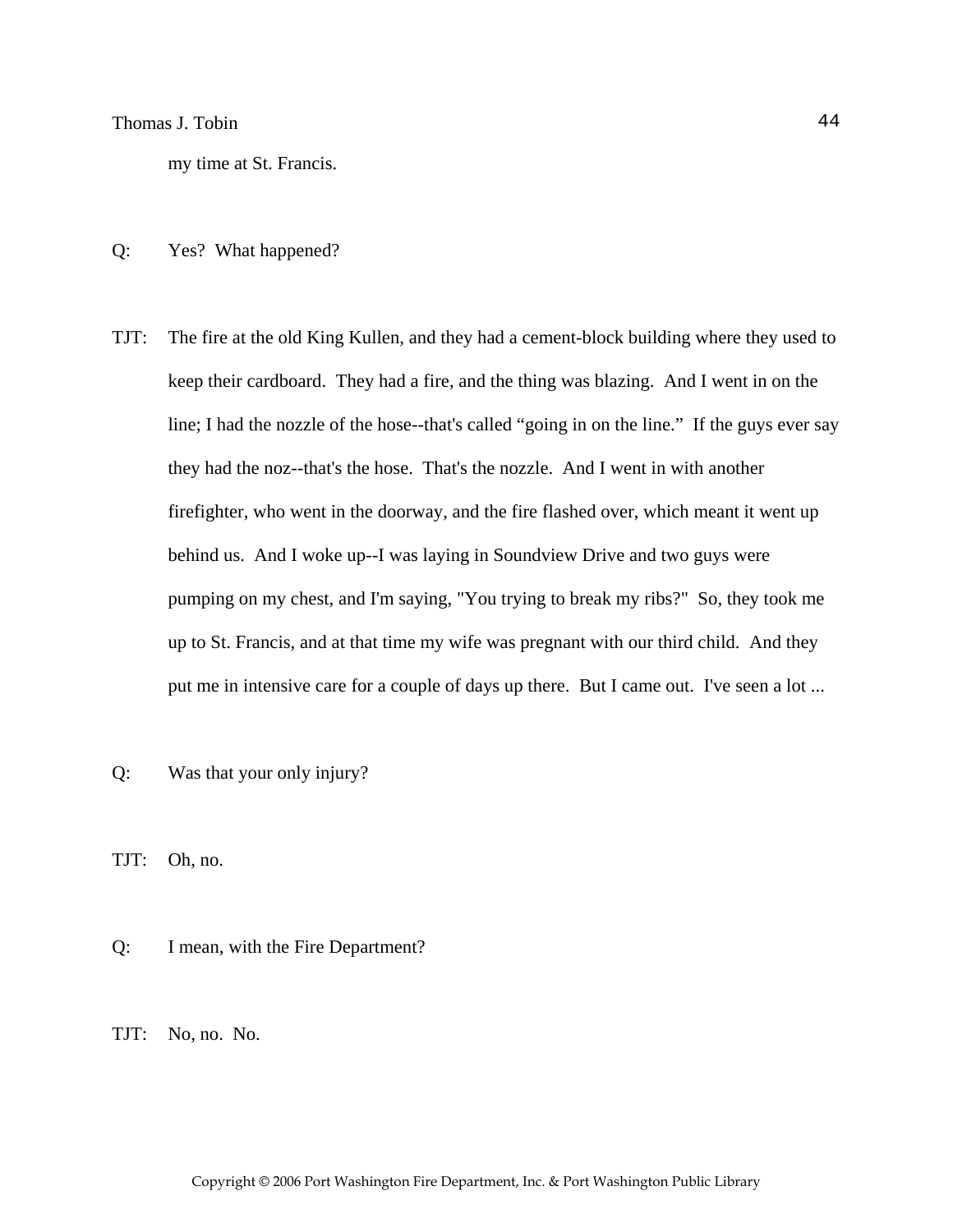my time at St. Francis.

Q: Yes? What happened?

TJT: The fire at the old King Kullen, and they had a cement-block building where they used to keep their cardboard. They had a fire, and the thing was blazing. And I went in on the line; I had the nozzle of the hose--that's called "going in on the line." If the guys ever say they had the noz--that's the hose. That's the nozzle. And I went in with another firefighter, who went in the doorway, and the fire flashed over, which meant it went up behind us. And I woke up--I was laying in Soundview Drive and two guys were pumping on my chest, and I'm saying, "You trying to break my ribs?" So, they took me up to St. Francis, and at that time my wife was pregnant with our third child. And they put me in intensive care for a couple of days up there. But I came out. I've seen a lot ...

Q: Was that your only injury?

TJT: Oh, no.

Q: I mean, with the Fire Department?

TJT: No, no. No.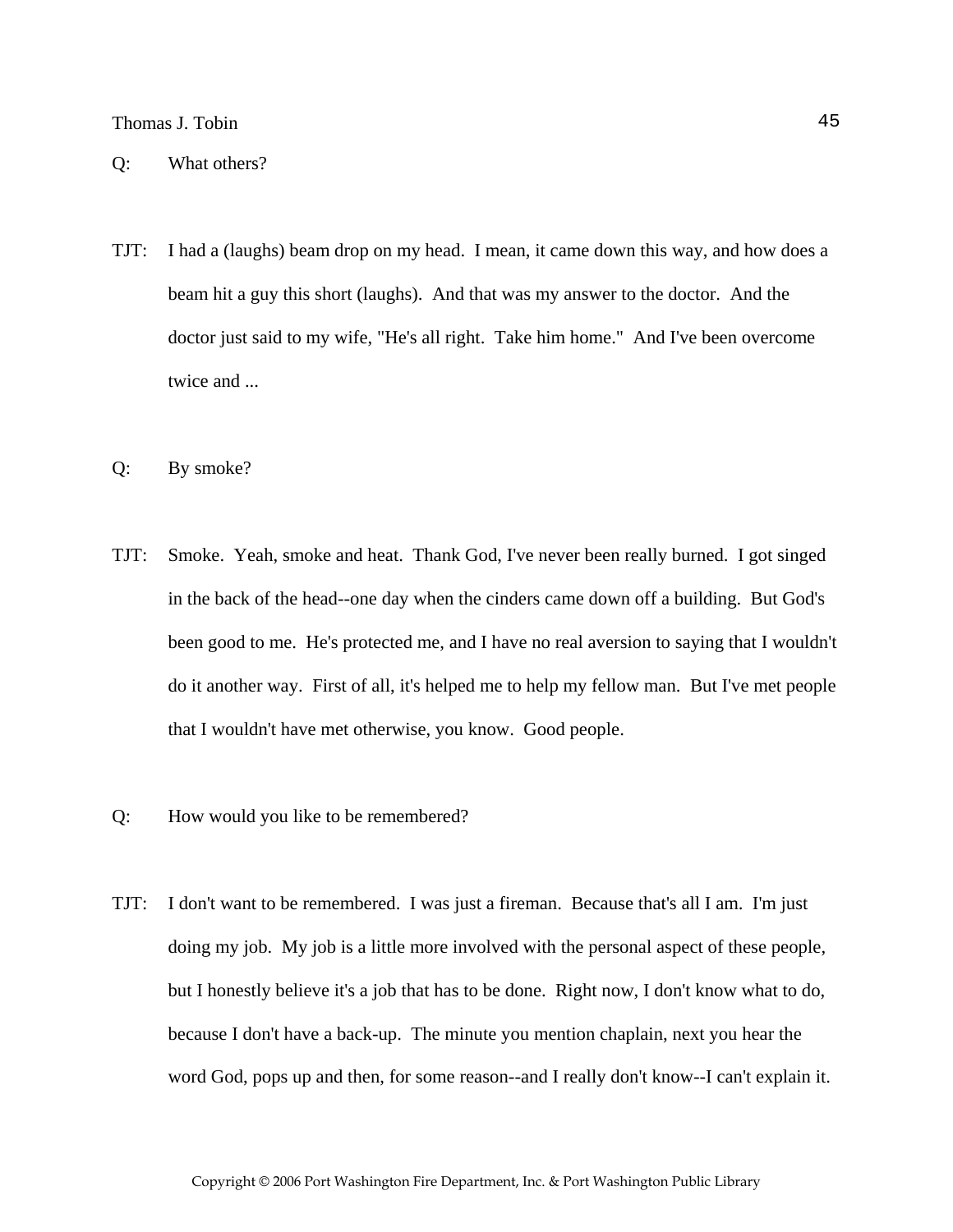Q: What others?

TJT: I had a (laughs) beam drop on my head. I mean, it came down this way, and how does a beam hit a guy this short (laughs). And that was my answer to the doctor. And the doctor just said to my wife, "He's all right. Take him home." And I've been overcome twice and ...

Q: By smoke?

TJT: Smoke. Yeah, smoke and heat. Thank God, I've never been really burned. I got singed in the back of the head--one day when the cinders came down off a building. But God's been good to me. He's protected me, and I have no real aversion to saying that I wouldn't do it another way. First of all, it's helped me to help my fellow man. But I've met people that I wouldn't have met otherwise, you know. Good people.

Q: How would you like to be remembered?

TJT: I don't want to be remembered. I was just a fireman. Because that's all I am. I'm just doing my job. My job is a little more involved with the personal aspect of these people, but I honestly believe it's a job that has to be done. Right now, I don't know what to do, because I don't have a back-up. The minute you mention chaplain, next you hear the word God, pops up and then, for some reason--and I really don't know--I can't explain it.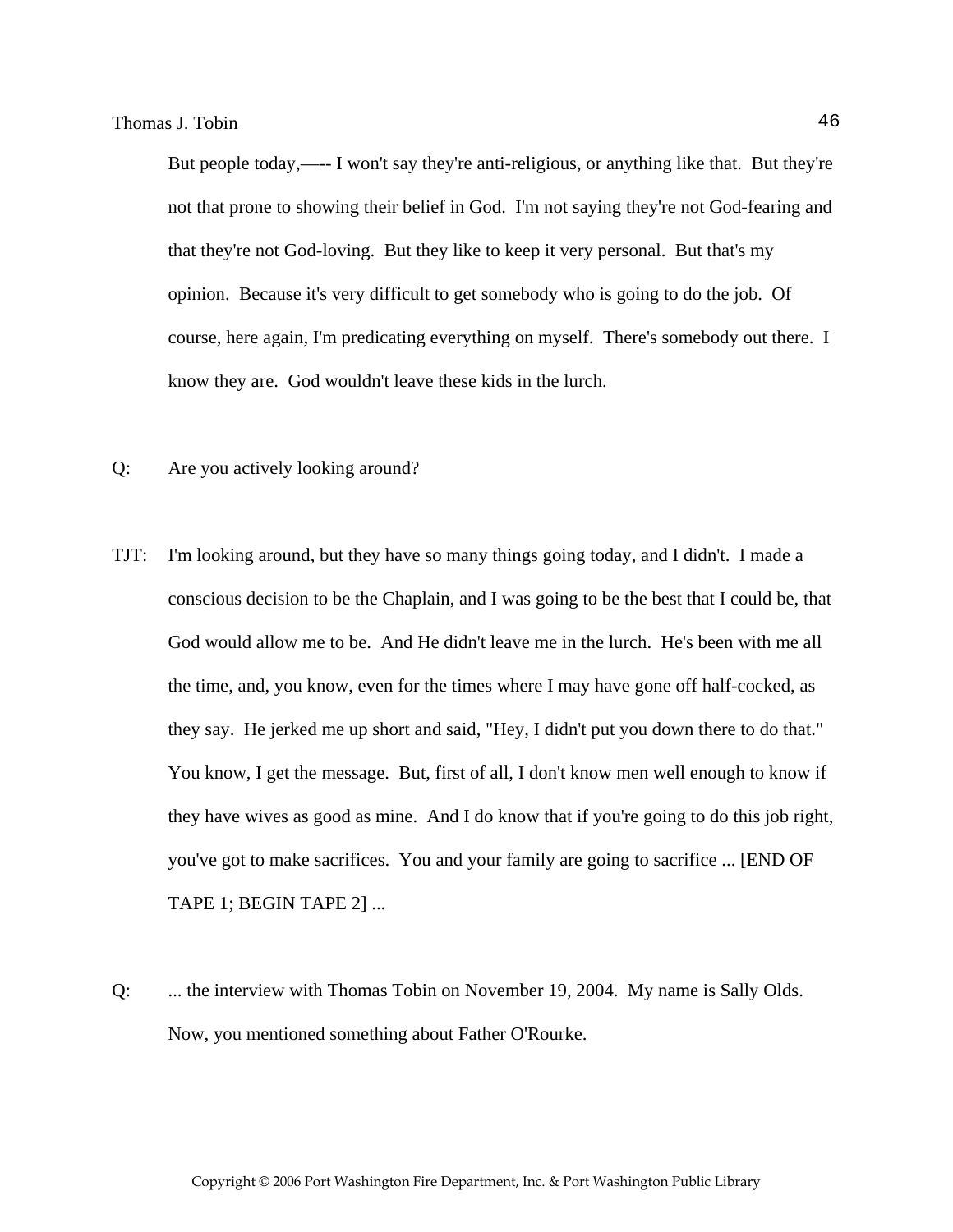But people today,—-- I won't say they're anti-religious, or anything like that. But they're not that prone to showing their belief in God. I'm not saying they're not God-fearing and that they're not God-loving. But they like to keep it very personal. But that's my opinion. Because it's very difficult to get somebody who is going to do the job. Of course, here again, I'm predicating everything on myself. There's somebody out there. I know they are. God wouldn't leave these kids in the lurch.

Q: Are you actively looking around?

TJT: I'm looking around, but they have so many things going today, and I didn't. I made a conscious decision to be the Chaplain, and I was going to be the best that I could be, that God would allow me to be. And He didn't leave me in the lurch. He's been with me all the time, and, you know, even for the times where I may have gone off half-cocked, as they say. He jerked me up short and said, "Hey, I didn't put you down there to do that." You know, I get the message. But, first of all, I don't know men well enough to know if they have wives as good as mine. And I do know that if you're going to do this job right, you've got to make sacrifices. You and your family are going to sacrifice ... [END OF TAPE 1; BEGIN TAPE 2] ...

Q: ... the interview with Thomas Tobin on November 19, 2004. My name is Sally Olds. Now, you mentioned something about Father O'Rourke.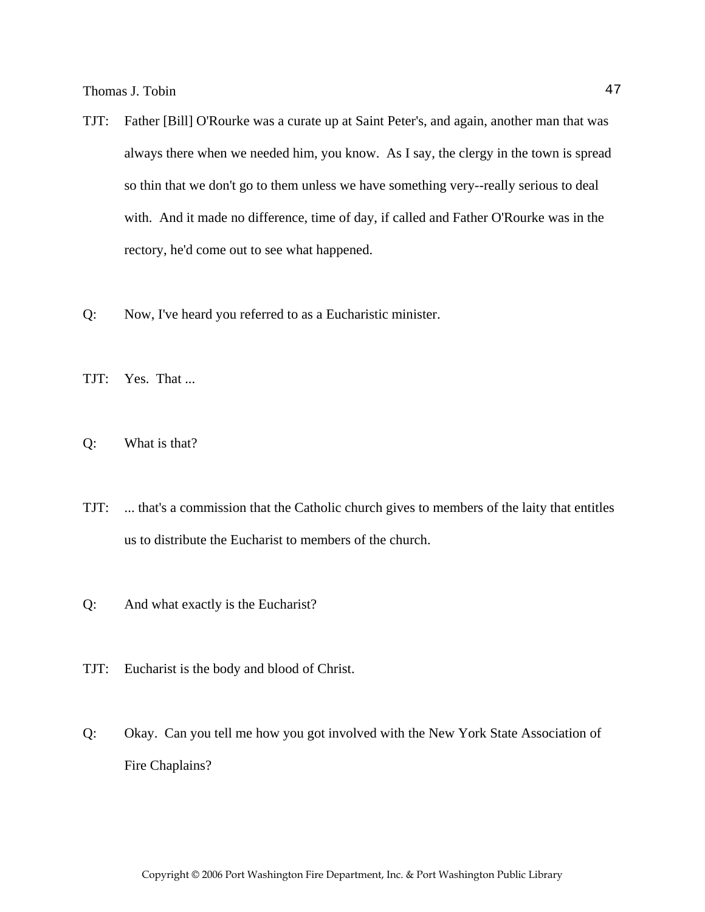TJT: Father [Bill] O'Rourke was a curate up at Saint Peter's, and again, another man that was always there when we needed him, you know. As I say, the clergy in the town is spread so thin that we don't go to them unless we have something very--really serious to deal with. And it made no difference, time of day, if called and Father O'Rourke was in the rectory, he'd come out to see what happened.

Q: Now, I've heard you referred to as a Eucharistic minister.

TJT: Yes. That ...

Q: What is that?

TJT: ... that's a commission that the Catholic church gives to members of the laity that entitles us to distribute the Eucharist to members of the church.

Q: And what exactly is the Eucharist?

TJT: Eucharist is the body and blood of Christ.

Q: Okay. Can you tell me how you got involved with the New York State Association of Fire Chaplains?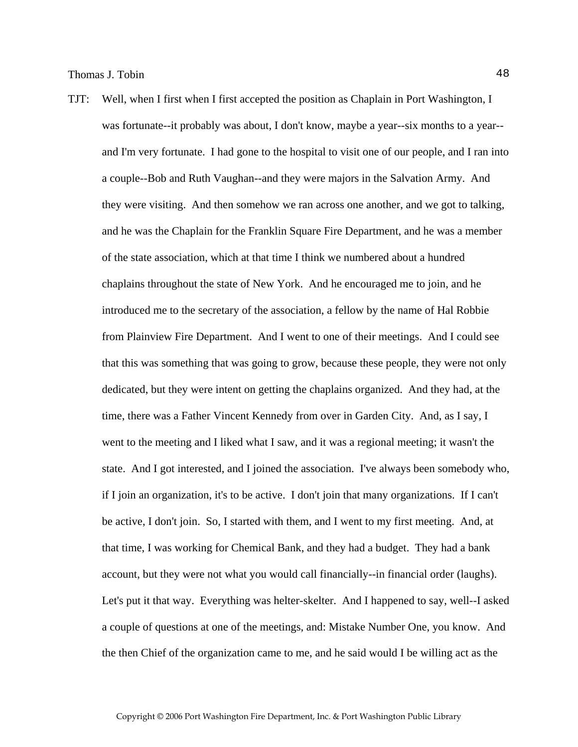TJT: Well, when I first when I first accepted the position as Chaplain in Port Washington, I was fortunate--it probably was about, I don't know, maybe a year--six months to a year--and I'm very fortunate. I had gone to the hospital to visit one of our people, and I ran into a couple--Bob and Ruth Vaughan--and they were majors in the Salvation Army. And they were visiting. And then somehow we ran across one another, and we got to talking, and he was the Chaplain for the Franklin Square Fire Department, and he was a member of the state association, which at that time I think we numbered about a hundred chaplains throughout the state of New York. And he encouraged me to join, and he introduced me to the secretary of the association, a fellow by the name of Hal Robbie from Plainview Fire Department. And I went to one of their meetings. And I could see that this was something that was going to grow, because these people, they were not only dedicated, but they were intent on getting the chaplains organized. And they had, at the time, there was a Father Vincent Kennedy from over in Garden City. And, as I say, I went to the meeting and I liked what I saw, and it was a regional meeting; it wasn't the state. And I got interested, and I joined the association. I've always been somebody who, if I join an organization, it's to be active. I don't join that many organizations. If I can't be active, I don't join. So, I started with them, and I went to my first meeting. And, at that time, I was working for Chemical Bank, and they had a budget. They had a bank account, but they were not what you would call financially--in financial order (laughs). Let's put it that way. Everything was helter-skelter. And I happened to say, well--I asked a couple of questions at one of the meetings, and: Mistake Number One, you know. And the then Chief of the organization came to me, and he said would I be willing act as the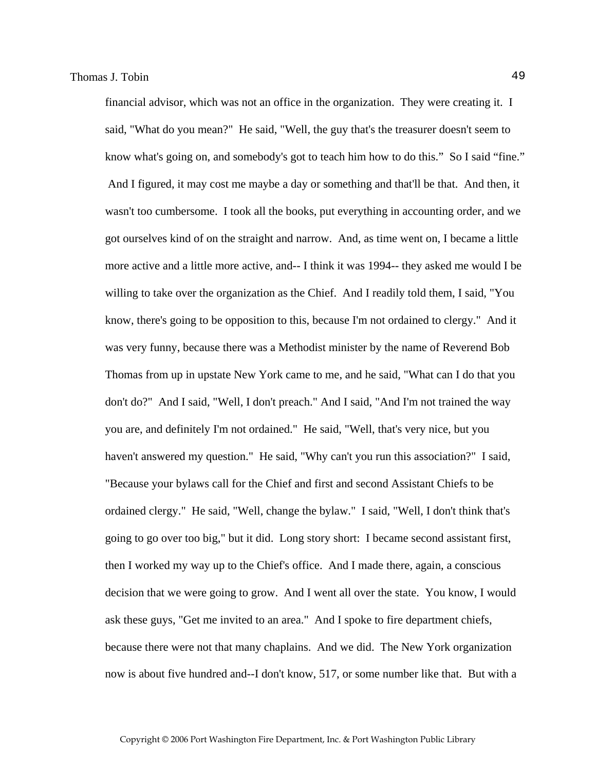financial advisor, which was not an office in the organization. They were creating it. I said, "What do you mean?" He said, "Well, the guy that's the treasurer doesn't seem to know what's going on, and somebody's got to teach him how to do this." So I said "fine." And I figured, it may cost me maybe a day or something and that'll be that. And then, it wasn't too cumbersome. I took all the books, put everything in accounting order, and we got ourselves kind of on the straight and narrow. And, as time went on, I became a little more active and a little more active, and-- I think it was 1994-- they asked me would I be willing to take over the organization as the Chief. And I readily told them, I said, "You know, there's going to be opposition to this, because I'm not ordained to clergy." And it was very funny, because there was a Methodist minister by the name of Reverend Bob Thomas from up in upstate New York came to me, and he said, "What can I do that you don't do?" And I said, "Well, I don't preach." And I said, "And I'm not trained the way you are, and definitely I'm not ordained." He said, "Well, that's very nice, but you haven't answered my question." He said, "Why can't you run this association?" I said, "Because your bylaws call for the Chief and first and second Assistant Chiefs to be ordained clergy." He said, "Well, change the bylaw." I said, "Well, I don't think that's going to go over too big," but it did. Long story short: I became second assistant first, then I worked my way up to the Chief's office. And I made there, again, a conscious decision that we were going to grow. And I went all over the state. You know, I would ask these guys, "Get me invited to an area." And I spoke to fire department chiefs, because there were not that many chaplains. And we did. The New York organization now is about five hundred and--I don't know, 517, or some number like that. But with a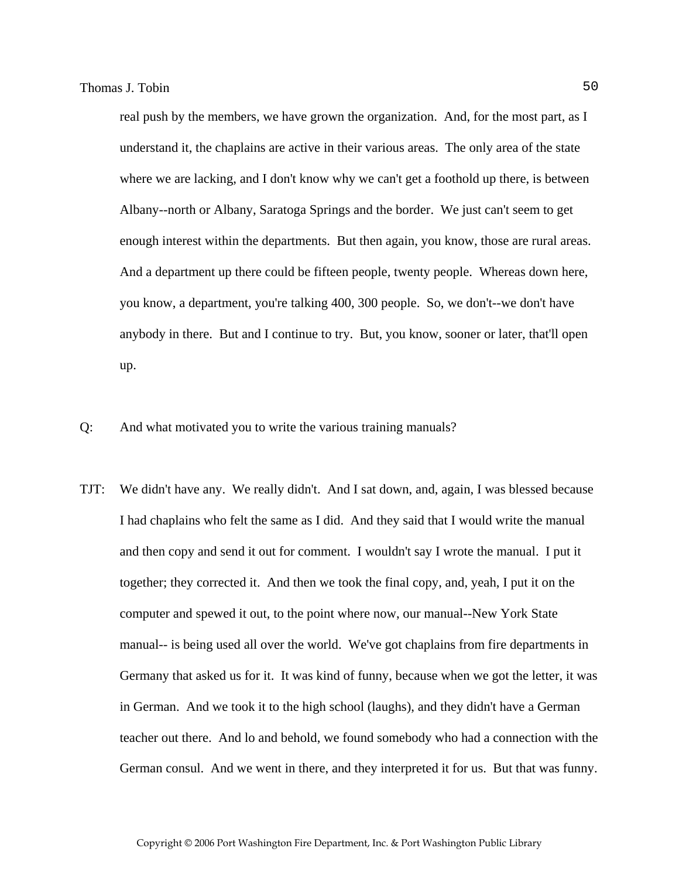real push by the members, we have grown the organization. And, for the most part, as I understand it, the chaplains are active in their various areas. The only area of the state where we are lacking, and I don't know why we can't get a foothold up there, is between Albany--north or Albany, Saratoga Springs and the border. We just can't seem to get enough interest within the departments. But then again, you know, those are rural areas. And a department up there could be fifteen people, twenty people. Whereas down here, you know, a department, you're talking 400, 300 people. So, we don't--we don't have anybody in there. But and I continue to try. But, you know, sooner or later, that'll open up.

Q: And what motivated you to write the various training manuals?

TJT: We didn't have any. We really didn't. And I sat down, and, again, I was blessed because I had chaplains who felt the same as I did. And they said that I would write the manual and then copy and send it out for comment. I wouldn't say I wrote the manual. I put it together; they corrected it. And then we took the final copy, and, yeah, I put it on the computer and spewed it out, to the point where now, our manual--New York State manual-- is being used all over the world. We've got chaplains from fire departments in Germany that asked us for it. It was kind of funny, because when we got the letter, it was in German. And we took it to the high school (laughs), and they didn't have a German teacher out there. And lo and behold, we found somebody who had a connection with the German consul. And we went in there, and they interpreted it for us. But that was funny.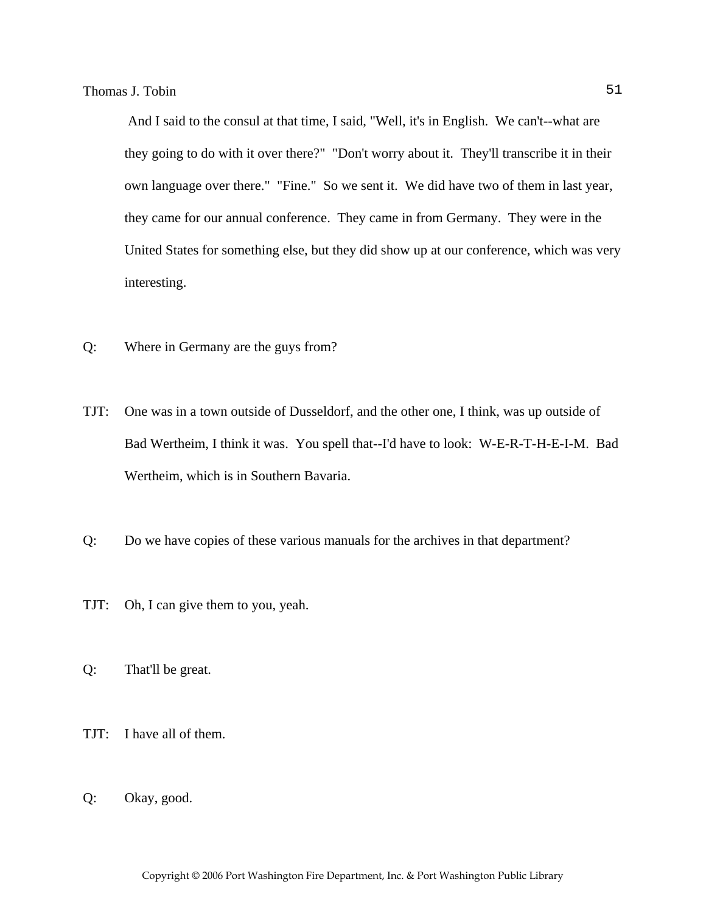And I said to the consul at that time, I said, "Well, it's in English. We can't--what are they going to do with it over there?" "Don't worry about it. They'll transcribe it in their own language over there." "Fine." So we sent it. We did have two of them in last year, they came for our annual conference. They came in from Germany. They were in the United States for something else, but they did show up at our conference, which was very interesting.

Q: Where in Germany are the guys from?

TJT: One was in a town outside of Dusseldorf, and the other one, I think, was up outside of Bad Wertheim, I think it was. You spell that--I'd have to look: W-E-R-T-H-E-I-M. Bad Wertheim, which is in Southern Bavaria.

Q: Do we have copies of these various manuals for the archives in that department?

TJT: Oh, I can give them to you, yeah.

Q: That'll be great.

TJT: I have all of them.

Q: Okay, good.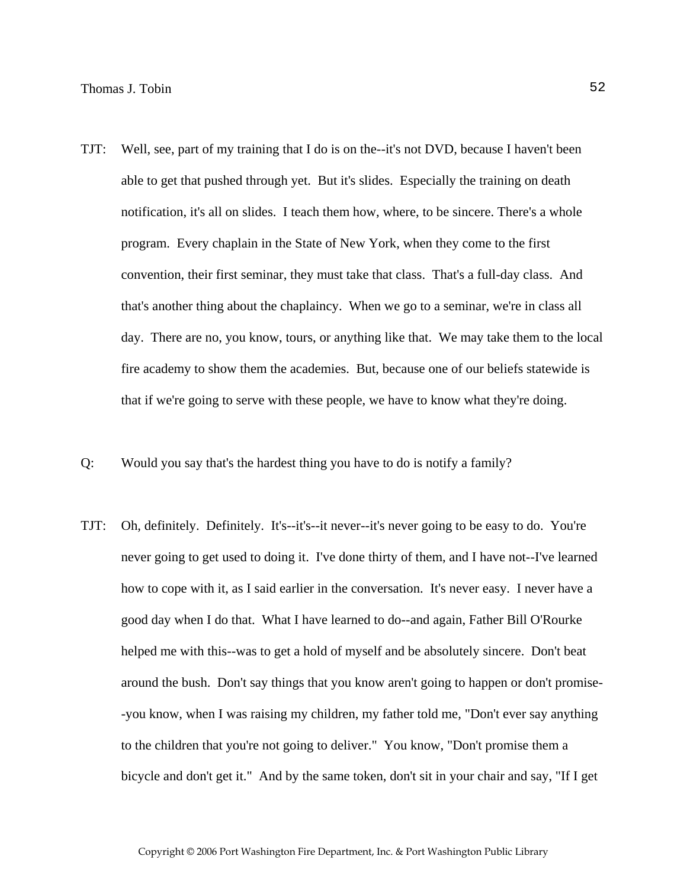TJT: Well, see, part of my training that I do is on the--it's not DVD, because I haven't been able to get that pushed through yet. But it's slides. Especially the training on death notification, it's all on slides. I teach them how, where, to be sincere. There's a whole program. Every chaplain in the State of New York, when they come to the first convention, their first seminar, they must take that class. That's a full-day class. And that's another thing about the chaplaincy. When we go to a seminar, we're in class all day. There are no, you know, tours, or anything like that. We may take them to the local fire academy to show them the academies. But, because one of our beliefs statewide is that if we're going to serve with these people, we have to know what they're doing.

Q: Would you say that's the hardest thing you have to do is notify a family?

TJT: Oh, definitely. Definitely. It's--it's--it never--it's never going to be easy to do. You're never going to get used to doing it. I've done thirty of them, and I have not--I've learned how to cope with it, as I said earlier in the conversation. It's never easy. I never have a good day when I do that. What I have learned to do--and again, Father Bill O'Rourke helped me with this--was to get a hold of myself and be absolutely sincere. Don't beat around the bush. Don't say things that you know aren't going to happen or don't promise--you know, when I was raising my children, my father told me, "Don't ever say anything to the children that you're not going to deliver." You know, "Don't promise them a bicycle and don't get it." And by the same token, don't sit in your chair and say, "If I get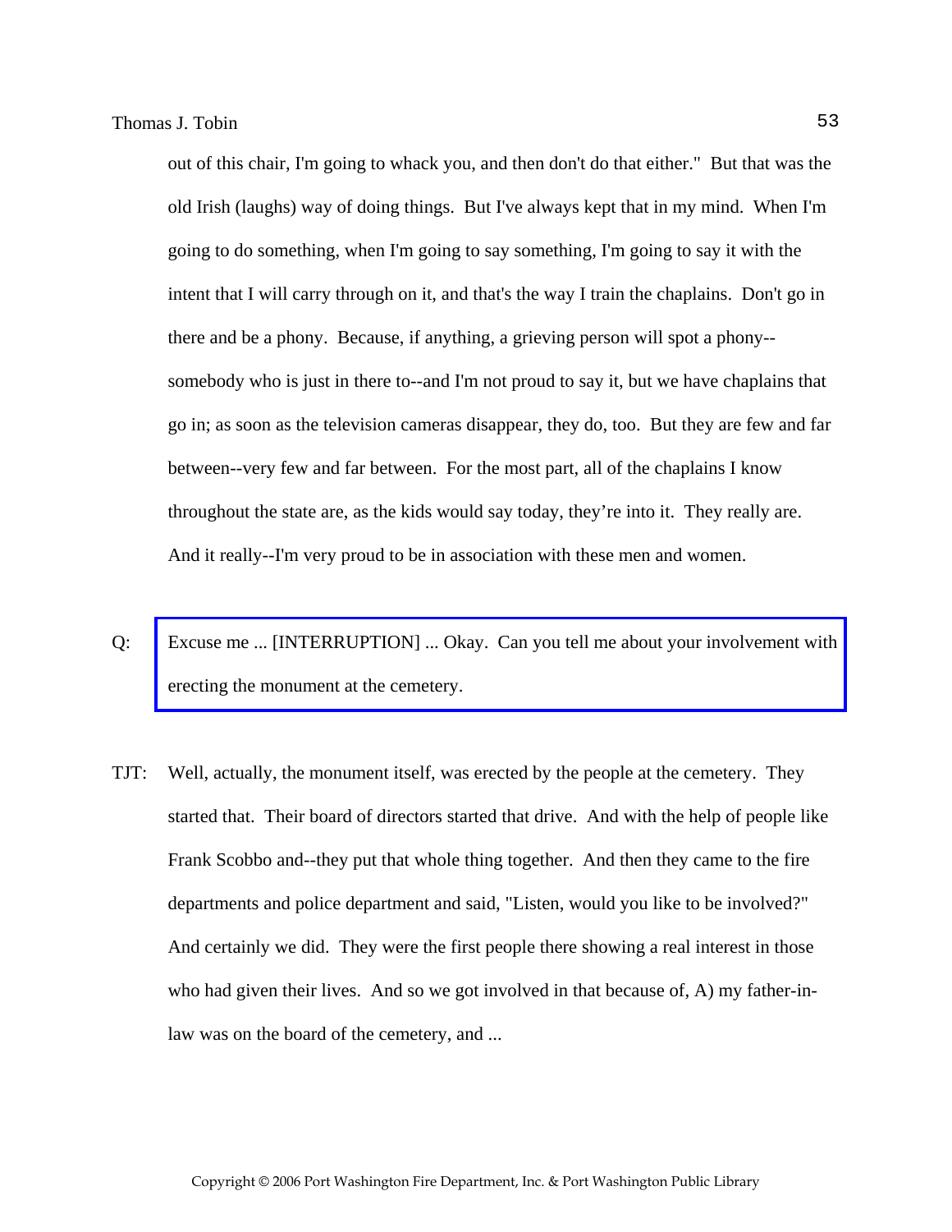out of this chair, I'm going to whack you, and then don't do that either." But that was the old Irish (laughs) way of doing things. But I've always kept that in my mind. When I'm going to do something, when I'm going to say something, I'm going to say it with the intent that I will carry through on it, and that's the way I train the chaplains. Don't go in there and be a phony. Because, if anything, a grieving person will spot a phony--somebody who is just in there to--and I'm not proud to say it, but we have chaplains that go in; as soon as the television cameras disappear, they do, too. But they are few and far between--very few and far between. For the most part, all of the chaplains I know throughout the state are, as the kids would say today, they're into it. They really are. And it really--I'm very proud to be in association with these men and women.

Q: Excuse me ... [INTERRUPTION] ... Okay. Can you tell me about your involvement with erecting the monument at the cemetery.

TJT: Well, actually, the monument itself, was erected by the people at the cemetery. They started that. Their board of directors started that drive. And with the help of people like Frank Scobbo and--they put that whole thing together. And then they came to the fire departments and police department and said, "Listen, would you like to be involved?" And certainly we did. They were the first people there showing a real interest in those who had given their lives. And so we got involved in that because of, A) my father-in-law was on the board of the cemetery, and ...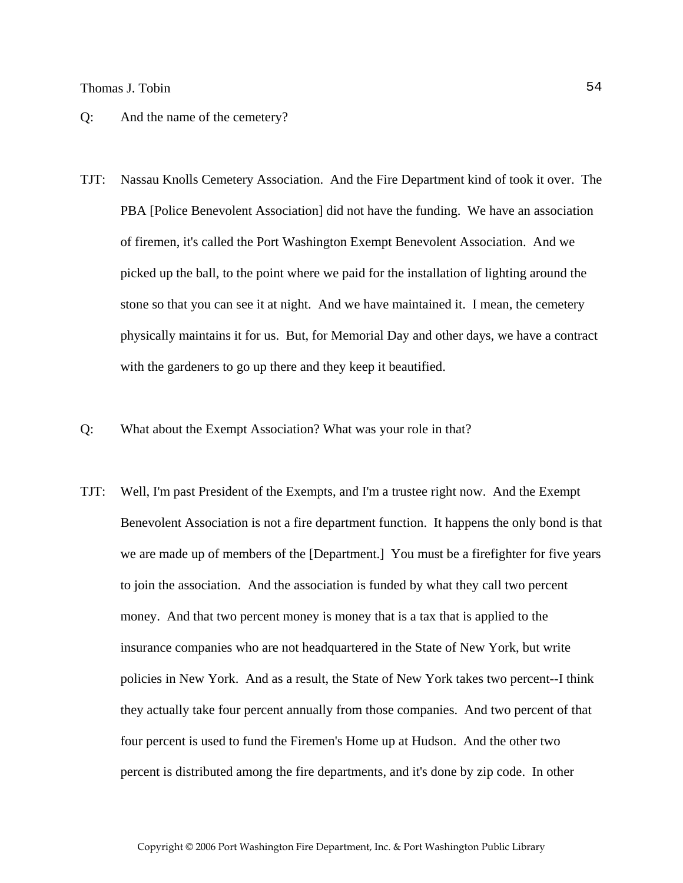Q: And the name of the cemetery?

TJT: Nassau Knolls Cemetery Association. And the Fire Department kind of took it over. The PBA [Police Benevolent Association] did not have the funding. We have an association of firemen, it's called the Port Washington Exempt Benevolent Association. And we picked up the ball, to the point where we paid for the installation of lighting around the stone so that you can see it at night. And we have maintained it. I mean, the cemetery physically maintains it for us. But, for Memorial Day and other days, we have a contract with the gardeners to go up there and they keep it beautified.

Q: What about the Exempt Association? What was your role in that?

TJT: Well, I'm past President of the Exempts, and I'm a trustee right now. And the Exempt Benevolent Association is not a fire department function. It happens the only bond is that we are made up of members of the [Department.] You must be a firefighter for five years to join the association. And the association is funded by what they call two percent money. And that two percent money is money that is a tax that is applied to the insurance companies who are not headquartered in the State of New York, but write policies in New York. And as a result, the State of New York takes two percent--I think they actually take four percent annually from those companies. And two percent of that four percent is used to fund the Firemen's Home up at Hudson. And the other two percent is distributed among the fire departments, and it's done by zip code. In other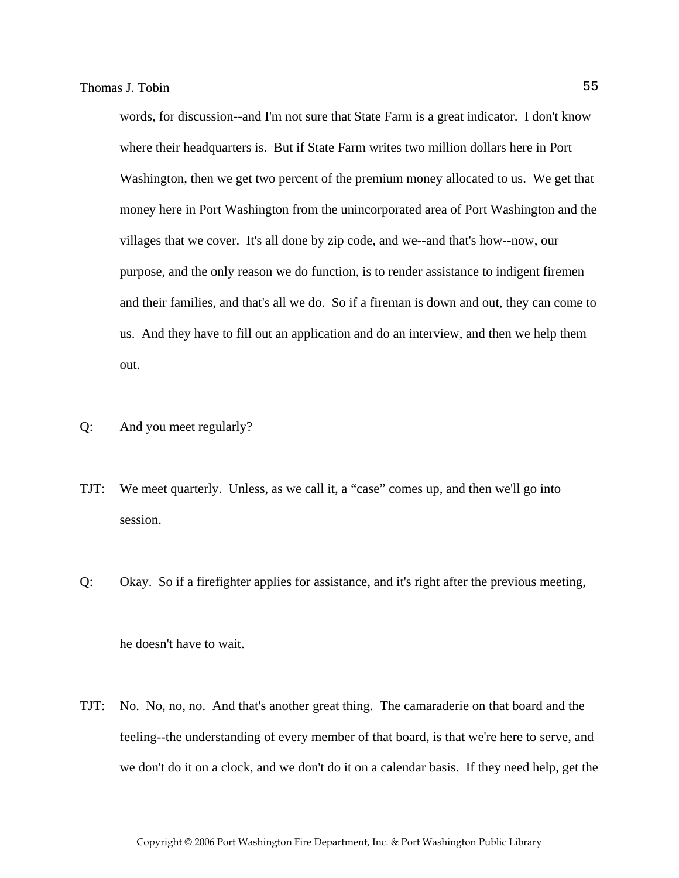words, for discussion--and I'm not sure that State Farm is a great indicator. I don't know where their headquarters is. But if State Farm writes two million dollars here in Port Washington, then we get two percent of the premium money allocated to us. We get that money here in Port Washington from the unincorporated area of Port Washington and the villages that we cover. It's all done by zip code, and we--and that's how--now, our purpose, and the only reason we do function, is to render assistance to indigent firemen and their families, and that's all we do. So if a fireman is down and out, they can come to us. And they have to fill out an application and do an interview, and then we help them out.

Q: And you meet regularly?

TJT: We meet quarterly. Unless, as we call it, a "case" comes up, and then we'll go into session.

Q: Okay. So if a firefighter applies for assistance, and it's right after the previous meeting, he doesn't have to wait.

TJT: No. No, no, no. And that's another great thing. The camaraderie on that board and the feeling--the understanding of every member of that board, is that we're here to serve, and we don't do it on a clock, and we don't do it on a calendar basis. If they need help, get the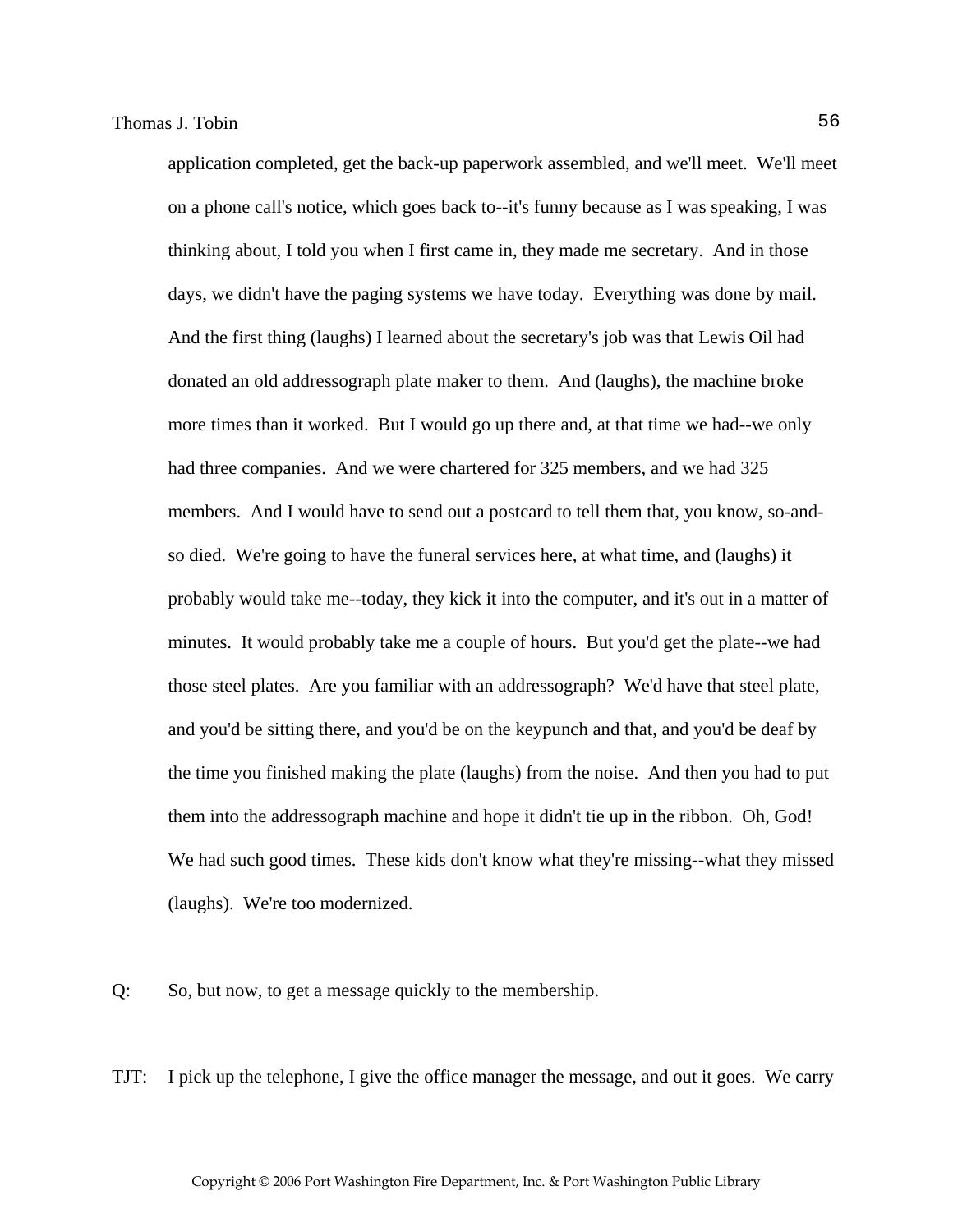application completed, get the back-up paperwork assembled, and we'll meet. We'll meet on a phone call's notice, which goes back to--it's funny because as I was speaking, I was thinking about, I told you when I first came in, they made me secretary. And in those days, we didn't have the paging systems we have today. Everything was done by mail. And the first thing (laughs) I learned about the secretary's job was that Lewis Oil had donated an old addressograph plate maker to them. And (laughs), the machine broke more times than it worked. But I would go up there and, at that time we had--we only had three companies. And we were chartered for 325 members, and we had 325 members. And I would have to send out a postcard to tell them that, you know, so-and-so died. We're going to have the funeral services here, at what time, and (laughs) it probably would take me--today, they kick it into the computer, and it's out in a matter of minutes. It would probably take me a couple of hours. But you'd get the plate--we had those steel plates. Are you familiar with an addressograph? We'd have that steel plate, and you'd be sitting there, and you'd be on the keypunch and that, and you'd be deaf by the time you finished making the plate (laughs) from the noise. And then you had to put them into the addressograph machine and hope it didn't tie up in the ribbon. Oh, God! We had such good times. These kids don't know what they're missing--what they missed (laughs). We're too modernized.

Q: So, but now, to get a message quickly to the membership.

TJT: I pick up the telephone, I give the office manager the message, and out it goes. We carry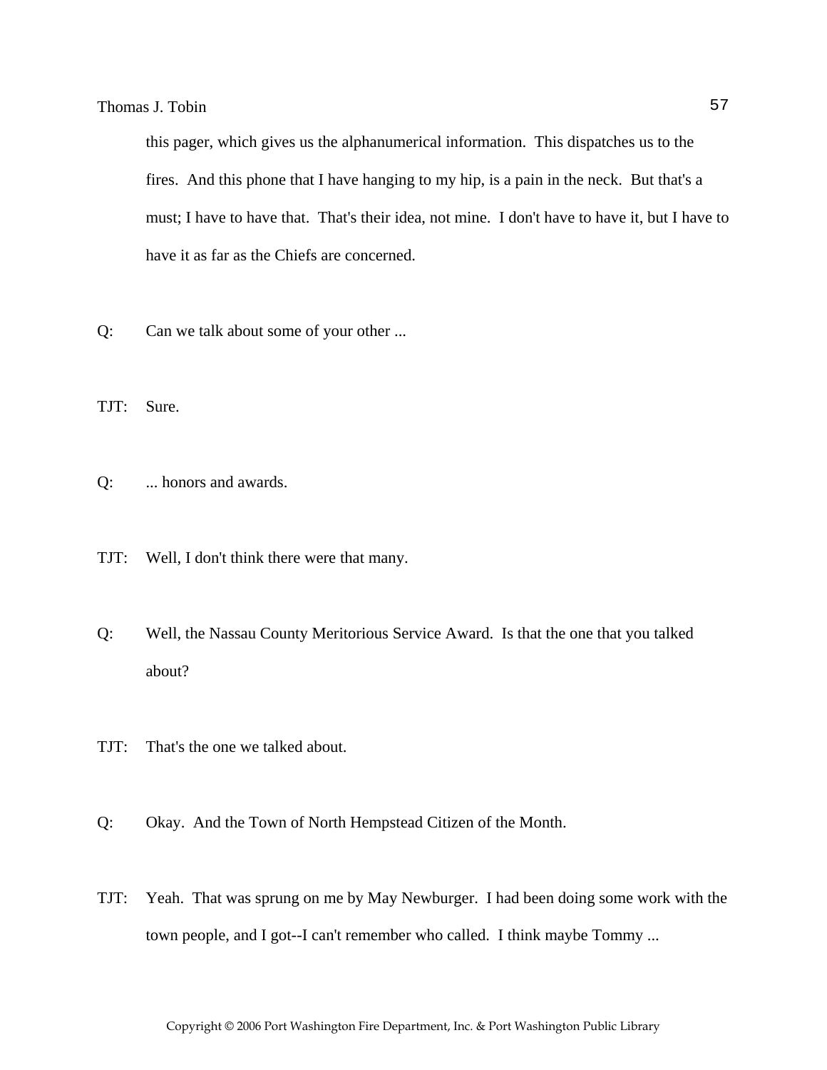this pager, which gives us the alphanumerical information. This dispatches us to the fires. And this phone that I have hanging to my hip, is a pain in the neck. But that's a must; I have to have that. That's their idea, not mine. I don't have to have it, but I have to have it as far as the Chiefs are concerned.

Q: Can we talk about some of your other ...

TJT: Sure.

Q: ... honors and awards.

TJT: Well, I don't think there were that many.

Q: Well, the Nassau County Meritorious Service Award. Is that the one that you talked about?

TJT: That's the one we talked about.

Q: Okay. And the Town of North Hempstead Citizen of the Month.

TJT: Yeah. That was sprung on me by May Newburger. I had been doing some work with the town people, and I got--I can't remember who called. I think maybe Tommy ...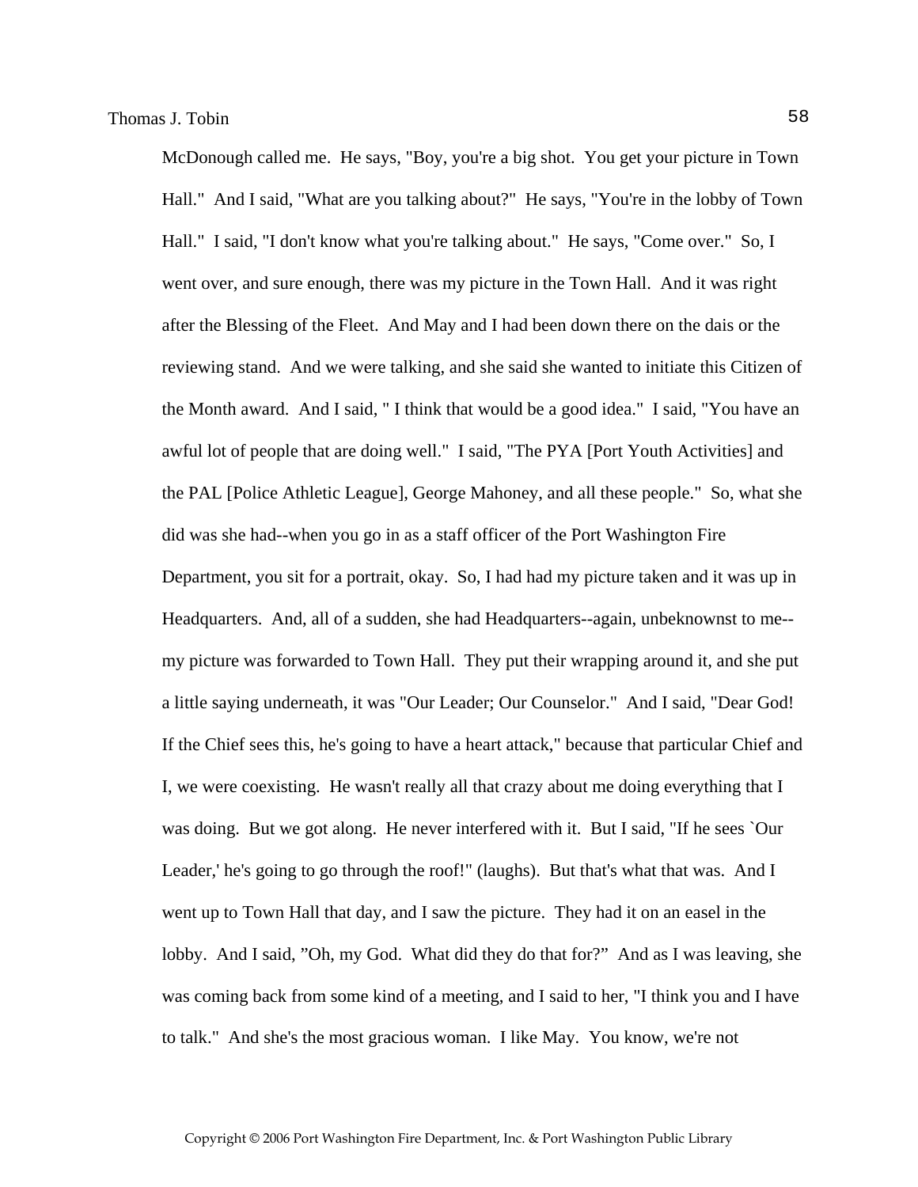McDonough called me. He says, "Boy, you're a big shot. You get your picture in Town Hall." And I said, "What are you talking about?" He says, "You're in the lobby of Town Hall." I said, "I don't know what you're talking about." He says, "Come over." So, I went over, and sure enough, there was my picture in the Town Hall. And it was right after the Blessing of the Fleet. And May and I had been down there on the dais or the reviewing stand. And we were talking, and she said she wanted to initiate this Citizen of the Month award. And I said, " I think that would be a good idea." I said, "You have an awful lot of people that are doing well." I said, "The PYA [Port Youth Activities] and the PAL [Police Athletic League], George Mahoney, and all these people." So, what she did was she had--when you go in as a staff officer of the Port Washington Fire Department, you sit for a portrait, okay. So, I had had my picture taken and it was up in Headquarters. And, all of a sudden, she had Headquarters--again, unbeknownst to me--my picture was forwarded to Town Hall. They put their wrapping around it, and she put a little saying underneath, it was "Our Leader; Our Counselor." And I said, "Dear God! If the Chief sees this, he's going to have a heart attack," because that particular Chief and I, we were coexisting. He wasn't really all that crazy about me doing everything that I was doing. But we got along. He never interfered with it. But I said, "If he sees `Our Leader,' he's going to go through the roof!" (laughs). But that's what that was. And I went up to Town Hall that day, and I saw the picture. They had it on an easel in the lobby. And I said, "Oh, my God. What did they do that for?" And as I was leaving, she was coming back from some kind of a meeting, and I said to her, "I think you and I have to talk." And she's the most gracious woman. I like May. You know, we're not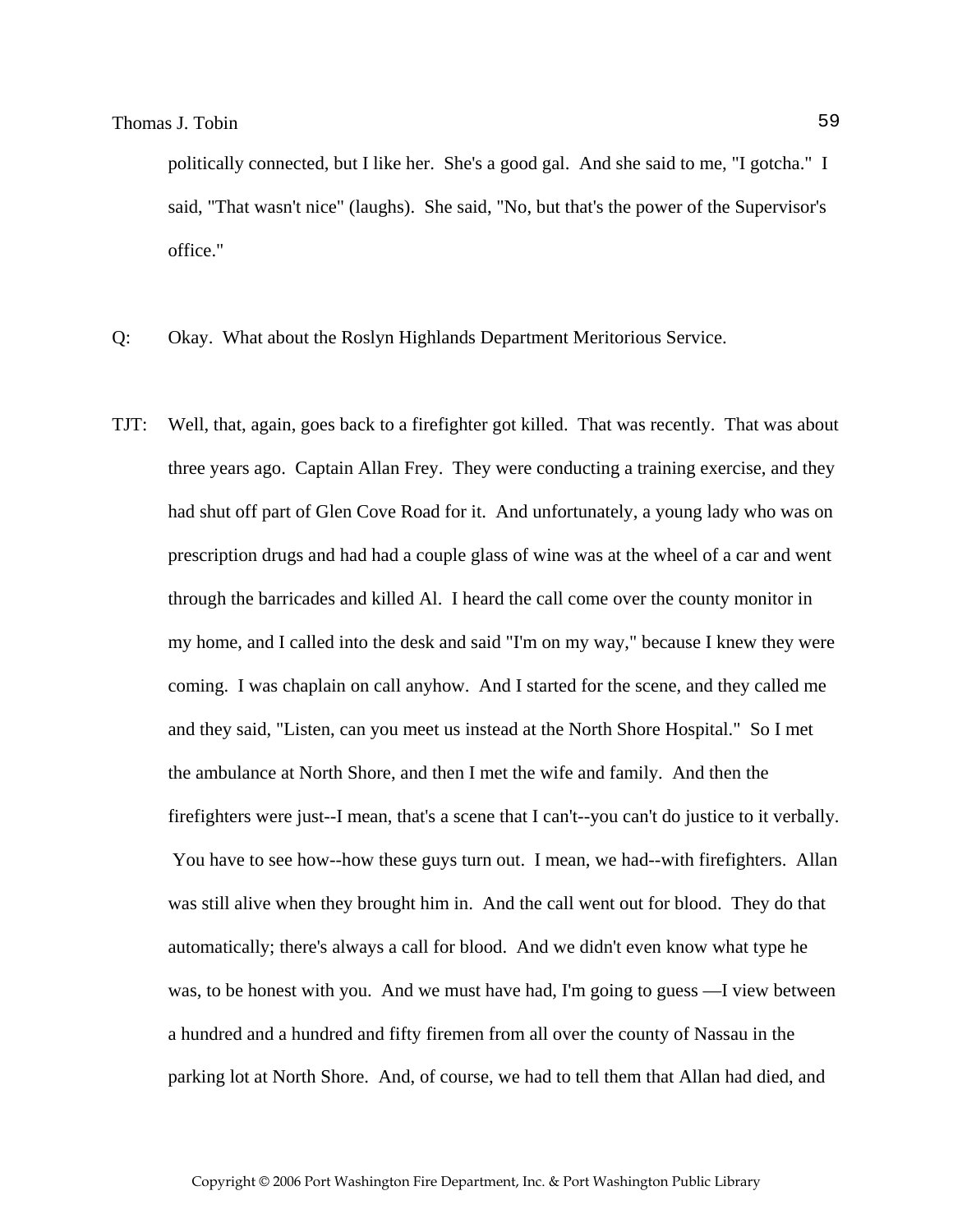politically connected, but I like her. She's a good gal. And she said to me, "I gotcha." I said, "That wasn't nice" (laughs). She said, "No, but that's the power of the Supervisor's office."

Q: Okay. What about the Roslyn Highlands Department Meritorious Service.

TJT: Well, that, again, goes back to a firefighter got killed. That was recently. That was about three years ago. Captain Allan Frey. They were conducting a training exercise, and they had shut off part of Glen Cove Road for it. And unfortunately, a young lady who was on prescription drugs and had had a couple glass of wine was at the wheel of a car and went through the barricades and killed Al. I heard the call come over the county monitor in my home, and I called into the desk and said "I'm on my way," because I knew they were coming. I was chaplain on call anyhow. And I started for the scene, and they called me and they said, "Listen, can you meet us instead at the North Shore Hospital." So I met the ambulance at North Shore, and then I met the wife and family. And then the firefighters were just--I mean, that's a scene that I can't--you can't do justice to it verbally. You have to see how--how these guys turn out. I mean, we had--with firefighters. Allan was still alive when they brought him in. And the call went out for blood. They do that automatically; there's always a call for blood. And we didn't even know what type he was, to be honest with you. And we must have had, I'm going to guess —I view between a hundred and a hundred and fifty firemen from all over the county of Nassau in the parking lot at North Shore. And, of course, we had to tell them that Allan had died, and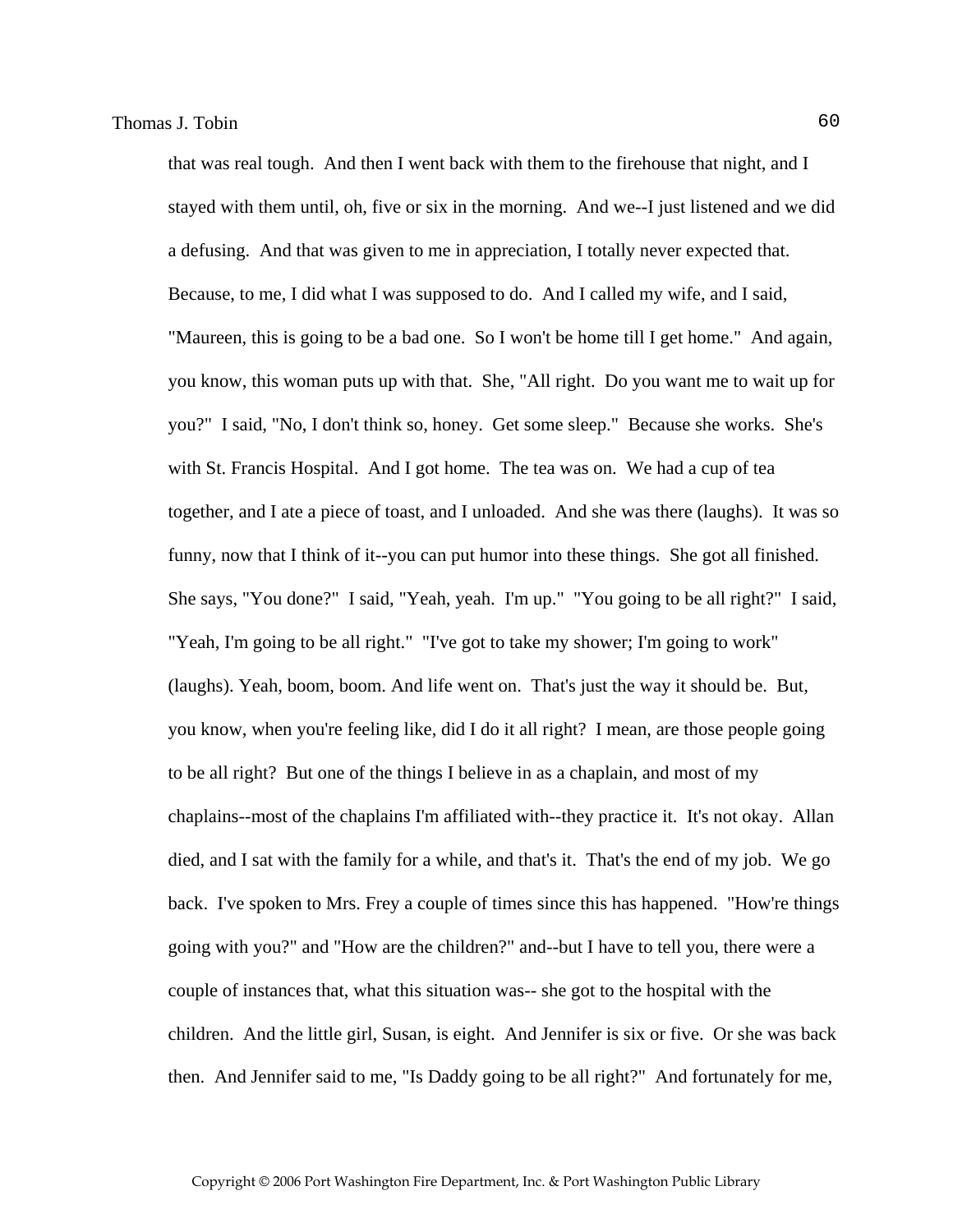that was real tough. And then I went back with them to the firehouse that night, and I stayed with them until, oh, five or six in the morning. And we--I just listened and we did a defusing. And that was given to me in appreciation, I totally never expected that. Because, to me, I did what I was supposed to do. And I called my wife, and I said, "Maureen, this is going to be a bad one. So I won't be home till I get home." And again, you know, this woman puts up with that. She, "All right. Do you want me to wait up for you?" I said, "No, I don't think so, honey. Get some sleep." Because she works. She's with St. Francis Hospital. And I got home. The tea was on. We had a cup of tea together, and I ate a piece of toast, and I unloaded. And she was there (laughs). It was so funny, now that I think of it--you can put humor into these things. She got all finished. She says, "You done?" I said, "Yeah, yeah. I'm up." "You going to be all right?" I said, "Yeah, I'm going to be all right." "I've got to take my shower; I'm going to work" (laughs). Yeah, boom, boom. And life went on. That's just the way it should be. But, you know, when you're feeling like, did I do it all right? I mean, are those people going to be all right? But one of the things I believe in as a chaplain, and most of my chaplains--most of the chaplains I'm affiliated with--they practice it. It's not okay. Allan died, and I sat with the family for a while, and that's it. That's the end of my job. We go back. I've spoken to Mrs. Frey a couple of times since this has happened. "How're things going with you?" and "How are the children?" and--but I have to tell you, there were a couple of instances that, what this situation was-- she got to the hospital with the children. And the little girl, Susan, is eight. And Jennifer is six or five. Or she was back then. And Jennifer said to me, "Is Daddy going to be all right?" And fortunately for me,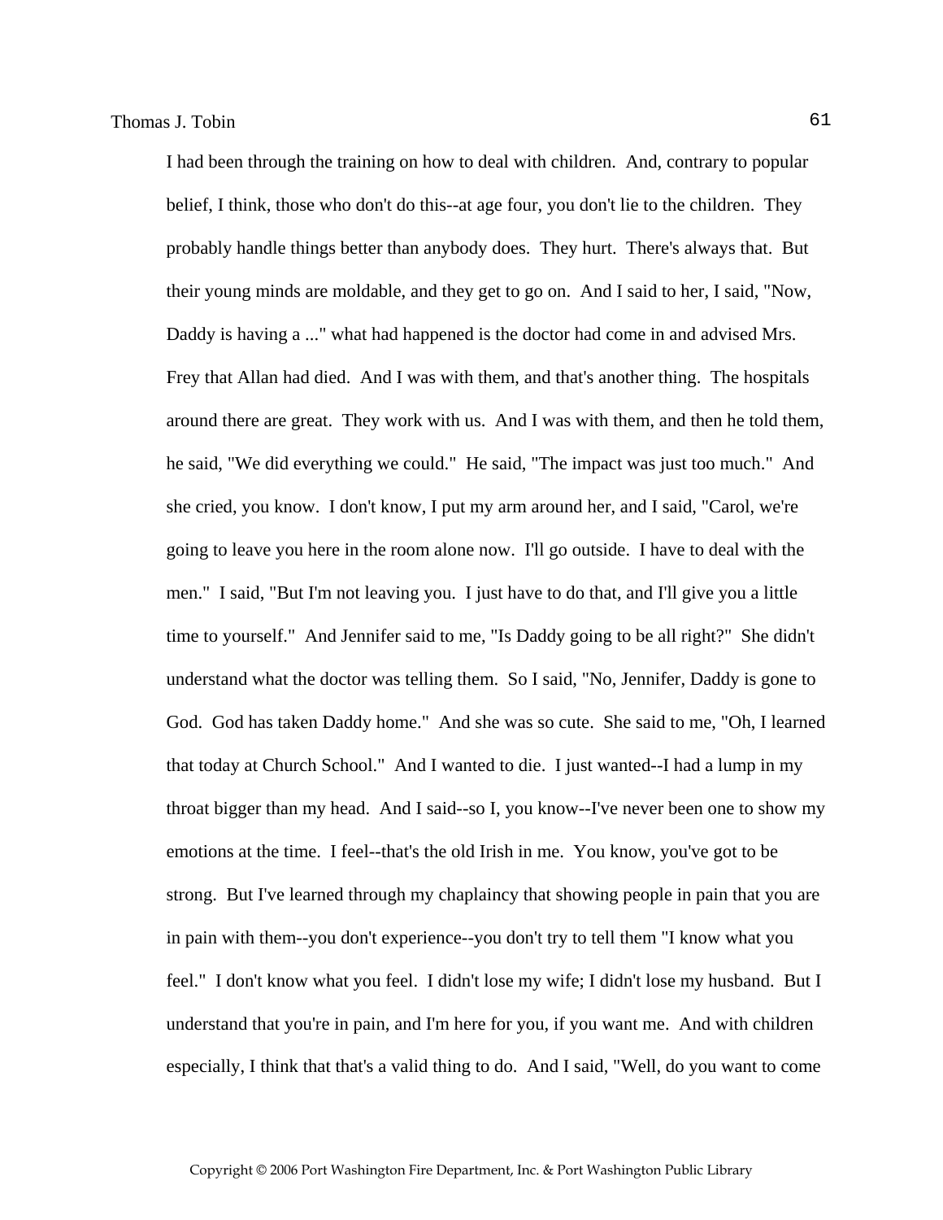I had been through the training on how to deal with children. And, contrary to popular belief, I think, those who don't do this--at age four, you don't lie to the children. They probably handle things better than anybody does. They hurt. There's always that. But their young minds are moldable, and they get to go on. And I said to her, I said, "Now, Daddy is having a ..." what had happened is the doctor had come in and advised Mrs. Frey that Allan had died. And I was with them, and that's another thing. The hospitals around there are great. They work with us. And I was with them, and then he told them, he said, "We did everything we could." He said, "The impact was just too much." And she cried, you know. I don't know, I put my arm around her, and I said, "Carol, we're going to leave you here in the room alone now. I'll go outside. I have to deal with the men." I said, "But I'm not leaving you. I just have to do that, and I'll give you a little time to yourself." And Jennifer said to me, "Is Daddy going to be all right?" She didn't understand what the doctor was telling them. So I said, "No, Jennifer, Daddy is gone to God. God has taken Daddy home." And she was so cute. She said to me, "Oh, I learned that today at Church School." And I wanted to die. I just wanted--I had a lump in my throat bigger than my head. And I said--so I, you know--I've never been one to show my emotions at the time. I feel--that's the old Irish in me. You know, you've got to be strong. But I've learned through my chaplaincy that showing people in pain that you are in pain with them--you don't experience--you don't try to tell them "I know what you feel." I don't know what you feel. I didn't lose my wife; I didn't lose my husband. But I understand that you're in pain, and I'm here for you, if you want me. And with children especially, I think that that's a valid thing to do. And I said, "Well, do you want to come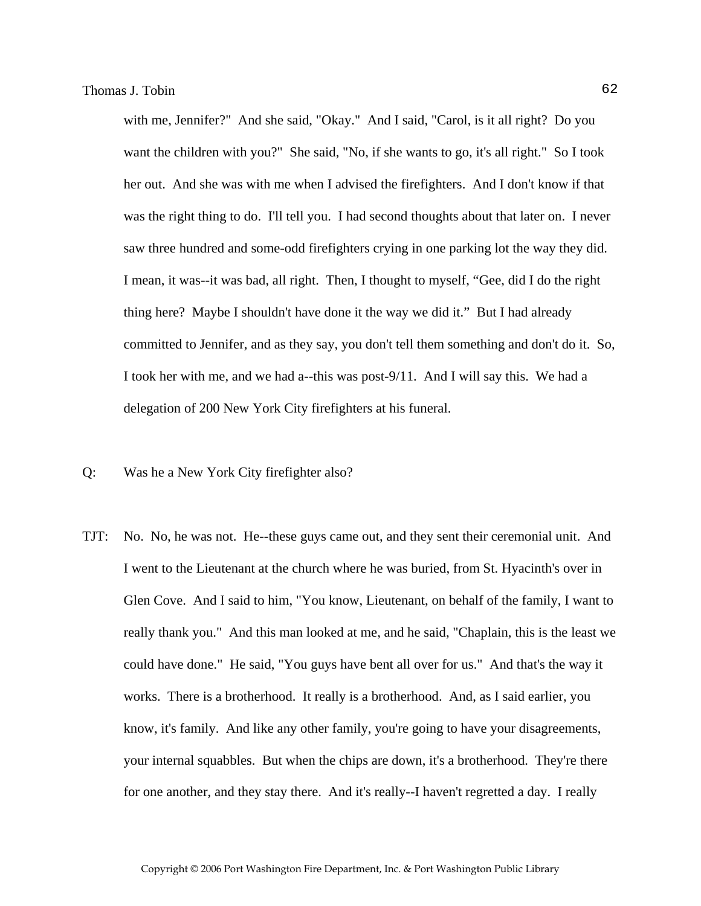with me, Jennifer?" And she said, "Okay." And I said, "Carol, is it all right? Do you want the children with you?" She said, "No, if she wants to go, it's all right." So I took her out. And she was with me when I advised the firefighters. And I don't know if that was the right thing to do. I'll tell you. I had second thoughts about that later on. I never saw three hundred and some-odd firefighters crying in one parking lot the way they did. I mean, it was--it was bad, all right. Then, I thought to myself, "Gee, did I do the right thing here? Maybe I shouldn't have done it the way we did it." But I had already committed to Jennifer, and as they say, you don't tell them something and don't do it. So, I took her with me, and we had a--this was post-9/11. And I will say this. We had a delegation of 200 New York City firefighters at his funeral.

Q: Was he a New York City firefighter also?

TJT: No. No, he was not. He--these guys came out, and they sent their ceremonial unit. And I went to the Lieutenant at the church where he was buried, from St. Hyacinth's over in Glen Cove. And I said to him, "You know, Lieutenant, on behalf of the family, I want to really thank you." And this man looked at me, and he said, "Chaplain, this is the least we could have done." He said, "You guys have bent all over for us." And that's the way it works. There is a brotherhood. It really is a brotherhood. And, as I said earlier, you know, it's family. And like any other family, you're going to have your disagreements, your internal squabbles. But when the chips are down, it's a brotherhood. They're there for one another, and they stay there. And it's really--I haven't regretted a day. I really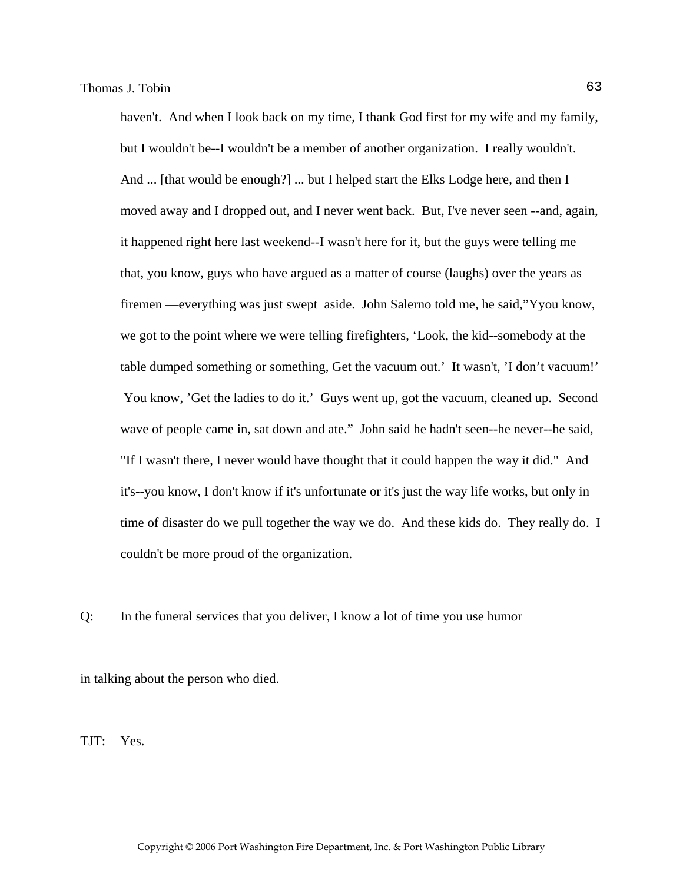haven't. And when I look back on my time, I thank God first for my wife and my family, but I wouldn't be--I wouldn't be a member of another organization. I really wouldn't. And ... [that would be enough?] ... but I helped start the Elks Lodge here, and then I moved away and I dropped out, and I never went back. But, I've never seen --and, again, it happened right here last weekend--I wasn't here for it, but the guys were telling me that, you know, guys who have argued as a matter of course (laughs) over the years as firemen —everything was just swept aside. John Salerno told me, he said,"Yyou know, we got to the point where we were telling firefighters, 'Look, the kid--somebody at the table dumped something or something, Get the vacuum out.' It wasn't, 'I don't vacuum!' You know, 'Get the ladies to do it.' Guys went up, got the vacuum, cleaned up. Second wave of people came in, sat down and ate." John said he hadn't seen--he never--he said, "If I wasn't there, I never would have thought that it could happen the way it did." And it's--you know, I don't know if it's unfortunate or it's just the way life works, but only in time of disaster do we pull together the way we do. And these kids do. They really do. I couldn't be more proud of the organization.

Q: In the funeral services that you deliver, I know a lot of time you use humor in talking about the person who died.

TJT: Yes.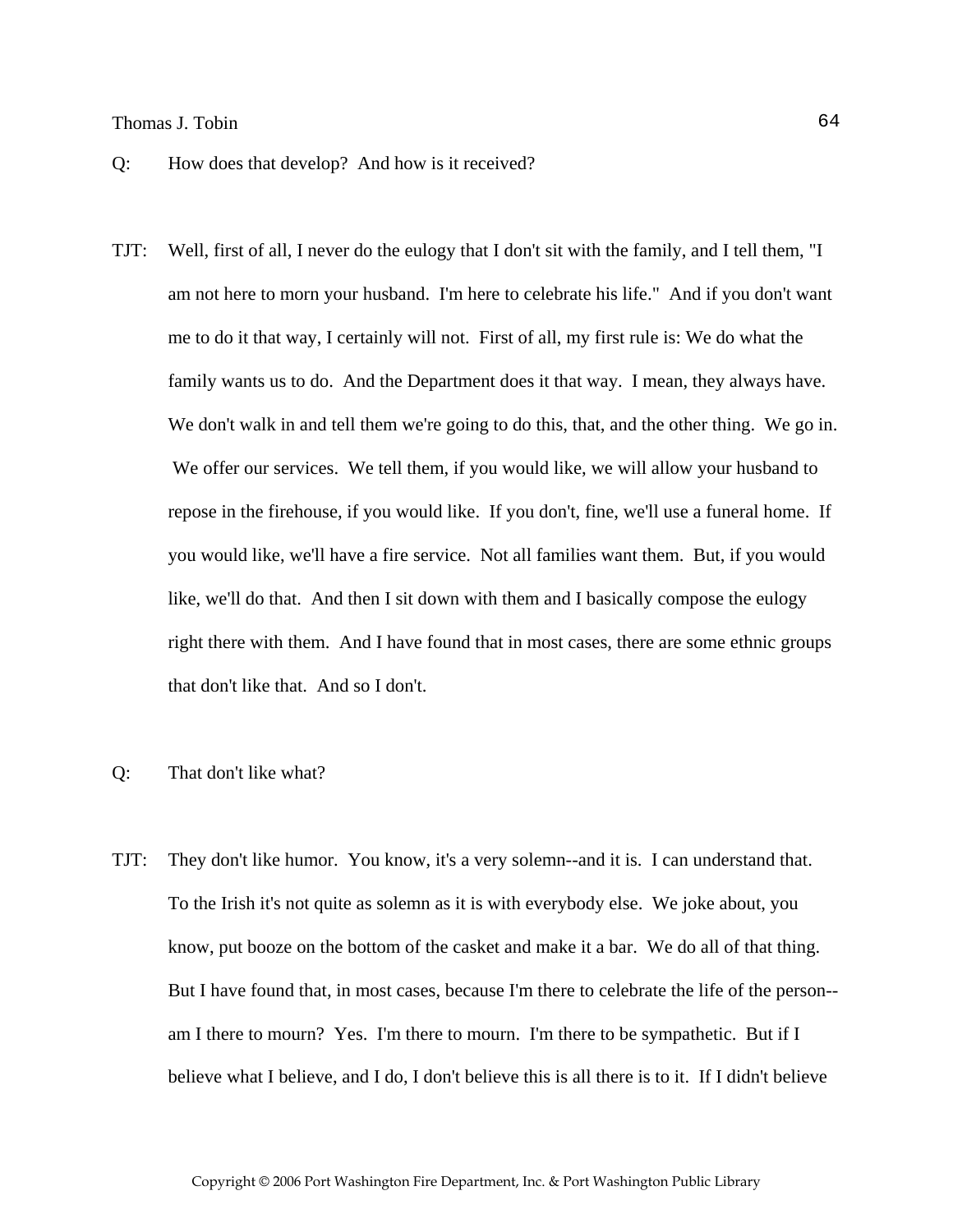Q: How does that develop? And how is it received?

TJT: Well, first of all, I never do the eulogy that I don't sit with the family, and I tell them, "I am not here to morn your husband. I'm here to celebrate his life." And if you don't want me to do it that way, I certainly will not. First of all, my first rule is: We do what the family wants us to do. And the Department does it that way. I mean, they always have. We don't walk in and tell them we're going to do this, that, and the other thing. We go in. We offer our services. We tell them, if you would like, we will allow your husband to repose in the firehouse, if you would like. If you don't, fine, we'll use a funeral home. If you would like, we'll have a fire service. Not all families want them. But, if you would like, we'll do that. And then I sit down with them and I basically compose the eulogy right there with them. And I have found that in most cases, there are some ethnic groups that don't like that. And so I don't.

Q: That don't like what?

TJT: They don't like humor. You know, it's a very solemn--and it is. I can understand that. To the Irish it's not quite as solemn as it is with everybody else. We joke about, you know, put booze on the bottom of the casket and make it a bar. We do all of that thing. But I have found that, in most cases, because I'm there to celebrate the life of the person--am I there to mourn? Yes. I'm there to mourn. I'm there to be sympathetic. But if I believe what I believe, and I do, I don't believe this is all there is to it. If I didn't believe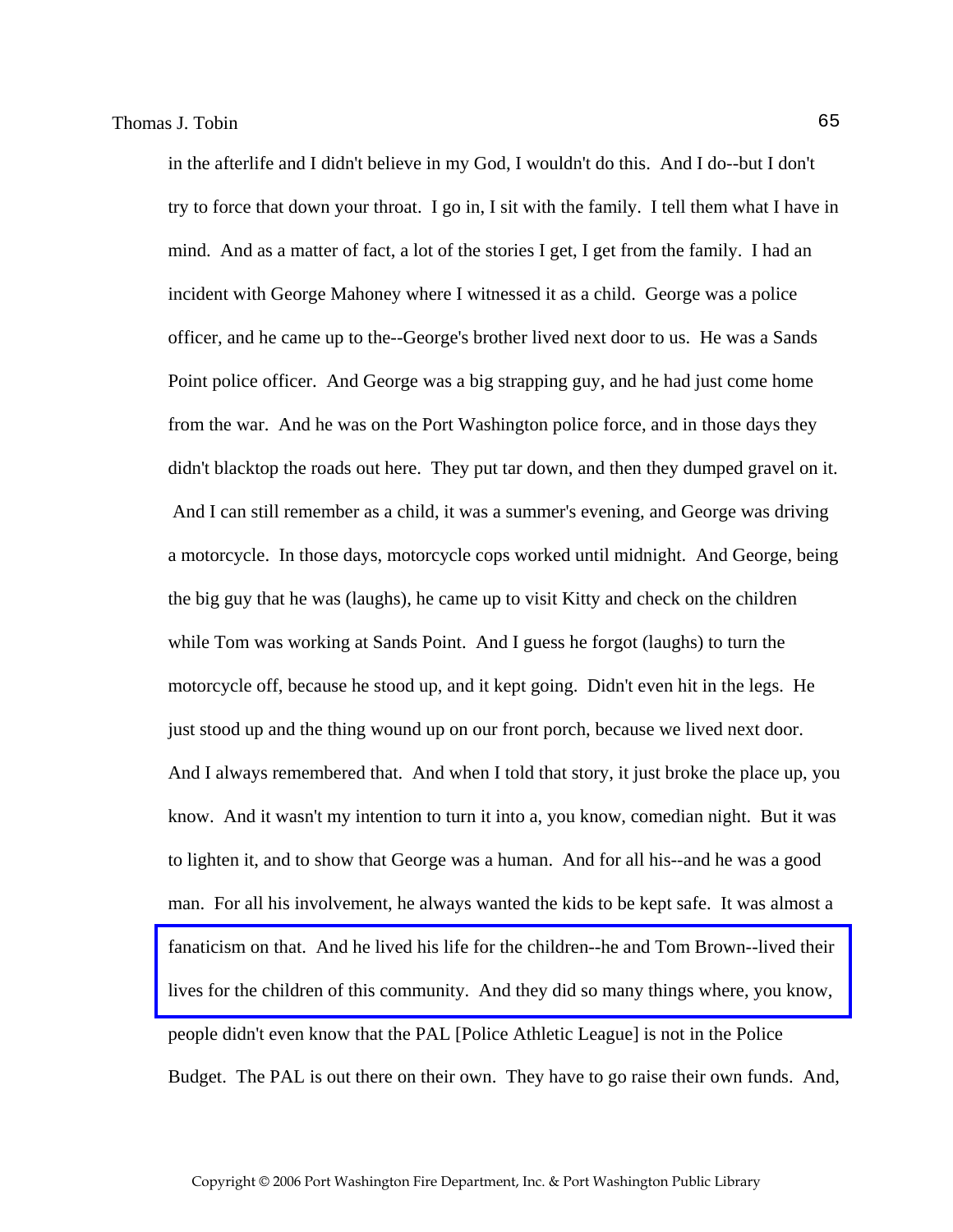in the afterlife and I didn't believe in my God, I wouldn't do this. And I do--but I don't try to force that down your throat. I go in, I sit with the family. I tell them what I have in mind. And as a matter of fact, a lot of the stories I get, I get from the family. I had an incident with George Mahoney where I witnessed it as a child. George was a police officer, and he came up to the--George's brother lived next door to us. He was a Sands Point police officer. And George was a big strapping guy, and he had just come home from the war. And he was on the Port Washington police force, and in those days they didn't blacktop the roads out here. They put tar down, and then they dumped gravel on it. And I can still remember as a child, it was a summer's evening, and George was driving a motorcycle. In those days, motorcycle cops worked until midnight. And George, being the big guy that he was (laughs), he came up to visit Kitty and check on the children while Tom was working at Sands Point. And I guess he forgot (laughs) to turn the motorcycle off, because he stood up, and it kept going. Didn't even hit in the legs. He just stood up and the thing wound up on our front porch, because we lived next door. And I always remembered that. And when I told that story, it just broke the place up, you know. And it wasn't my intention to turn it into a, you know, comedian night. But it was to lighten it, and to show that George was a human. And for all his--and he was a good man. For all his involvement, he always wanted the kids to be kept safe. It was almost a fanaticism on that. And he lived his life for the children--he and Tom Brown--lived their lives for the children of this community. And they did so many things where, you know, people didn't even know that the PAL [Police Athletic League] is not in the Police Budget. The PAL is out there on their own. They have to go raise their own funds. And,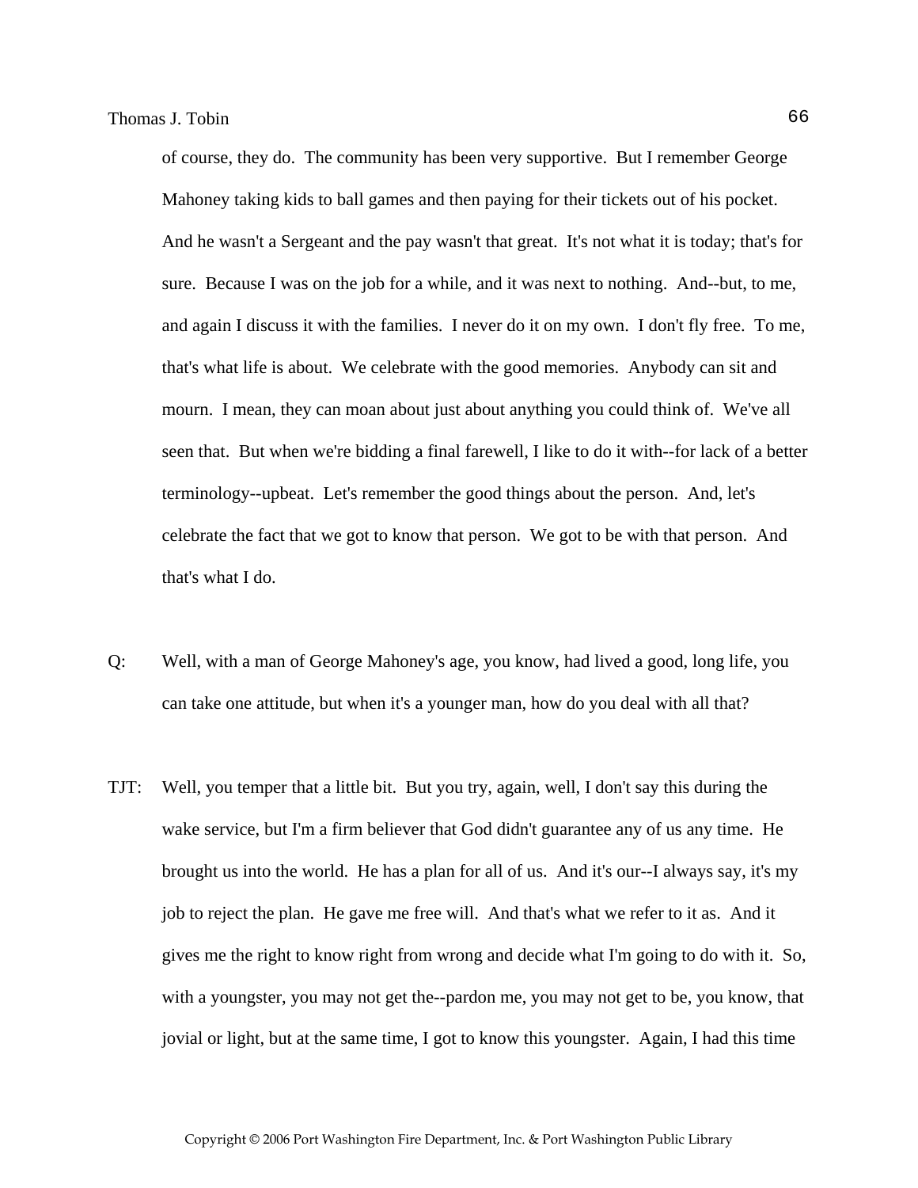of course, they do. The community has been very supportive. But I remember George Mahoney taking kids to ball games and then paying for their tickets out of his pocket. And he wasn't a Sergeant and the pay wasn't that great. It's not what it is today; that's for sure. Because I was on the job for a while, and it was next to nothing. And--but, to me, and again I discuss it with the families. I never do it on my own. I don't fly free. To me, that's what life is about. We celebrate with the good memories. Anybody can sit and mourn. I mean, they can moan about just about anything you could think of. We've all seen that. But when we're bidding a final farewell, I like to do it with--for lack of a better terminology--upbeat. Let's remember the good things about the person. And, let's celebrate the fact that we got to know that person. We got to be with that person. And that's what I do.

Q: Well, with a man of George Mahoney's age, you know, had lived a good, long life, you can take one attitude, but when it's a younger man, how do you deal with all that?

TJT: Well, you temper that a little bit. But you try, again, well, I don't say this during the wake service, but I'm a firm believer that God didn't guarantee any of us any time. He brought us into the world. He has a plan for all of us. And it's our--I always say, it's my job to reject the plan. He gave me free will. And that's what we refer to it as. And it gives me the right to know right from wrong and decide what I'm going to do with it. So, with a youngster, you may not get the--pardon me, you may not get to be, you know, that jovial or light, but at the same time, I got to know this youngster. Again, I had this time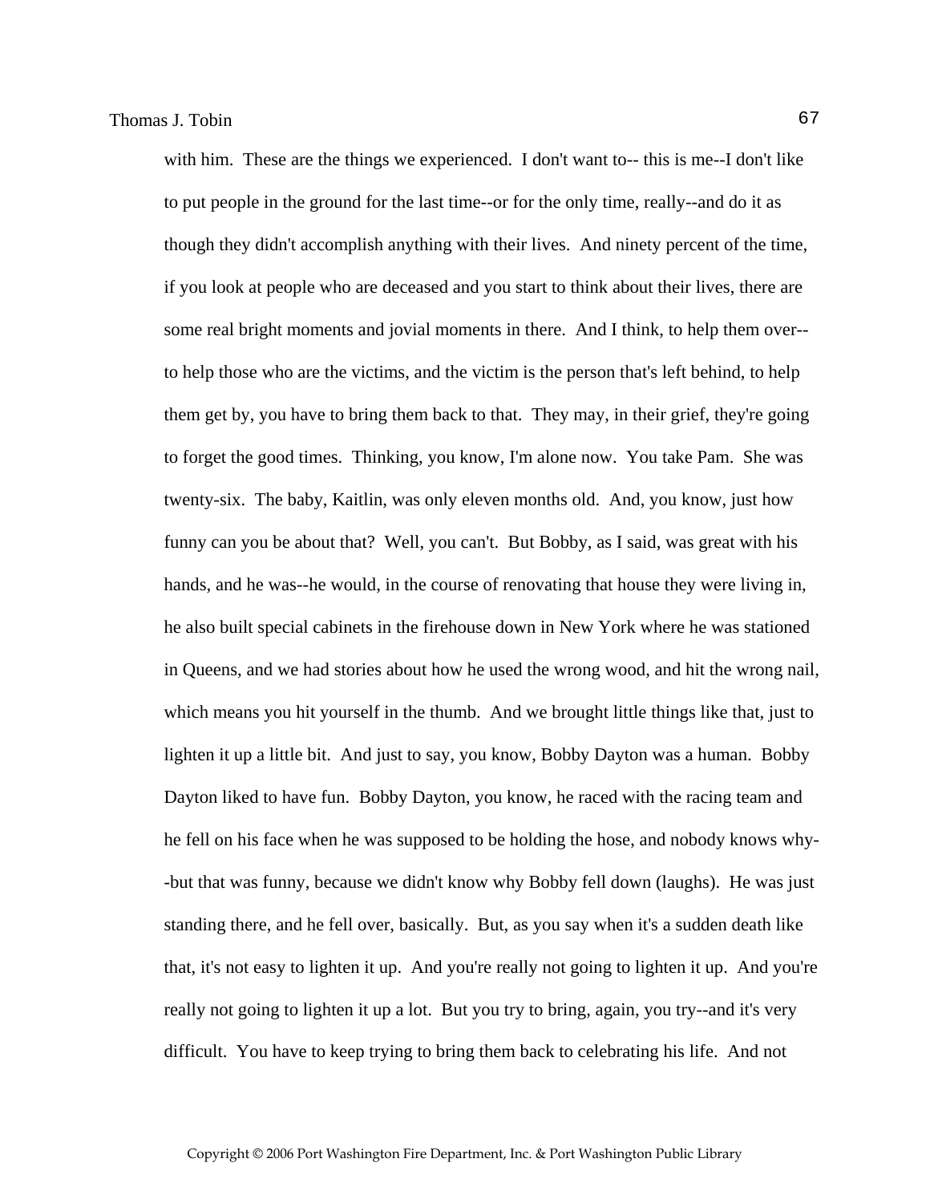with him. These are the things we experienced. I don't want to-- this is me--I don't like to put people in the ground for the last time--or for the only time, really--and do it as though they didn't accomplish anything with their lives. And ninety percent of the time, if you look at people who are deceased and you start to think about their lives, there are some real bright moments and jovial moments in there. And I think, to help them over--to help those who are the victims, and the victim is the person that's left behind, to help them get by, you have to bring them back to that. They may, in their grief, they're going to forget the good times. Thinking, you know, I'm alone now. You take Pam. She was twenty-six. The baby, Kaitlin, was only eleven months old. And, you know, just how funny can you be about that? Well, you can't. But Bobby, as I said, was great with his hands, and he was--he would, in the course of renovating that house they were living in, he also built special cabinets in the firehouse down in New York where he was stationed in Queens, and we had stories about how he used the wrong wood, and hit the wrong nail, which means you hit yourself in the thumb. And we brought little things like that, just to lighten it up a little bit. And just to say, you know, Bobby Dayton was a human. Bobby Dayton liked to have fun. Bobby Dayton, you know, he raced with the racing team and he fell on his face when he was supposed to be holding the hose, and nobody knows why--but that was funny, because we didn't know why Bobby fell down (laughs). He was just standing there, and he fell over, basically. But, as you say when it's a sudden death like that, it's not easy to lighten it up. And you're really not going to lighten it up. And you're really not going to lighten it up a lot. But you try to bring, again, you try--and it's very difficult. You have to keep trying to bring them back to celebrating his life. And not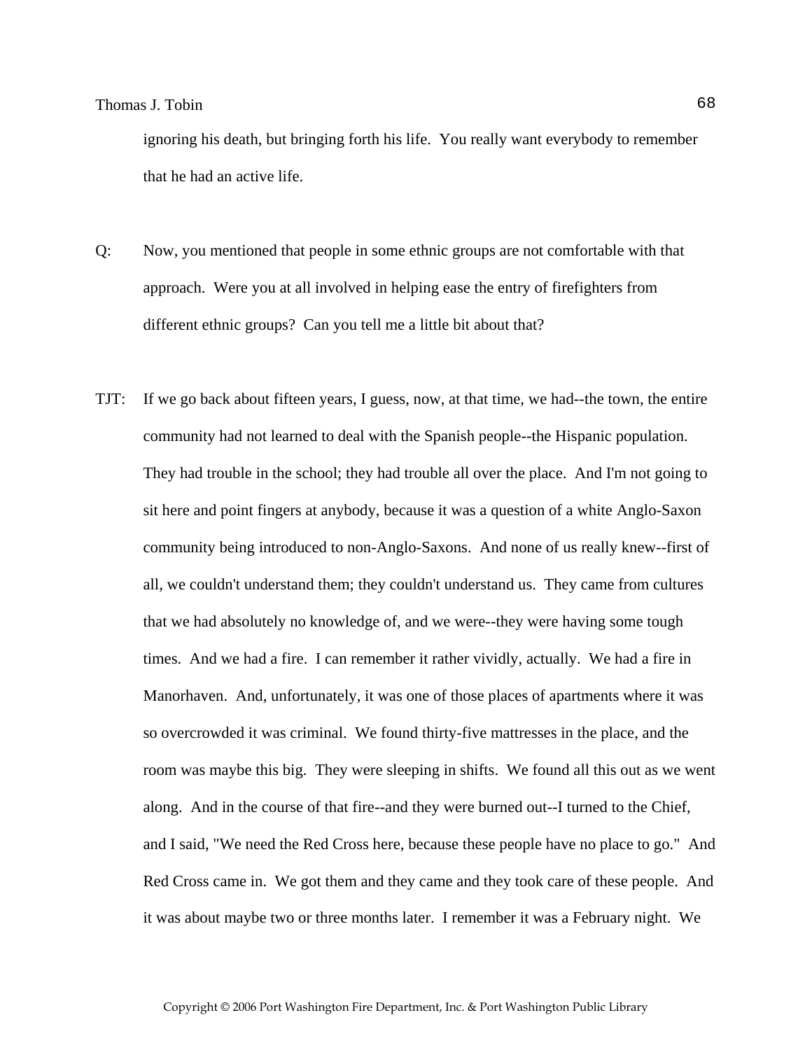ignoring his death, but bringing forth his life. You really want everybody to remember that he had an active life.

Q: Now, you mentioned that people in some ethnic groups are not comfortable with that approach. Were you at all involved in helping ease the entry of firefighters from different ethnic groups? Can you tell me a little bit about that?

TJT: If we go back about fifteen years, I guess, now, at that time, we had--the town, the entire community had not learned to deal with the Spanish people--the Hispanic population. They had trouble in the school; they had trouble all over the place. And I'm not going to sit here and point fingers at anybody, because it was a question of a white Anglo-Saxon community being introduced to non-Anglo-Saxons. And none of us really knew--first of all, we couldn't understand them; they couldn't understand us. They came from cultures that we had absolutely no knowledge of, and we were--they were having some tough times. And we had a fire. I can remember it rather vividly, actually. We had a fire in Manorhaven. And, unfortunately, it was one of those places of apartments where it was so overcrowded it was criminal. We found thirty-five mattresses in the place, and the room was maybe this big. They were sleeping in shifts. We found all this out as we went along. And in the course of that fire--and they were burned out--I turned to the Chief, and I said, "We need the Red Cross here, because these people have no place to go." And Red Cross came in. We got them and they came and they took care of these people. And it was about maybe two or three months later. I remember it was a February night. We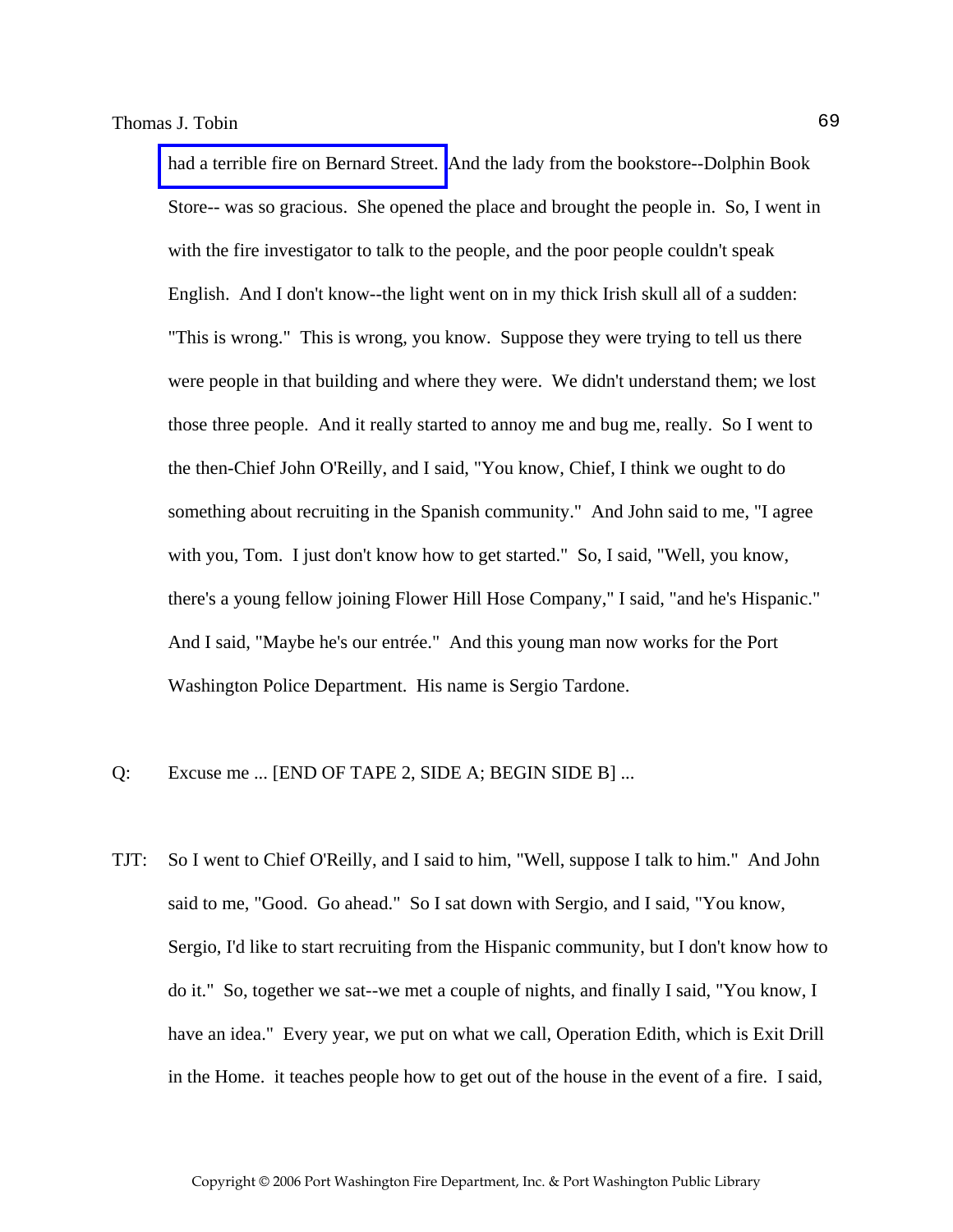had a terrible fire on Bernard Street. And the lady from the bookstore--Dolphin Book Store-- was so gracious. She opened the place and brought the people in. So, I went in with the fire investigator to talk to the people, and the poor people couldn't speak English. And I don't know--the light went on in my thick Irish skull all of a sudden: "This is wrong." This is wrong, you know. Suppose they were trying to tell us there were people in that building and where they were. We didn't understand them; we lost those three people. And it really started to annoy me and bug me, really. So I went to the then-Chief John O'Reilly, and I said, "You know, Chief, I think we ought to do something about recruiting in the Spanish community." And John said to me, "I agree with you, Tom. I just don't know how to get started." So, I said, "Well, you know, there's a young fellow joining Flower Hill Hose Company," I said, "and he's Hispanic." And I said, "Maybe he's our entrée." And this young man now works for the Port Washington Police Department. His name is Sergio Tardone.

Q: Excuse me ... [END OF TAPE 2, SIDE A; BEGIN SIDE B] ...

TJT: So I went to Chief O'Reilly, and I said to him, "Well, suppose I talk to him." And John said to me, "Good. Go ahead." So I sat down with Sergio, and I said, "You know, Sergio, I'd like to start recruiting from the Hispanic community, but I don't know how to do it." So, together we sat--we met a couple of nights, and finally I said, "You know, I have an idea." Every year, we put on what we call, Operation Edith, which is Exit Drill in the Home. it teaches people how to get out of the house in the event of a fire. I said,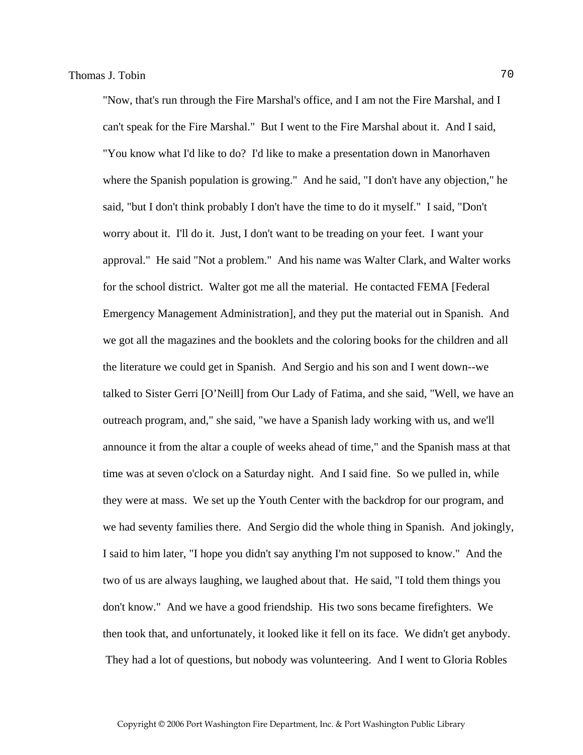"Now, that's run through the Fire Marshal's office, and I am not the Fire Marshal, and I can't speak for the Fire Marshal." But I went to the Fire Marshal about it. And I said, "You know what I'd like to do? I'd like to make a presentation down in Manorhaven where the Spanish population is growing." And he said, "I don't have any objection," he said, "but I don't think probably I don't have the time to do it myself." I said, "Don't worry about it. I'll do it. Just, I don't want to be treading on your feet. I want your approval." He said "Not a problem." And his name was Walter Clark, and Walter works for the school district. Walter got me all the material. He contacted FEMA [Federal Emergency Management Administration], and they put the material out in Spanish. And we got all the magazines and the booklets and the coloring books for the children and all the literature we could get in Spanish. And Sergio and his son and I went down--we talked to Sister Gerri [O'Neill] from Our Lady of Fatima, and she said, "Well, we have an outreach program, and," she said, "we have a Spanish lady working with us, and we'll announce it from the altar a couple of weeks ahead of time," and the Spanish mass at that time was at seven o'clock on a Saturday night. And I said fine. So we pulled in, while they were at mass. We set up the Youth Center with the backdrop for our program, and we had seventy families there. And Sergio did the whole thing in Spanish. And jokingly, I said to him later, "I hope you didn't say anything I'm not supposed to know." And the two of us are always laughing, we laughed about that. He said, "I told them things you don't know." And we have a good friendship. His two sons became firefighters. We then took that, and unfortunately, it looked like it fell on its face. We didn't get anybody. They had a lot of questions, but nobody was volunteering. And I went to Gloria Robles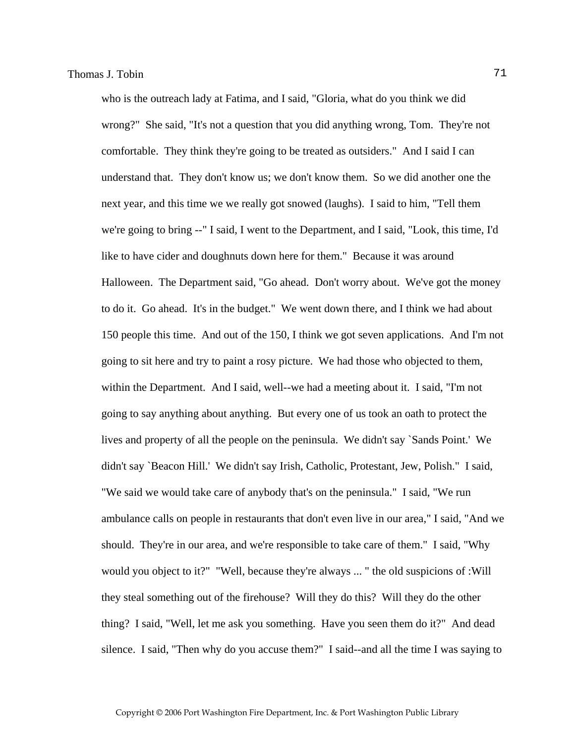who is the outreach lady at Fatima, and I said, "Gloria, what do you think we did wrong?" She said, "It's not a question that you did anything wrong, Tom. They're not comfortable. They think they're going to be treated as outsiders." And I said I can understand that. They don't know us; we don't know them. So we did another one the next year, and this time we we really got snowed (laughs). I said to him, "Tell them we're going to bring --" I said, I went to the Department, and I said, "Look, this time, I'd like to have cider and doughnuts down here for them." Because it was around Halloween. The Department said, "Go ahead. Don't worry about. We've got the money to do it. Go ahead. It's in the budget." We went down there, and I think we had about 150 people this time. And out of the 150, I think we got seven applications. And I'm not going to sit here and try to paint a rosy picture. We had those who objected to them, within the Department. And I said, well--we had a meeting about it. I said, "I'm not going to say anything about anything. But every one of us took an oath to protect the lives and property of all the people on the peninsula. We didn't say `Sands Point.' We didn't say `Beacon Hill.' We didn't say Irish, Catholic, Protestant, Jew, Polish." I said, "We said we would take care of anybody that's on the peninsula." I said, "We run ambulance calls on people in restaurants that don't even live in our area," I said, "And we should. They're in our area, and we're responsible to take care of them." I said, "Why would you object to it?" "Well, because they're always ... " the old suspicions of :Will they steal something out of the firehouse? Will they do this? Will they do the other thing? I said, "Well, let me ask you something. Have you seen them do it?" And dead silence. I said, "Then why do you accuse them?" I said--and all the time I was saying to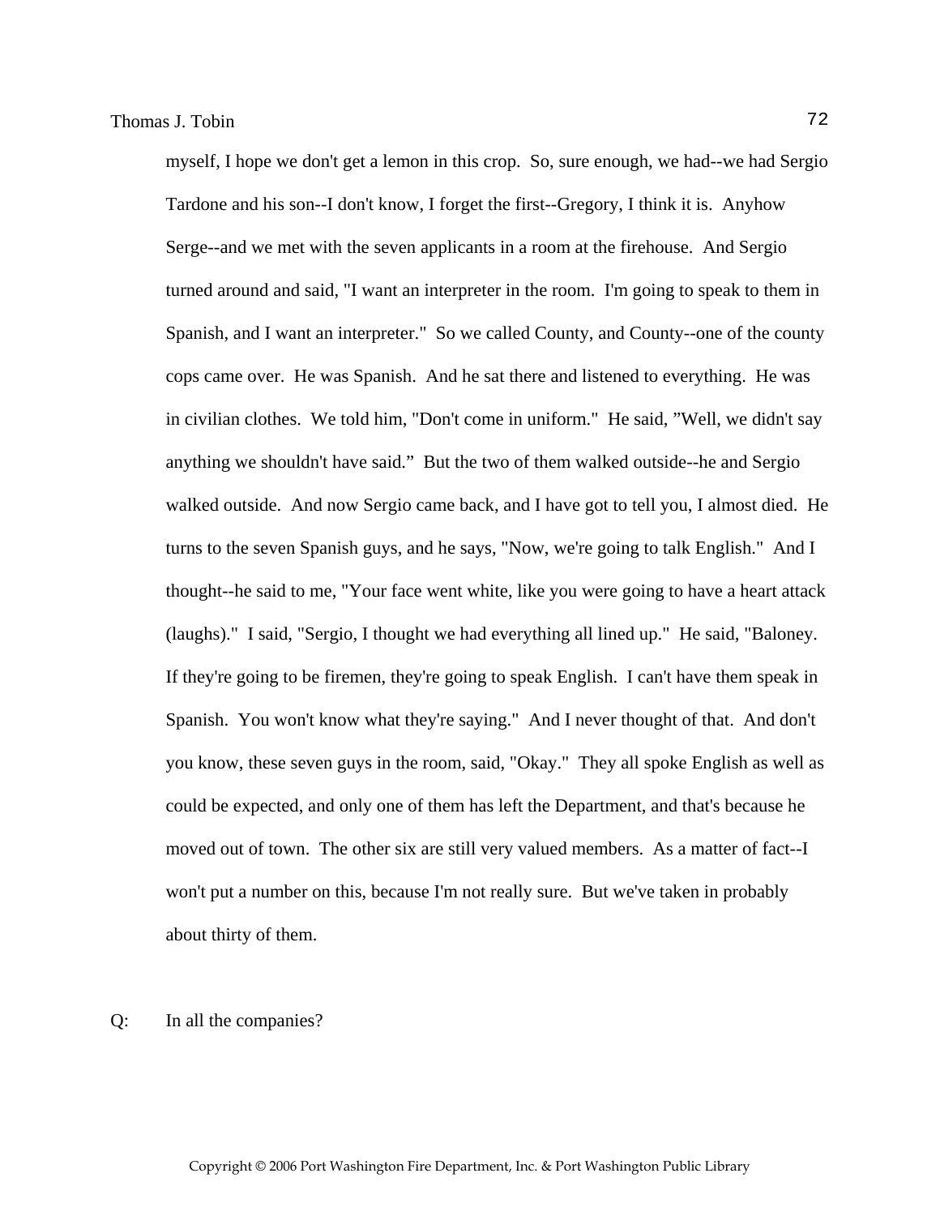myself, I hope we don't get a lemon in this crop. So, sure enough, we had--we had Sergio Tardone and his son--I don't know, I forget the first--Gregory, I think it is. Anyhow Serge--and we met with the seven applicants in a room at the firehouse. And Sergio turned around and said, "I want an interpreter in the room. I'm going to speak to them in Spanish, and I want an interpreter." So we called County, and County--one of the county cops came over. He was Spanish. And he sat there and listened to everything. He was in civilian clothes. We told him, "Don't come in uniform." He said, "Well, we didn't say anything we shouldn't have said." But the two of them walked outside--he and Sergio walked outside. And now Sergio came back, and I have got to tell you, I almost died. He turns to the seven Spanish guys, and he says, "Now, we're going to talk English." And I thought--he said to me, "Your face went white, like you were going to have a heart attack (laughs)." I said, "Sergio, I thought we had everything all lined up." He said, "Baloney. If they're going to be firemen, they're going to speak English. I can't have them speak in Spanish. You won't know what they're saying." And I never thought of that. And don't you know, these seven guys in the room, said, "Okay." They all spoke English as well as could be expected, and only one of them has left the Department, and that's because he moved out of town. The other six are still very valued members. As a matter of fact--I won't put a number on this, because I'm not really sure. But we've taken in probably about thirty of them.

Q: In all the companies?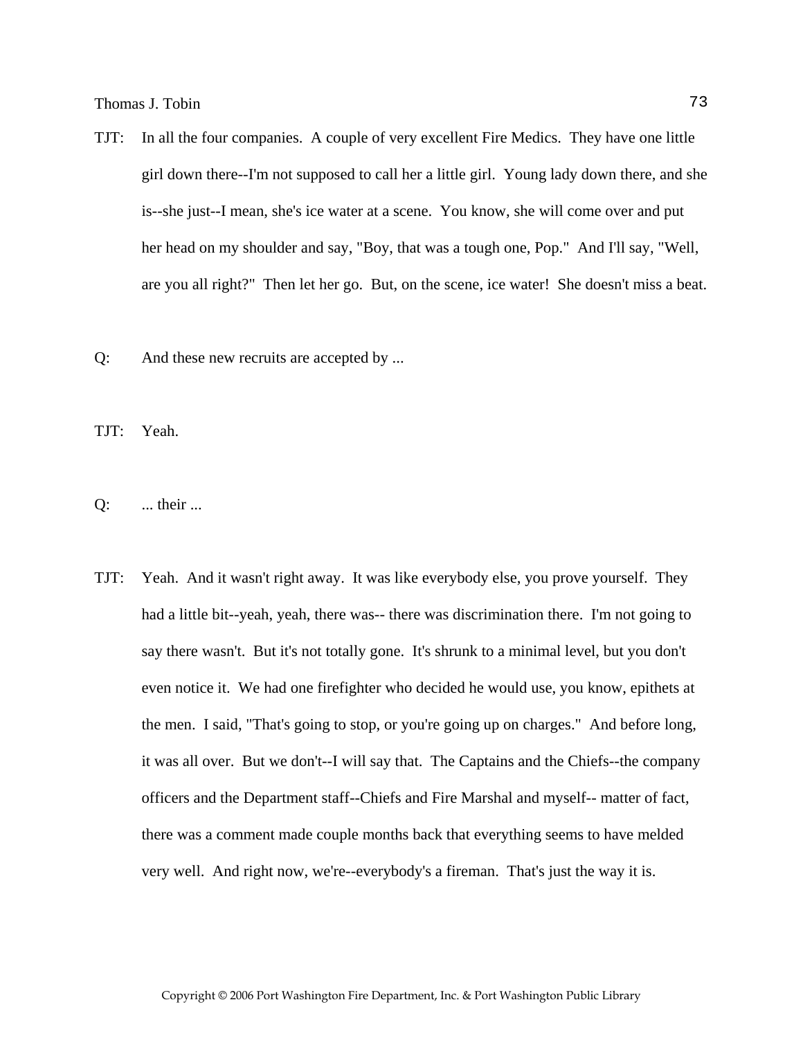TJT: In all the four companies. A couple of very excellent Fire Medics. They have one little girl down there--I'm not supposed to call her a little girl. Young lady down there, and she is--she just--I mean, she's ice water at a scene. You know, she will come over and put her head on my shoulder and say, "Boy, that was a tough one, Pop." And I'll say, "Well, are you all right?" Then let her go. But, on the scene, ice water! She doesn't miss a beat.

Q: And these new recruits are accepted by ...

TJT: Yeah.

Q: ... their ...

TJT: Yeah. And it wasn't right away. It was like everybody else, you prove yourself. They had a little bit--yeah, yeah, there was-- there was discrimination there. I'm not going to say there wasn't. But it's not totally gone. It's shrunk to a minimal level, but you don't even notice it. We had one firefighter who decided he would use, you know, epithets at the men. I said, "That's going to stop, or you're going up on charges." And before long, it was all over. But we don't--I will say that. The Captains and the Chiefs--the company officers and the Department staff--Chiefs and Fire Marshal and myself-- matter of fact, there was a comment made couple months back that everything seems to have melded very well. And right now, we're--everybody's a fireman. That's just the way it is.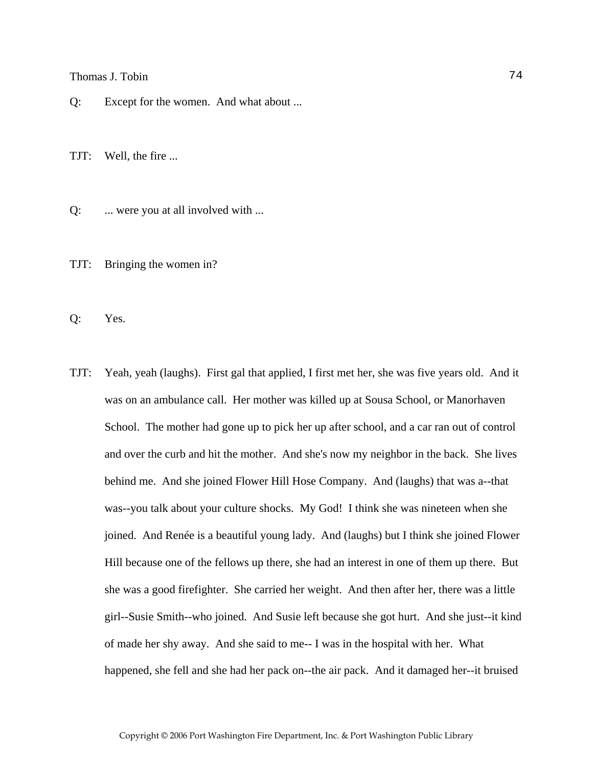Q: Except for the women. And what about ...

TJT: Well, the fire ...

Q: ... were you at all involved with ...

TJT: Bringing the women in?

Q: Yes.

TJT: Yeah, yeah (laughs). First gal that applied, I first met her, she was five years old. And it was on an ambulance call. Her mother was killed up at Sousa School, or Manorhaven School. The mother had gone up to pick her up after school, and a car ran out of control and over the curb and hit the mother. And she's now my neighbor in the back. She lives behind me. And she joined Flower Hill Hose Company. And (laughs) that was a--that was--you talk about your culture shocks. My God! I think she was nineteen when she joined. And Renée is a beautiful young lady. And (laughs) but I think she joined Flower Hill because one of the fellows up there, she had an interest in one of them up there. But she was a good firefighter. She carried her weight. And then after her, there was a little girl--Susie Smith--who joined. And Susie left because she got hurt. And she just--it kind of made her shy away. And she said to me-- I was in the hospital with her. What happened, she fell and she had her pack on--the air pack. And it damaged her--it bruised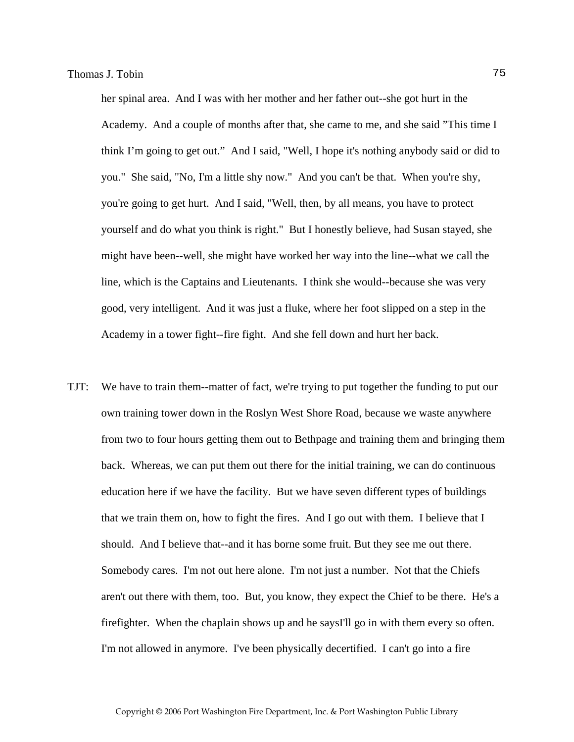her spinal area. And I was with her mother and her father out--she got hurt in the Academy. And a couple of months after that, she came to me, and she said "This time I think I'm going to get out." And I said, "Well, I hope it's nothing anybody said or did to you." She said, "No, I'm a little shy now." And you can't be that. When you're shy, you're going to get hurt. And I said, "Well, then, by all means, you have to protect yourself and do what you think is right." But I honestly believe, had Susan stayed, she might have been--well, she might have worked her way into the line--what we call the line, which is the Captains and Lieutenants. I think she would--because she was very good, very intelligent. And it was just a fluke, where her foot slipped on a step in the Academy in a tower fight--fire fight. And she fell down and hurt her back.

TJT: We have to train them--matter of fact, we're trying to put together the funding to put our own training tower down in the Roslyn West Shore Road, because we waste anywhere from two to four hours getting them out to Bethpage and training them and bringing them back. Whereas, we can put them out there for the initial training, we can do continuous education here if we have the facility. But we have seven different types of buildings that we train them on, how to fight the fires. And I go out with them. I believe that I should. And I believe that--and it has borne some fruit. But they see me out there. Somebody cares. I'm not out here alone. I'm not just a number. Not that the Chiefs aren't out there with them, too. But, you know, they expect the Chief to be there. He's a firefighter. When the chaplain shows up and he saysI'll go in with them every so often. I'm not allowed in anymore. I've been physically decertified. I can't go into a fire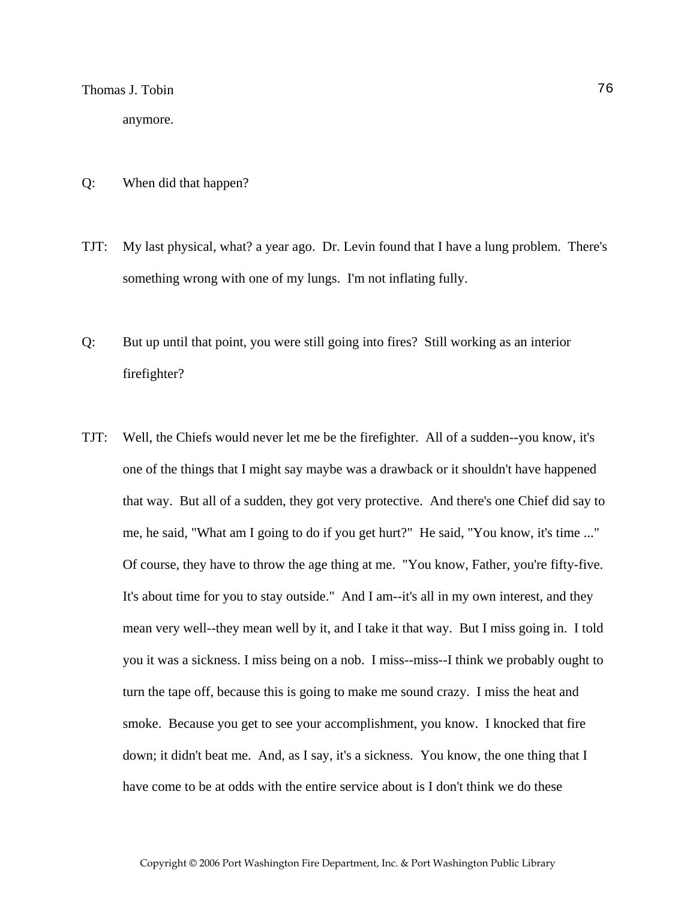anymore.

Q: When did that happen?

TJT: My last physical, what? a year ago. Dr. Levin found that I have a lung problem. There's something wrong with one of my lungs. I'm not inflating fully.

Q: But up until that point, you were still going into fires? Still working as an interior firefighter?

TJT: Well, the Chiefs would never let me be the firefighter. All of a sudden--you know, it's one of the things that I might say maybe was a drawback or it shouldn't have happened that way. But all of a sudden, they got very protective. And there's one Chief did say to me, he said, "What am I going to do if you get hurt?" He said, "You know, it's time ..." Of course, they have to throw the age thing at me. "You know, Father, you're fifty-five. It's about time for you to stay outside." And I am--it's all in my own interest, and they mean very well--they mean well by it, and I take it that way. But I miss going in. I told you it was a sickness. I miss being on a nob. I miss--miss--I think we probably ought to turn the tape off, because this is going to make me sound crazy. I miss the heat and smoke. Because you get to see your accomplishment, you know. I knocked that fire down; it didn't beat me. And, as I say, it's a sickness. You know, the one thing that I have come to be at odds with the entire service about is I don't think we do these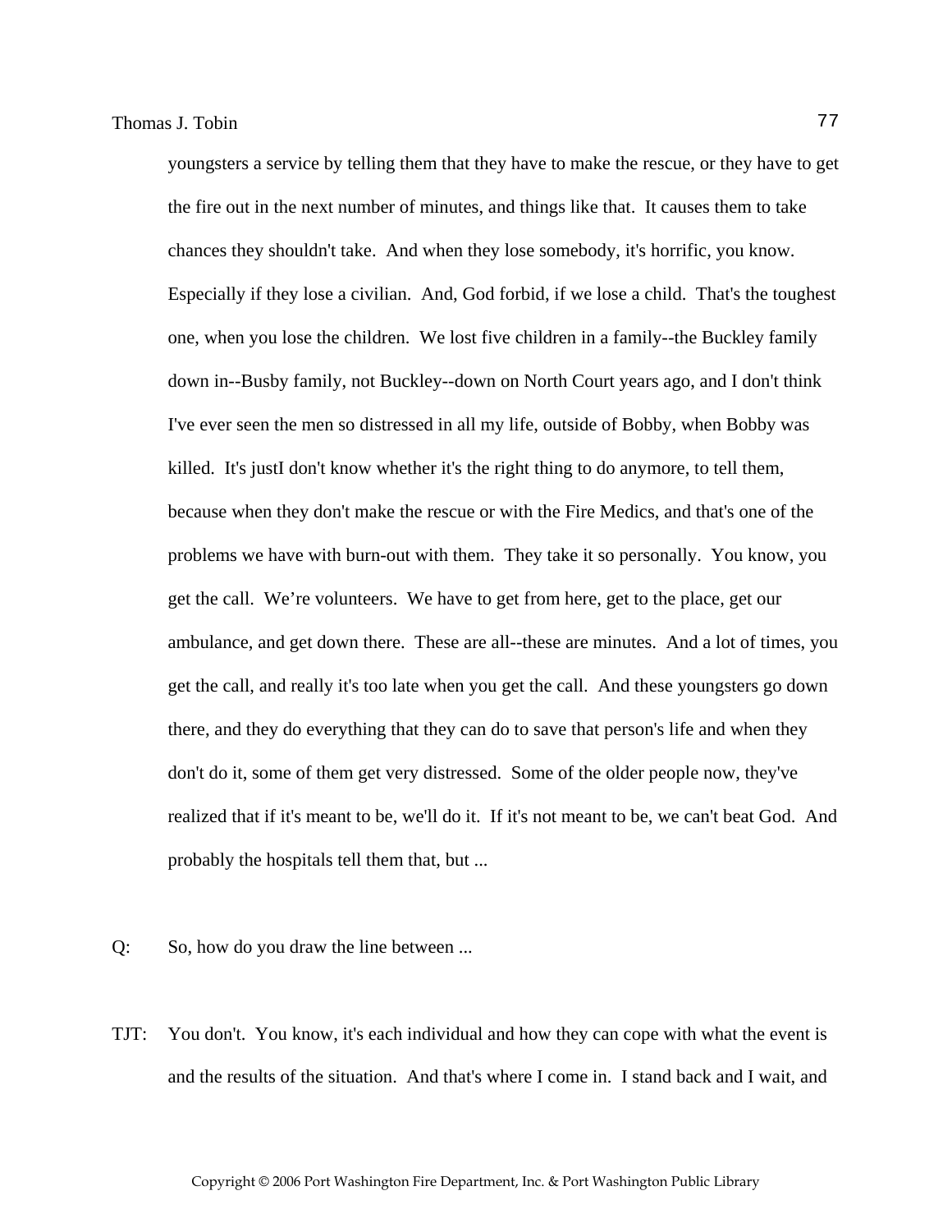youngsters a service by telling them that they have to make the rescue, or they have to get the fire out in the next number of minutes, and things like that. It causes them to take chances they shouldn't take. And when they lose somebody, it's horrific, you know. Especially if they lose a civilian. And, God forbid, if we lose a child. That's the toughest one, when you lose the children. We lost five children in a family--the Buckley family down in--Busby family, not Buckley--down on North Court years ago, and I don't think I've ever seen the men so distressed in all my life, outside of Bobby, when Bobby was killed. It's justI don't know whether it's the right thing to do anymore, to tell them, because when they don't make the rescue or with the Fire Medics, and that's one of the problems we have with burn-out with them. They take it so personally. You know, you get the call. We're volunteers. We have to get from here, get to the place, get our ambulance, and get down there. These are all--these are minutes. And a lot of times, you get the call, and really it's too late when you get the call. And these youngsters go down there, and they do everything that they can do to save that person's life and when they don't do it, some of them get very distressed. Some of the older people now, they've realized that if it's meant to be, we'll do it. If it's not meant to be, we can't beat God. And probably the hospitals tell them that, but ...

Q: So, how do you draw the line between ...

TJT: You don't. You know, it's each individual and how they can cope with what the event is and the results of the situation. And that's where I come in. I stand back and I wait, and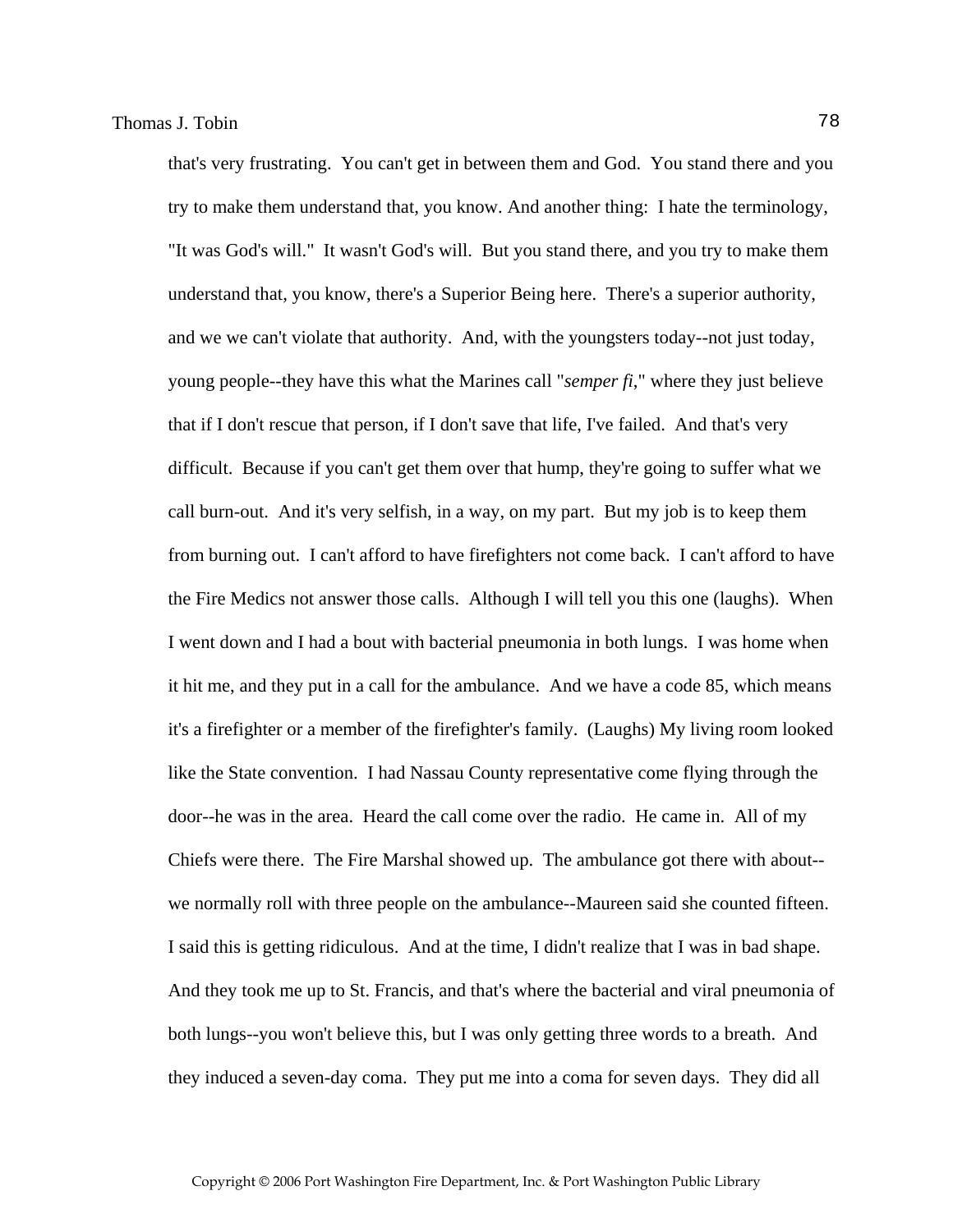that's very frustrating. You can't get in between them and God. You stand there and you try to make them understand that, you know. And another thing: I hate the terminology, "It was God's will." It wasn't God's will. But you stand there, and you try to make them understand that, you know, there's a Superior Being here. There's a superior authority, and we we can't violate that authority. And, with the youngsters today--not just today, young people--they have this what the Marines call "*semper fi*," where they just believe that if I don't rescue that person, if I don't save that life, I've failed. And that's very difficult. Because if you can't get them over that hump, they're going to suffer what we call burn-out. And it's very selfish, in a way, on my part. But my job is to keep them from burning out. I can't afford to have firefighters not come back. I can't afford to have the Fire Medics not answer those calls. Although I will tell you this one (laughs). When I went down and I had a bout with bacterial pneumonia in both lungs. I was home when it hit me, and they put in a call for the ambulance. And we have a code 85, which means it's a firefighter or a member of the firefighter's family. (Laughs) My living room looked like the State convention. I had Nassau County representative come flying through the door--he was in the area. Heard the call come over the radio. He came in. All of my Chiefs were there. The Fire Marshal showed up. The ambulance got there with about--we normally roll with three people on the ambulance--Maureen said she counted fifteen. I said this is getting ridiculous. And at the time, I didn't realize that I was in bad shape. And they took me up to St. Francis, and that's where the bacterial and viral pneumonia of both lungs--you won't believe this, but I was only getting three words to a breath. And they induced a seven-day coma. They put me into a coma for seven days. They did all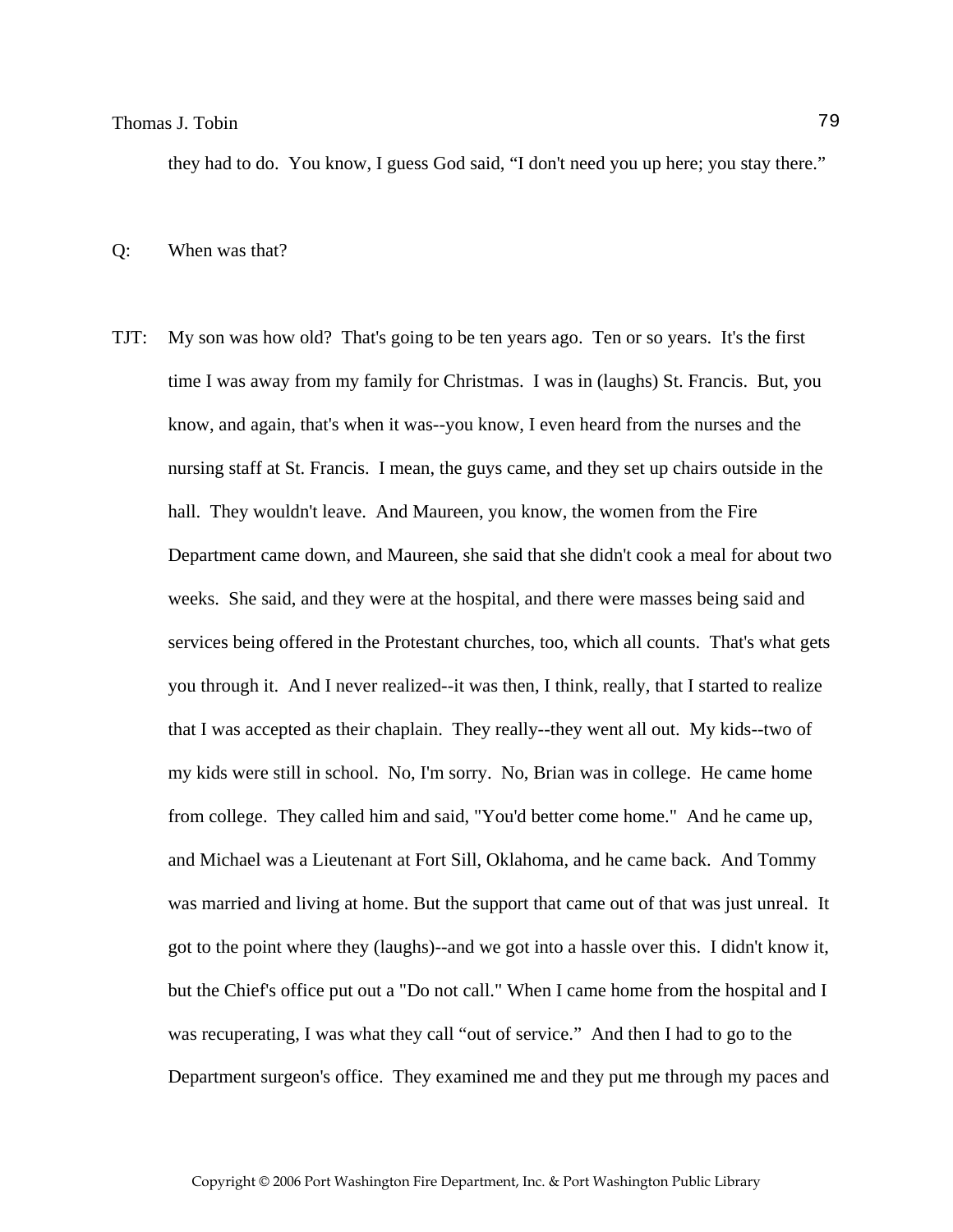they had to do. You know, I guess God said, “I don't need you up here; you stay there.”

Q: When was that?

TJT: My son was how old? That's going to be ten years ago. Ten or so years. It's the first time I was away from my family for Christmas. I was in (laughs) St. Francis. But, you know, and again, that's when it was--you know, I even heard from the nurses and the nursing staff at St. Francis. I mean, the guys came, and they set up chairs outside in the hall. They wouldn't leave. And Maureen, you know, the women from the Fire Department came down, and Maureen, she said that she didn't cook a meal for about two weeks. She said, and they were at the hospital, and there were masses being said and services being offered in the Protestant churches, too, which all counts. That's what gets you through it. And I never realized--it was then, I think, really, that I started to realize that I was accepted as their chaplain. They really--they went all out. My kids--two of my kids were still in school. No, I'm sorry. No, Brian was in college. He came home from college. They called him and said, "You'd better come home." And he came up, and Michael was a Lieutenant at Fort Sill, Oklahoma, and he came back. And Tommy was married and living at home. But the support that came out of that was just unreal. It got to the point where they (laughs)--and we got into a hassle over this. I didn't know it, but the Chief's office put out a "Do not call." When I came home from the hospital and I was recuperating, I was what they call “out of service.” And then I had to go to the Department surgeon's office. They examined me and they put me through my paces and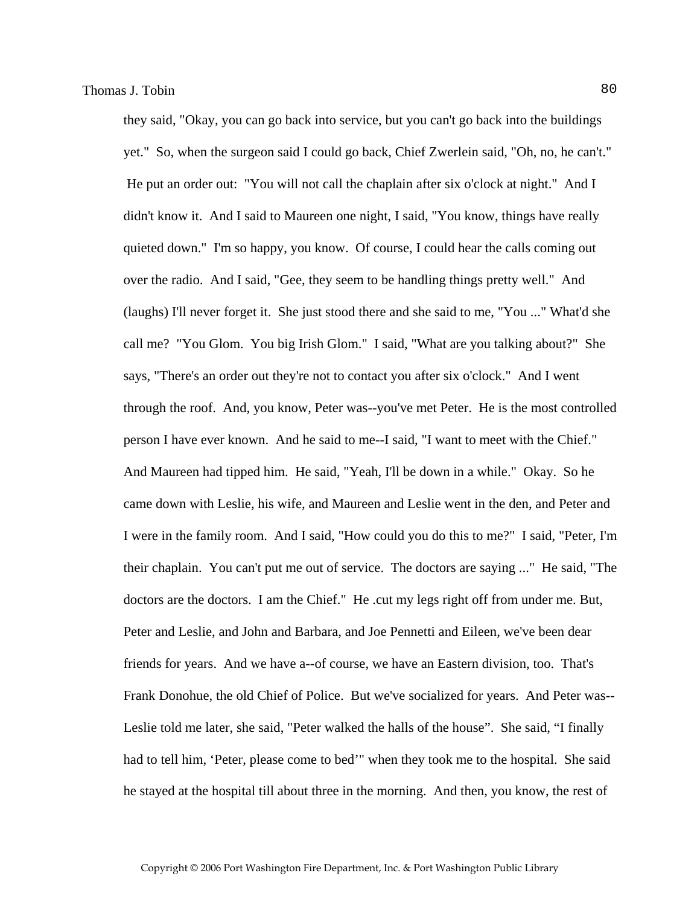they said, "Okay, you can go back into service, but you can't go back into the buildings yet." So, when the surgeon said I could go back, Chief Zwerlein said, "Oh, no, he can't." He put an order out: "You will not call the chaplain after six o'clock at night." And I didn't know it. And I said to Maureen one night, I said, "You know, things have really quieted down." I'm so happy, you know. Of course, I could hear the calls coming out over the radio. And I said, "Gee, they seem to be handling things pretty well." And (laughs) I'll never forget it. She just stood there and she said to me, "You ..." What'd she call me? "You Glom. You big Irish Glom." I said, "What are you talking about?" She says, "There's an order out they're not to contact you after six o'clock." And I went through the roof. And, you know, Peter was--you've met Peter. He is the most controlled person I have ever known. And he said to me--I said, "I want to meet with the Chief." And Maureen had tipped him. He said, "Yeah, I'll be down in a while." Okay. So he came down with Leslie, his wife, and Maureen and Leslie went in the den, and Peter and I were in the family room. And I said, "How could you do this to me?" I said, "Peter, I'm their chaplain. You can't put me out of service. The doctors are saying ..." He said, "The doctors are the doctors. I am the Chief." He .cut my legs right off from under me. But, Peter and Leslie, and John and Barbara, and Joe Pennetti and Eileen, we've been dear friends for years. And we have a--of course, we have an Eastern division, too. That's Frank Donohue, the old Chief of Police. But we've socialized for years. And Peter was--Leslie told me later, she said, "Peter walked the halls of the house". She said, "I finally had to tell him, 'Peter, please come to bed'" when they took me to the hospital. She said he stayed at the hospital till about three in the morning. And then, you know, the rest of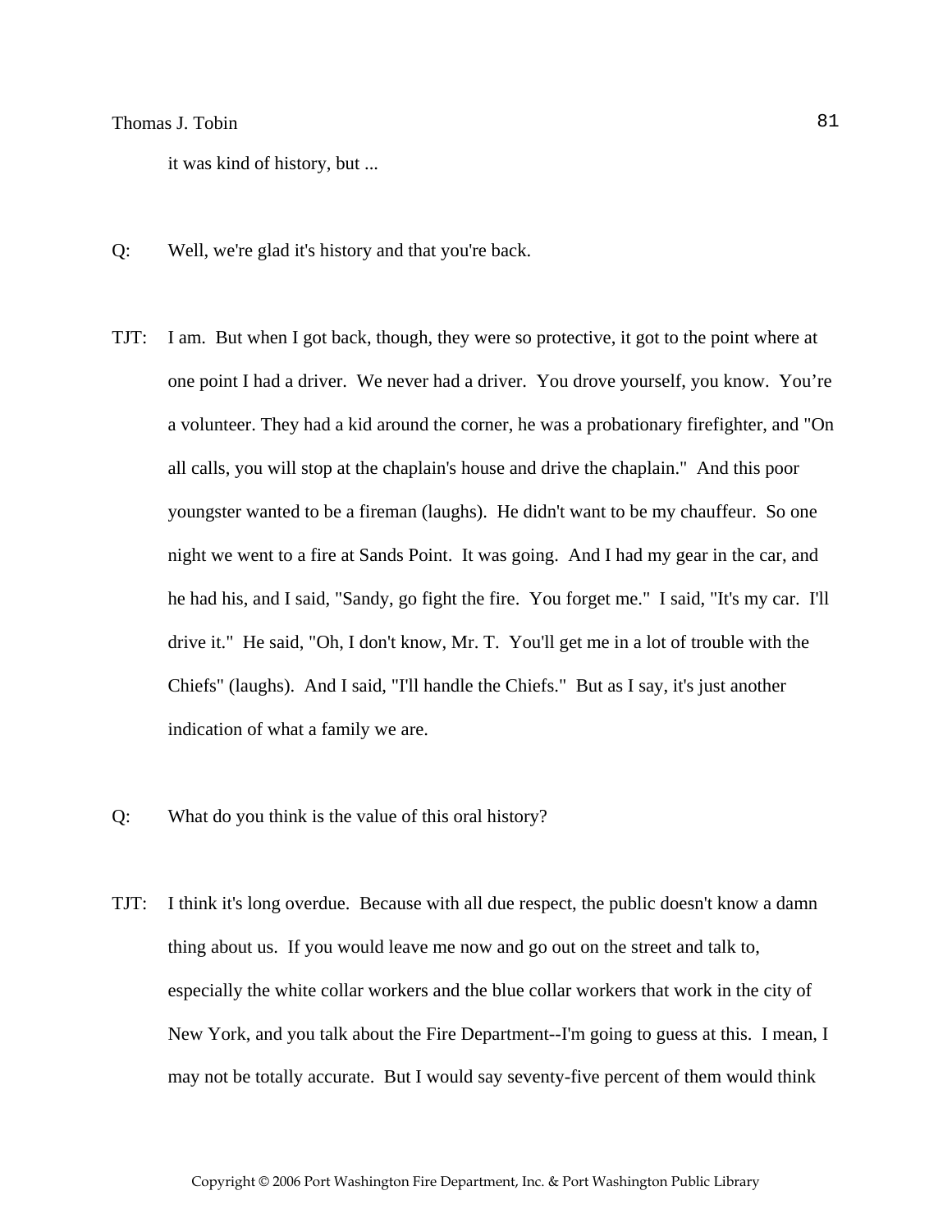it was kind of history, but ...

Q: Well, we're glad it's history and that you're back.

TJT: I am. But when I got back, though, they were so protective, it got to the point where at one point I had a driver. We never had a driver. You drove yourself, you know. You're a volunteer. They had a kid around the corner, he was a probationary firefighter, and "On all calls, you will stop at the chaplain's house and drive the chaplain." And this poor youngster wanted to be a fireman (laughs). He didn't want to be my chauffeur. So one night we went to a fire at Sands Point. It was going. And I had my gear in the car, and he had his, and I said, "Sandy, go fight the fire. You forget me." I said, "It's my car. I'll drive it." He said, "Oh, I don't know, Mr. T. You'll get me in a lot of trouble with the Chiefs" (laughs). And I said, "I'll handle the Chiefs." But as I say, it's just another indication of what a family we are.

Q: What do you think is the value of this oral history?

TJT: I think it's long overdue. Because with all due respect, the public doesn't know a damn thing about us. If you would leave me now and go out on the street and talk to, especially the white collar workers and the blue collar workers that work in the city of New York, and you talk about the Fire Department--I'm going to guess at this. I mean, I may not be totally accurate. But I would say seventy-five percent of them would think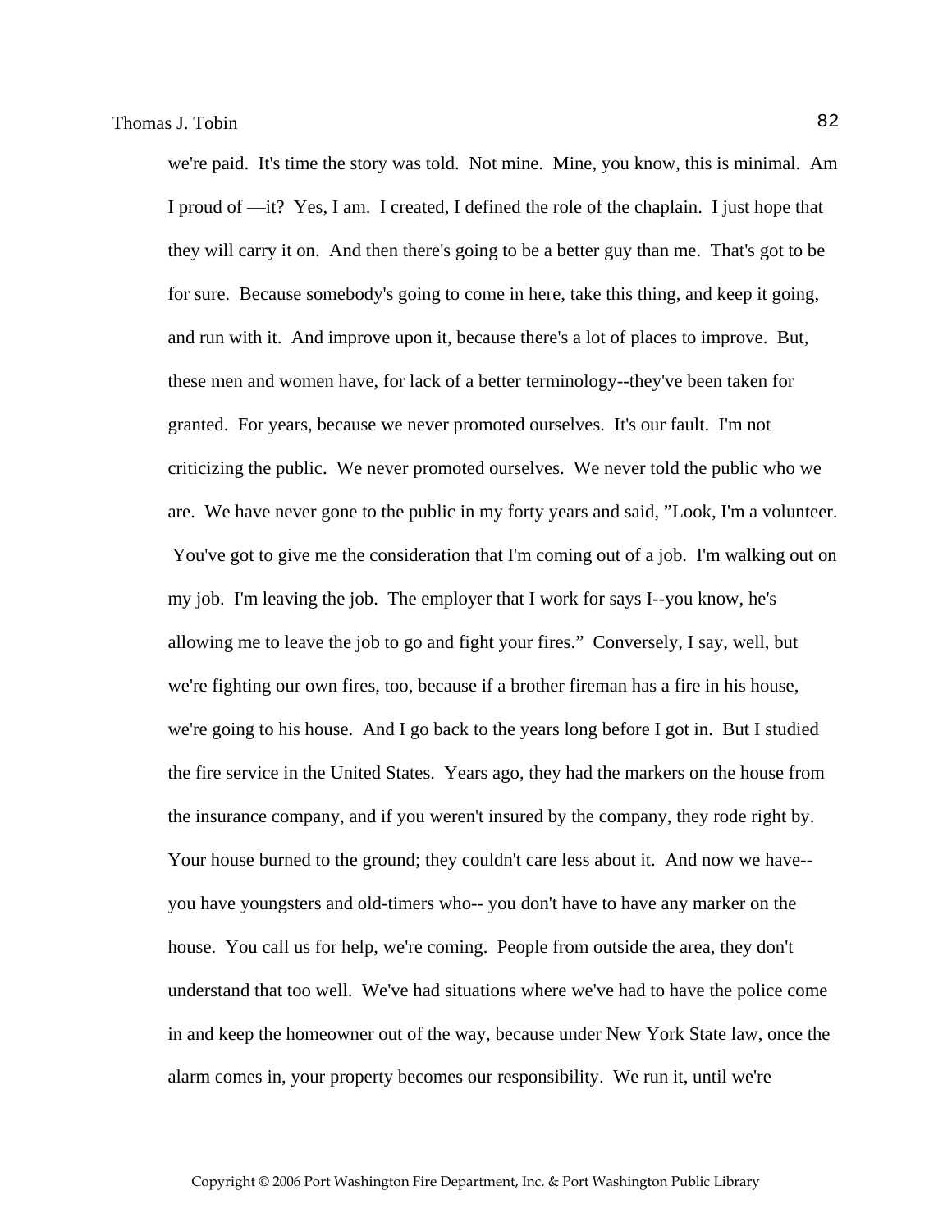we're paid. It's time the story was told. Not mine. Mine, you know, this is minimal. Am I proud of —it? Yes, I am. I created, I defined the role of the chaplain. I just hope that they will carry it on. And then there's going to be a better guy than me. That's got to be for sure. Because somebody's going to come in here, take this thing, and keep it going, and run with it. And improve upon it, because there's a lot of places to improve. But, these men and women have, for lack of a better terminology--they've been taken for granted. For years, because we never promoted ourselves. It's our fault. I'm not criticizing the public. We never promoted ourselves. We never told the public who we are. We have never gone to the public in my forty years and said, "Look, I'm a volunteer. You've got to give me the consideration that I'm coming out of a job. I'm walking out on my job. I'm leaving the job. The employer that I work for says I--you know, he's allowing me to leave the job to go and fight your fires." Conversely, I say, well, but we're fighting our own fires, too, because if a brother fireman has a fire in his house, we're going to his house. And I go back to the years long before I got in. But I studied the fire service in the United States. Years ago, they had the markers on the house from the insurance company, and if you weren't insured by the company, they rode right by. Your house burned to the ground; they couldn't care less about it. And now we have--you have youngsters and old-timers who-- you don't have to have any marker on the house. You call us for help, we're coming. People from outside the area, they don't understand that too well. We've had situations where we've had to have the police come in and keep the homeowner out of the way, because under New York State law, once the alarm comes in, your property becomes our responsibility. We run it, until we're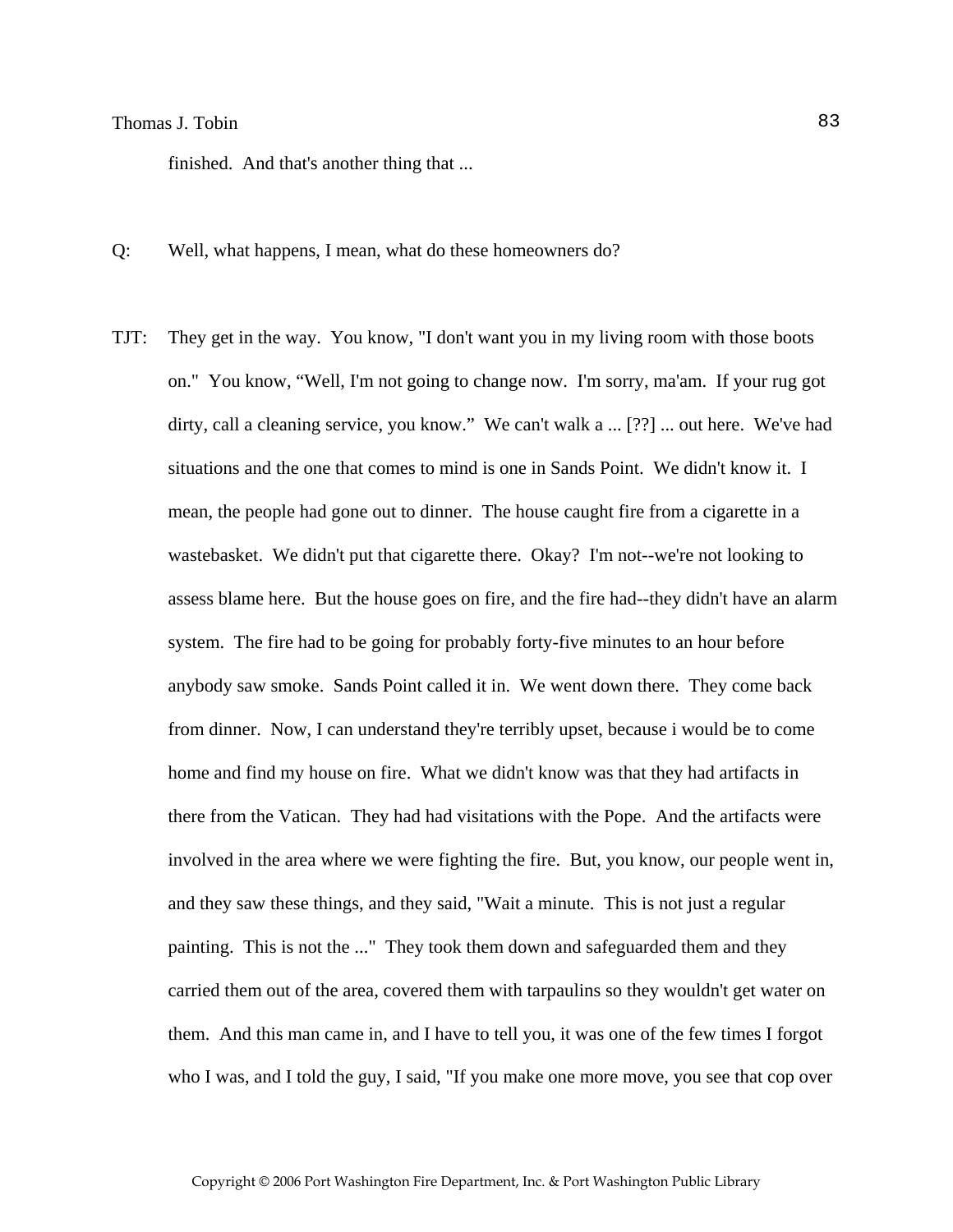finished.  And that's another thing that ...

Q: Well, what happens, I mean, what do these homeowners do?

TJT: They get in the way.  You know, "I don't want you in my living room with those boots on."  You know, "Well, I'm not going to change now.  I'm sorry, ma'am.  If your rug got dirty, call a cleaning service, you know."  We can't walk a ... [??] ... out here.  We've had situations and the one that comes to mind is one in Sands Point.  We didn't know it.  I mean, the people had gone out to dinner.  The house caught fire from a cigarette in a wastebasket.  We didn't put that cigarette there.  Okay?  I'm not--we're not looking to assess blame here.  But the house goes on fire, and the fire had--they didn't have an alarm system.  The fire had to be going for probably forty-five minutes to an hour before anybody saw smoke.  Sands Point called it in.  We went down there.  They come back from dinner.  Now, I can understand they're terribly upset, because i would be to come home and find my house on fire.  What we didn't know was that they had artifacts in there from the Vatican.  They had had visitations with the Pope.  And the artifacts were involved in the area where we were fighting the fire.  But, you know, our people went in, and they saw these things, and they said, "Wait a minute.  This is not just a regular painting.  This is not the ..."  They took them down and safeguarded them and they carried them out of the area, covered them with tarpaulins so they wouldn't get water on them.  And this man came in, and I have to tell you, it was one of the few times I forgot who I was, and I told the guy, I said, "If you make one more move, you see that cop over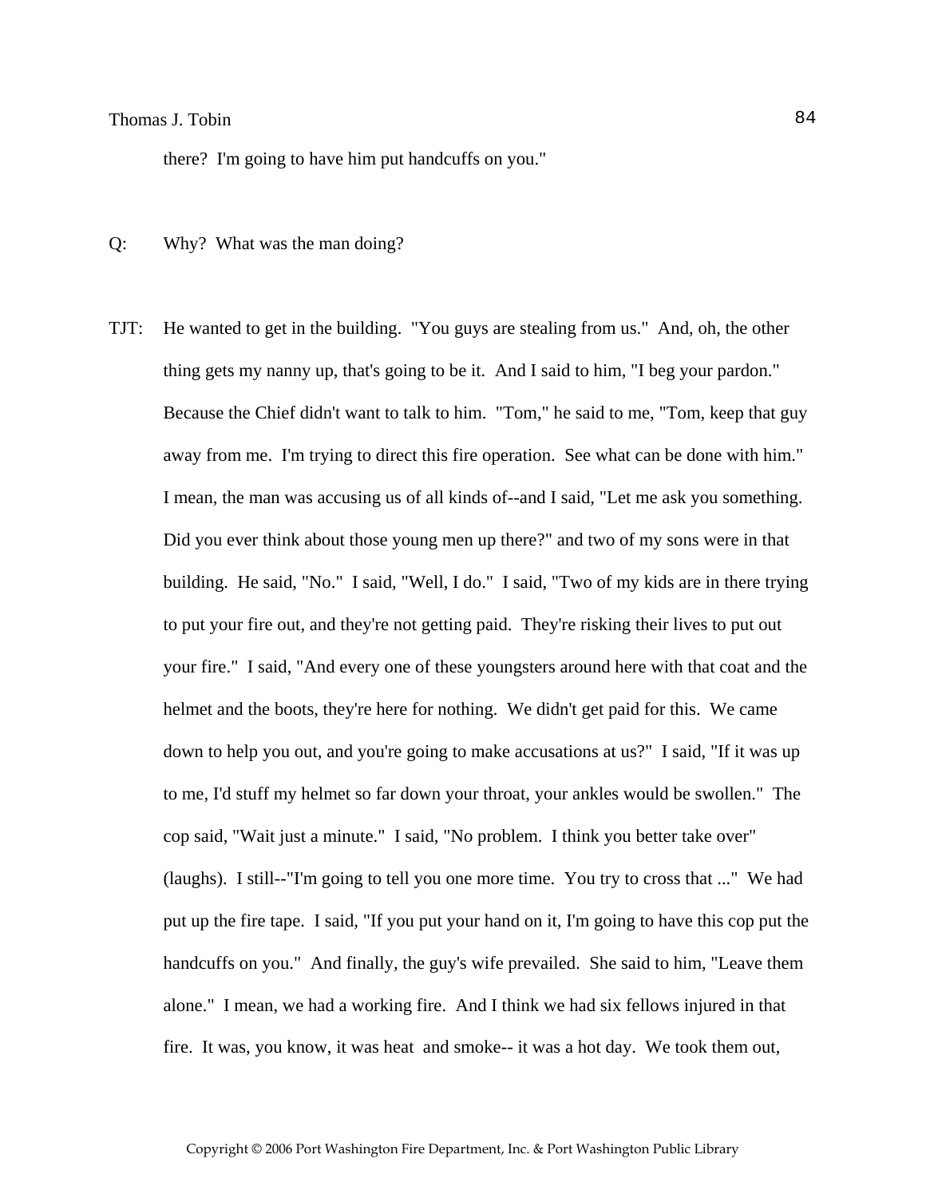there?  I'm going to have him put handcuffs on you."

Q: Why?  What was the man doing?

TJT: He wanted to get in the building.  "You guys are stealing from us."  And, oh, the other thing gets my nanny up, that's going to be it.  And I said to him, "I beg your pardon." Because the Chief didn't want to talk to him.  "Tom," he said to me, "Tom, keep that guy away from me.  I'm trying to direct this fire operation.  See what can be done with him." I mean, the man was accusing us of all kinds of--and I said, "Let me ask you something. Did you ever think about those young men up there?" and two of my sons were in that building.  He said, "No."  I said, "Well, I do."  I said, "Two of my kids are in there trying to put your fire out, and they're not getting paid.  They're risking their lives to put out your fire."  I said, "And every one of these youngsters around here with that coat and the helmet and the boots, they're here for nothing.  We didn't get paid for this.  We came down to help you out, and you're going to make accusations at us?"  I said, "If it was up to me, I'd stuff my helmet so far down your throat, your ankles would be swollen."  The cop said, "Wait just a minute."  I said, "No problem.  I think you better take over" (laughs).  I still--"I'm going to tell you one more time.  You try to cross that ..."  We had put up the fire tape.  I said, "If you put your hand on it, I'm going to have this cop put the handcuffs on you."  And finally, the guy's wife prevailed.  She said to him, "Leave them alone."  I mean, we had a working fire.  And I think we had six fellows injured in that fire.  It was, you know, it was heat  and smoke-- it was a hot day.  We took them out,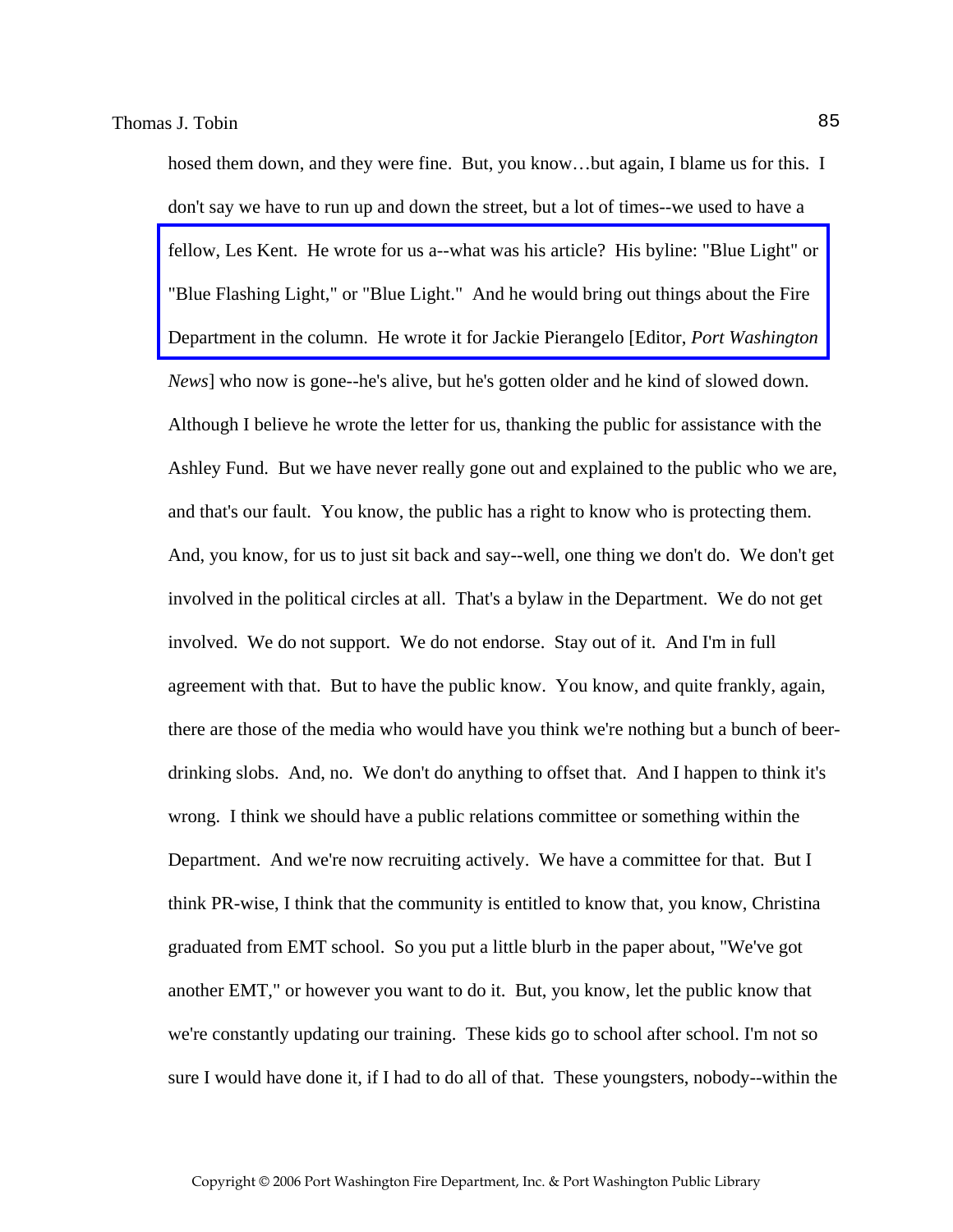hosed them down, and they were fine. But, you know…but again, I blame us for this. I don't say we have to run up and down the street, but a lot of times--we used to have a fellow, Les Kent. He wrote for us a--what was his article? His byline: "Blue Light" or "Blue Flashing Light," or "Blue Light." And he would bring out things about the Fire Department in the column. He wrote it for Jackie Pierangelo [Editor, *Port Washington News*] who now is gone--he's alive, but he's gotten older and he kind of slowed down. Although I believe he wrote the letter for us, thanking the public for assistance with the Ashley Fund. But we have never really gone out and explained to the public who we are, and that's our fault. You know, the public has a right to know who is protecting them. And, you know, for us to just sit back and say--well, one thing we don't do. We don't get involved in the political circles at all. That's a bylaw in the Department. We do not get involved. We do not support. We do not endorse. Stay out of it. And I'm in full agreement with that. But to have the public know. You know, and quite frankly, again, there are those of the media who would have you think we're nothing but a bunch of beer-drinking slobs. And, no. We don't do anything to offset that. And I happen to think it's wrong. I think we should have a public relations committee or something within the Department. And we're now recruiting actively. We have a committee for that. But I think PR-wise, I think that the community is entitled to know that, you know, Christina graduated from EMT school. So you put a little blurb in the paper about, "We've got another EMT," or however you want to do it. But, you know, let the public know that we're constantly updating our training. These kids go to school after school. I'm not so sure I would have done it, if I had to do all of that. These youngsters, nobody--within the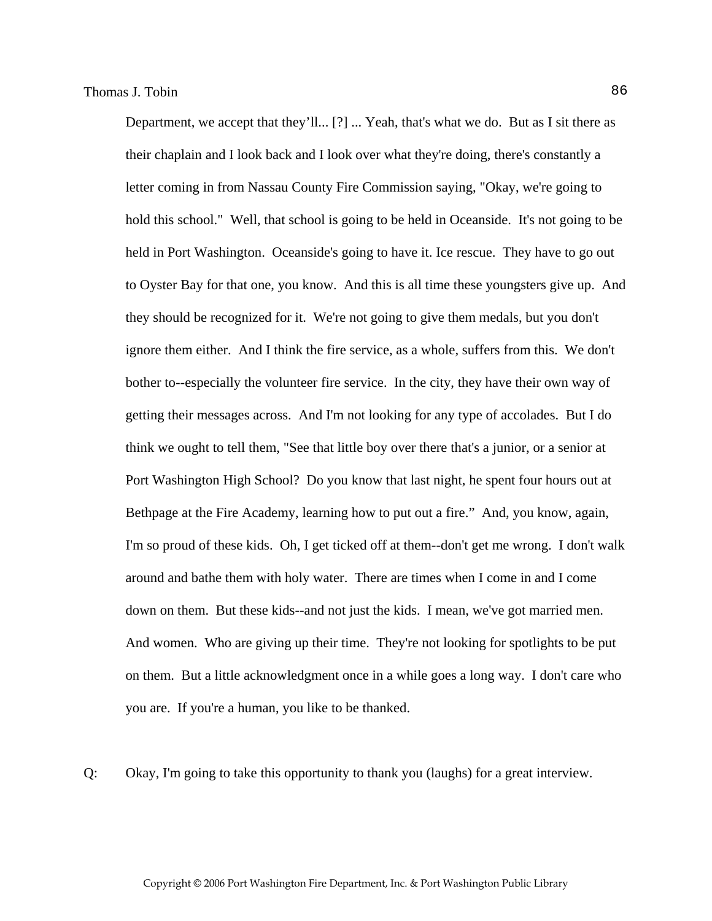Department, we accept that they'll... [?] ... Yeah, that's what we do. But as I sit there as their chaplain and I look back and I look over what they're doing, there's constantly a letter coming in from Nassau County Fire Commission saying, "Okay, we're going to hold this school." Well, that school is going to be held in Oceanside. It's not going to be held in Port Washington. Oceanside's going to have it. Ice rescue. They have to go out to Oyster Bay for that one, you know. And this is all time these youngsters give up. And they should be recognized for it. We're not going to give them medals, but you don't ignore them either. And I think the fire service, as a whole, suffers from this. We don't bother to--especially the volunteer fire service. In the city, they have their own way of getting their messages across. And I'm not looking for any type of accolades. But I do think we ought to tell them, "See that little boy over there that's a junior, or a senior at Port Washington High School? Do you know that last night, he spent four hours out at Bethpage at the Fire Academy, learning how to put out a fire." And, you know, again, I'm so proud of these kids. Oh, I get ticked off at them--don't get me wrong. I don't walk around and bathe them with holy water. There are times when I come in and I come down on them. But these kids--and not just the kids. I mean, we've got married men. And women. Who are giving up their time. They're not looking for spotlights to be put on them. But a little acknowledgment once in a while goes a long way. I don't care who you are. If you're a human, you like to be thanked.

Q: Okay, I'm going to take this opportunity to thank you (laughs) for a great interview.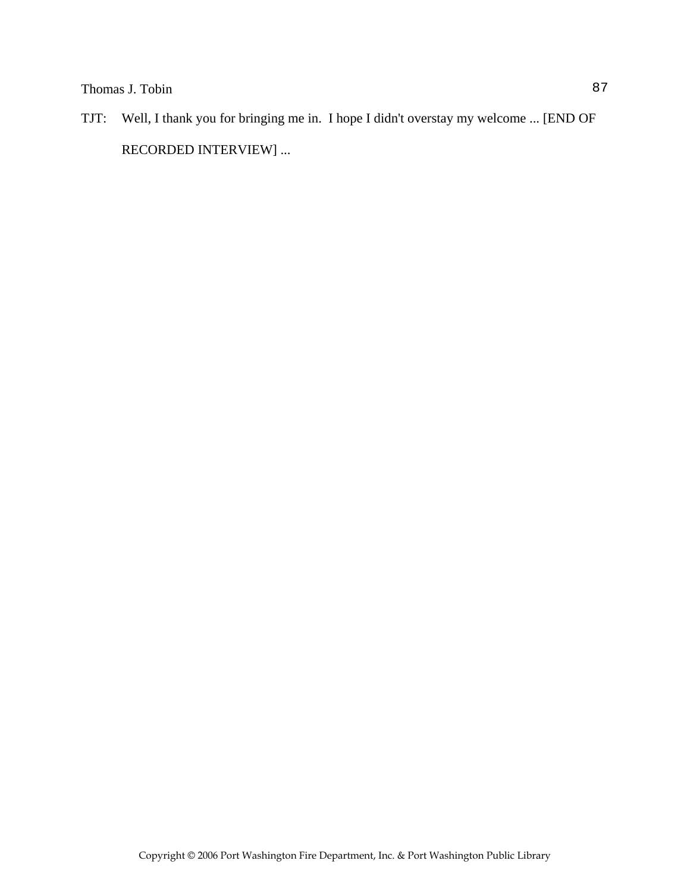TJT: Well, I thank you for bringing me in. I hope I didn't overstay my welcome ... [END OF RECORDED INTERVIEW] ...